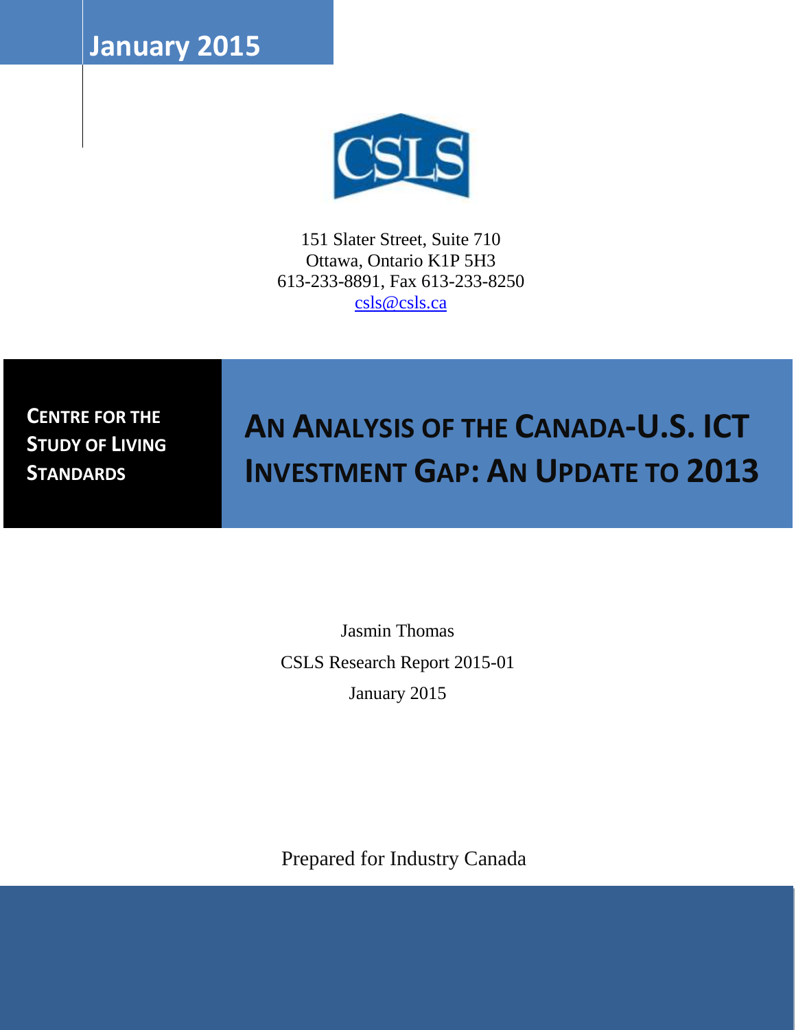January 2015

CSLS

151 Slater Street, Suite 710
Ottawa, Ontario K1P 5H3
613-233-8891, Fax 613-233-8250
csls@csls.ca

**CENTRE FOR THE STUDY OF LIVING STANDARDS**

# AN ANALYSIS OF THE CANADA-U.S. ICT INVESTMENT GAP: AN UPDATE TO 2013

Jasmin Thomas

CSLS Research Report 2015-01

January 2015

Prepared for Industry Canada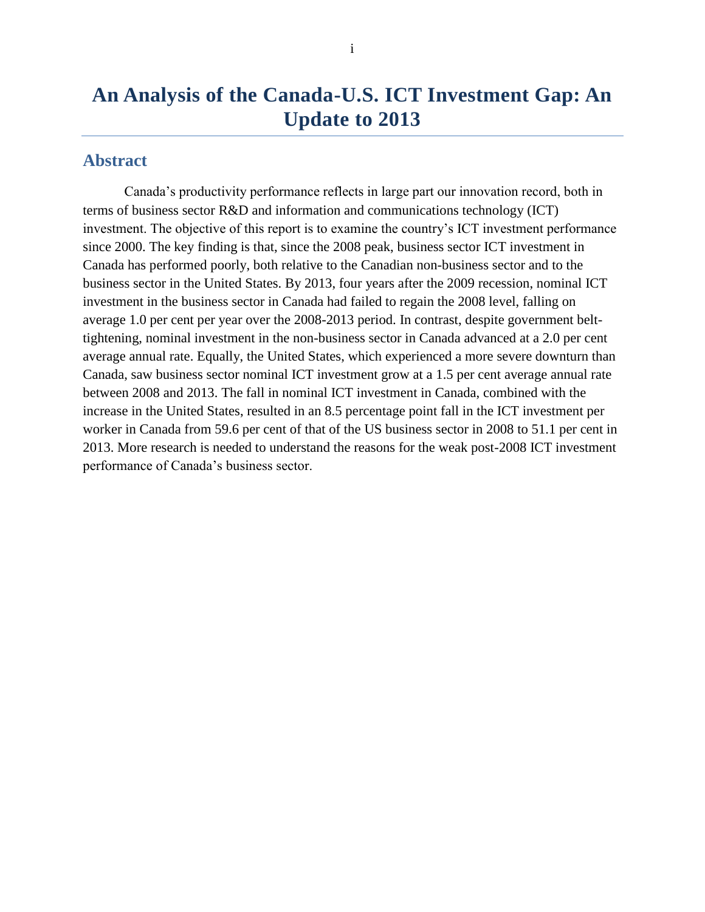# An Analysis of the Canada-U.S. ICT Investment Gap: An Update to 2013

## Abstract

Canada's productivity performance reflects in large part our innovation record, both in terms of business sector R&D and information and communications technology (ICT) investment. The objective of this report is to examine the country's ICT investment performance since 2000. The key finding is that, since the 2008 peak, business sector ICT investment in Canada has performed poorly, both relative to the Canadian non-business sector and to the business sector in the United States. By 2013, four years after the 2009 recession, nominal ICT investment in the business sector in Canada had failed to regain the 2008 level, falling on average 1.0 per cent per year over the 2008-2013 period. In contrast, despite government belt-tightening, nominal investment in the non-business sector in Canada advanced at a 2.0 per cent average annual rate. Equally, the United States, which experienced a more severe downturn than Canada, saw business sector nominal ICT investment grow at a 1.5 per cent average annual rate between 2008 and 2013. The fall in nominal ICT investment in Canada, combined with the increase in the United States, resulted in an 8.5 percentage point fall in the ICT investment per worker in Canada from 59.6 per cent of that of the US business sector in 2008 to 51.1 per cent in 2013. More research is needed to understand the reasons for the weak post-2008 ICT investment performance of Canada's business sector.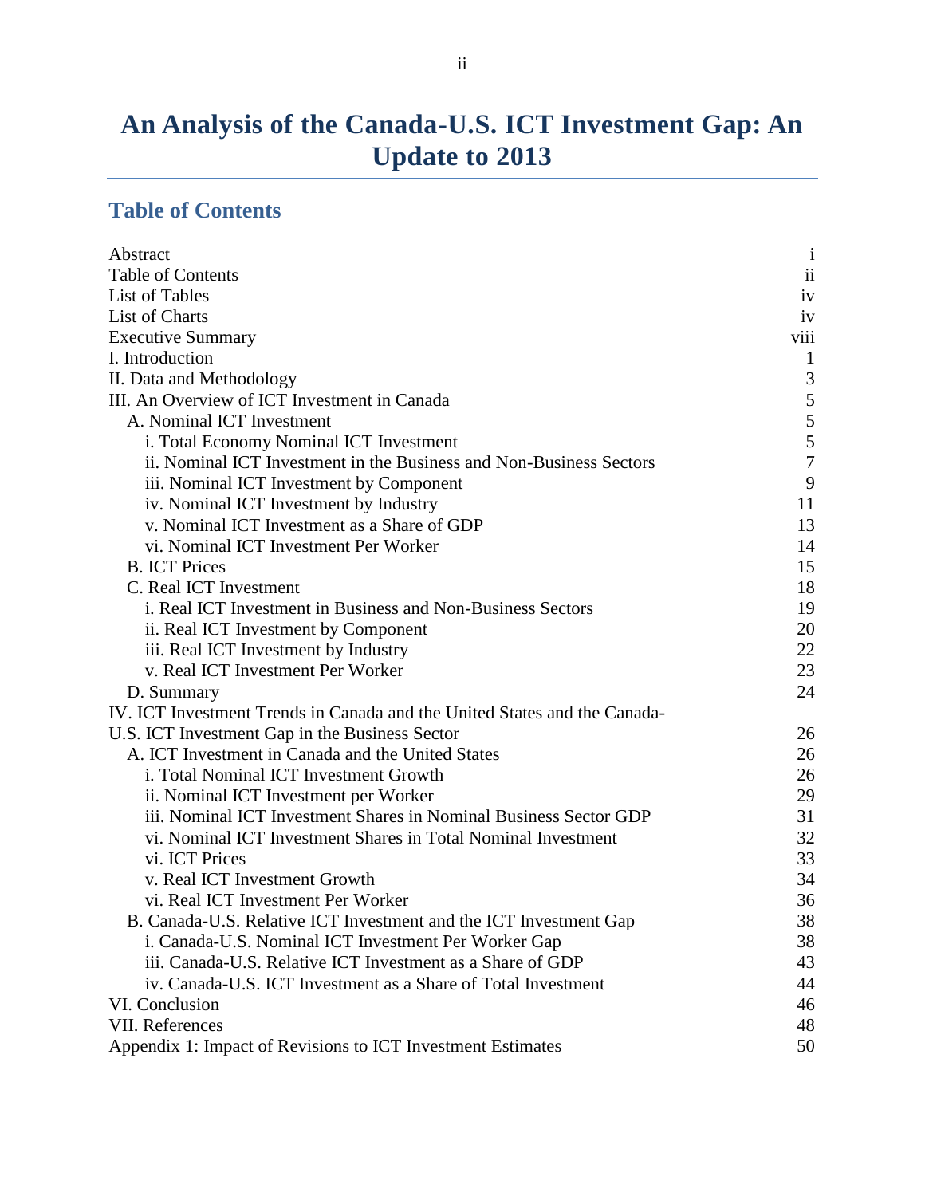# An Analysis of the Canada-U.S. ICT Investment Gap: An Update to 2013

## Table of Contents

| | |
|---|---|
| Abstract | i |
| Table of Contents | ii |
| List of Tables | iv |
| List of Charts | iv |
| Executive Summary | viii |
| I. Introduction | 1 |
| II. Data and Methodology | 3 |
| III. An Overview of ICT Investment in Canada | 5 |
| A. Nominal ICT Investment | 5 |
| i. Total Economy Nominal ICT Investment | 5 |
| ii. Nominal ICT Investment in the Business and Non-Business Sectors | 7 |
| iii. Nominal ICT Investment by Component | 9 |
| iv. Nominal ICT Investment by Industry | 11 |
| v. Nominal ICT Investment as a Share of GDP | 13 |
| vi. Nominal ICT Investment Per Worker | 14 |
| B. ICT Prices | 15 |
| C. Real ICT Investment | 18 |
| i. Real ICT Investment in Business and Non-Business Sectors | 19 |
| ii. Real ICT Investment by Component | 20 |
| iii. Real ICT Investment by Industry | 22 |
| v. Real ICT Investment Per Worker | 23 |
| D. Summary | 24 |
| IV. ICT Investment Trends in Canada and the United States and the Canada-U.S. ICT Investment Gap in the Business Sector | 26 |
| A. ICT Investment in Canada and the United States | 26 |
| i. Total Nominal ICT Investment Growth | 26 |
| ii. Nominal ICT Investment per Worker | 29 |
| iii. Nominal ICT Investment Shares in Nominal Business Sector GDP | 31 |
| vi. Nominal ICT Investment Shares in Total Nominal Investment | 32 |
| vi. ICT Prices | 33 |
| v. Real ICT Investment Growth | 34 |
| vi. Real ICT Investment Per Worker | 36 |
| B. Canada-U.S. Relative ICT Investment and the ICT Investment Gap | 38 |
| i. Canada-U.S. Nominal ICT Investment Per Worker Gap | 38 |
| iii. Canada-U.S. Relative ICT Investment as a Share of GDP | 43 |
| iv. Canada-U.S. ICT Investment as a Share of Total Investment | 44 |
| VI. Conclusion | 46 |
| VII. References | 48 |
| Appendix 1: Impact of Revisions to ICT Investment Estimates | 50 |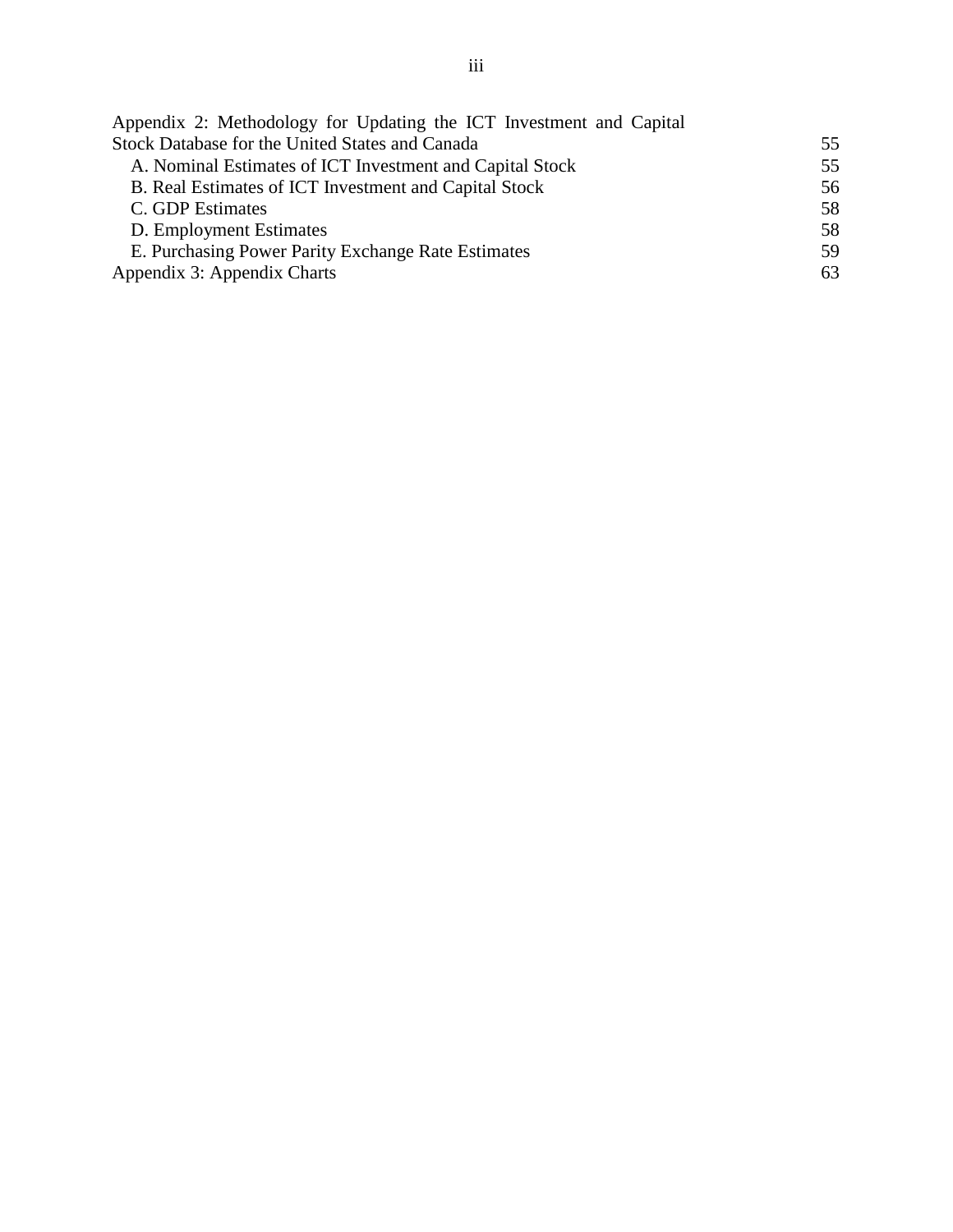| | |
|---|---|
| Appendix 2: Methodology for Updating the ICT Investment and Capital Stock Database for the United States and Canada | 55 |
| A. Nominal Estimates of ICT Investment and Capital Stock | 55 |
| B. Real Estimates of ICT Investment and Capital Stock | 56 |
| C. GDP Estimates | 58 |
| D. Employment Estimates | 58 |
| E. Purchasing Power Parity Exchange Rate Estimates | 59 |
| Appendix 3: Appendix Charts | 63 |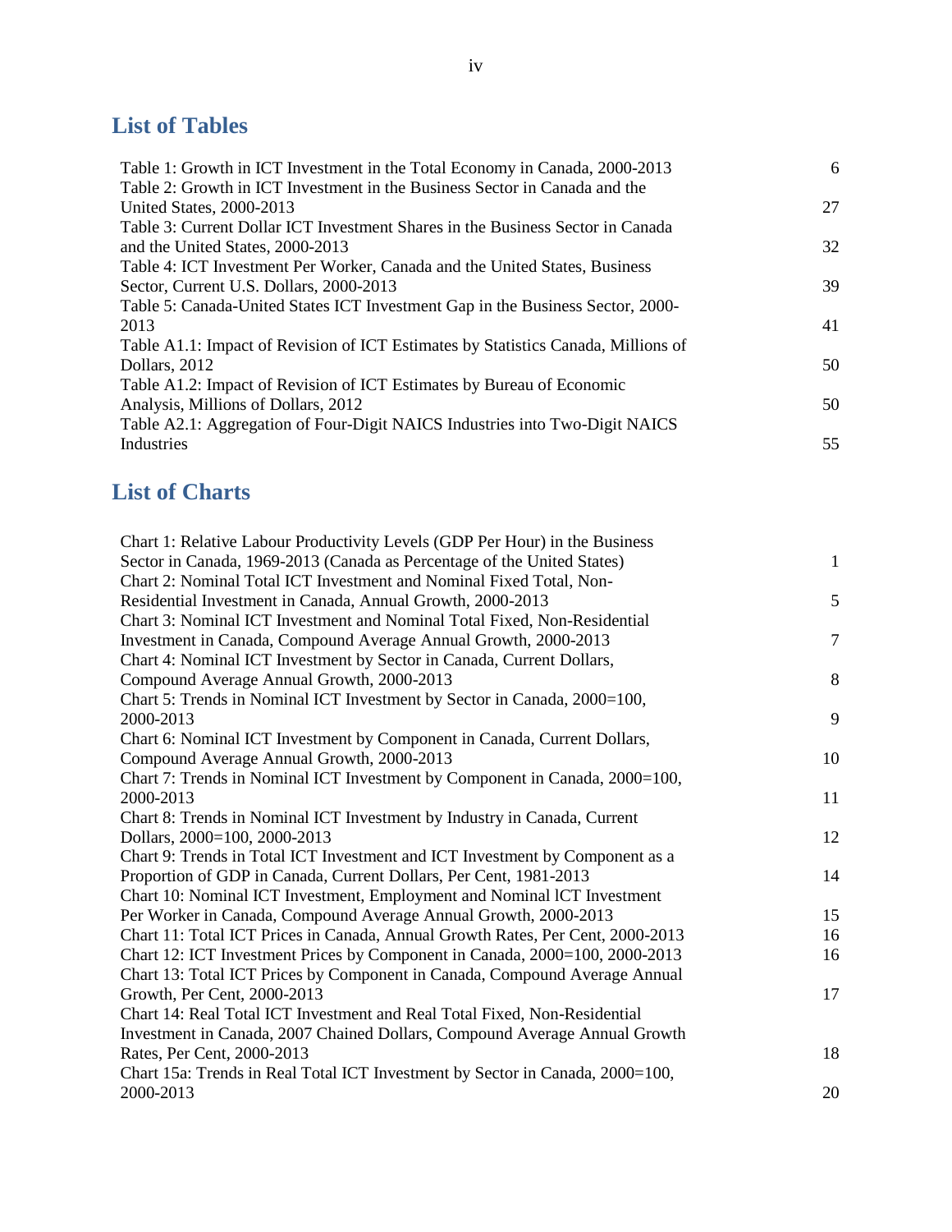## List of Tables

| | |
|---|---|
| Table 1: Growth in ICT Investment in the Total Economy in Canada, 2000-2013 | 6 |
| Table 2: Growth in ICT Investment in the Business Sector in Canada and the United States, 2000-2013 | 27 |
| Table 3: Current Dollar ICT Investment Shares in the Business Sector in Canada and the United States, 2000-2013 | 32 |
| Table 4: ICT Investment Per Worker, Canada and the United States, Business Sector, Current U.S. Dollars, 2000-2013 | 39 |
| Table 5: Canada-United States ICT Investment Gap in the Business Sector, 2000-2013 | 41 |
| Table A1.1: Impact of Revision of ICT Estimates by Statistics Canada, Millions of Dollars, 2012 | 50 |
| Table A1.2: Impact of Revision of ICT Estimates by Bureau of Economic Analysis, Millions of Dollars, 2012 | 50 |
| Table A2.1: Aggregation of Four-Digit NAICS Industries into Two-Digit NAICS Industries | 55 |

## List of Charts

| | |
|---|---|
| Chart 1: Relative Labour Productivity Levels (GDP Per Hour) in the Business Sector in Canada, 1969-2013 (Canada as Percentage of the United States) | 1 |
| Chart 2: Nominal Total ICT Investment and Nominal Fixed Total, Non-Residential Investment in Canada, Annual Growth, 2000-2013 | 5 |
| Chart 3: Nominal ICT Investment and Nominal Total Fixed, Non-Residential Investment in Canada, Compound Average Annual Growth, 2000-2013 | 7 |
| Chart 4: Nominal ICT Investment by Sector in Canada, Current Dollars, Compound Average Annual Growth, 2000-2013 | 8 |
| Chart 5: Trends in Nominal ICT Investment by Sector in Canada, 2000=100, 2000-2013 | 9 |
| Chart 6: Nominal ICT Investment by Component in Canada, Current Dollars, Compound Average Annual Growth, 2000-2013 | 10 |
| Chart 7: Trends in Nominal ICT Investment by Component in Canada, 2000=100, 2000-2013 | 11 |
| Chart 8: Trends in Nominal ICT Investment by Industry in Canada, Current Dollars, 2000=100, 2000-2013 | 12 |
| Chart 9: Trends in Total ICT Investment and ICT Investment by Component as a Proportion of GDP in Canada, Current Dollars, Per Cent, 1981-2013 | 14 |
| Chart 10: Nominal ICT Investment, Employment and Nominal lCT Investment Per Worker in Canada, Compound Average Annual Growth, 2000-2013 | 15 |
| Chart 11: Total ICT Prices in Canada, Annual Growth Rates, Per Cent, 2000-2013 | 16 |
| Chart 12: ICT Investment Prices by Component in Canada, 2000=100, 2000-2013 | 16 |
| Chart 13: Total ICT Prices by Component in Canada, Compound Average Annual Growth, Per Cent, 2000-2013 | 17 |
| Chart 14: Real Total ICT Investment and Real Total Fixed, Non-Residential Investment in Canada, 2007 Chained Dollars, Compound Average Annual Growth Rates, Per Cent, 2000-2013 | 18 |
| Chart 15a: Trends in Real Total ICT Investment by Sector in Canada, 2000=100, 2000-2013 | 20 |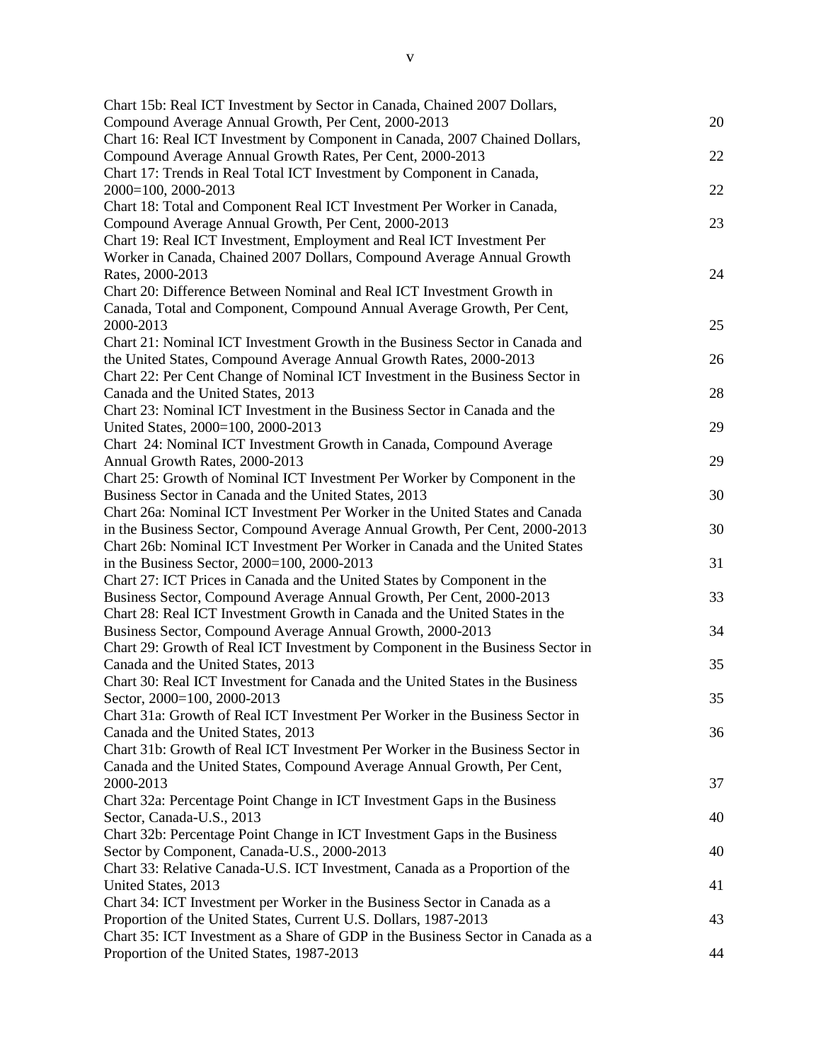Chart 15b: Real ICT Investment by Sector in Canada, Chained 2007 Dollars, Compound Average Annual Growth, Per Cent, 2000-2013 20

Chart 16: Real ICT Investment by Component in Canada, 2007 Chained Dollars, Compound Average Annual Growth Rates, Per Cent, 2000-2013 22

Chart 17: Trends in Real Total ICT Investment by Component in Canada, 2000=100, 2000-2013 22

Chart 18: Total and Component Real ICT Investment Per Worker in Canada, Compound Average Annual Growth, Per Cent, 2000-2013 23

Chart 19: Real ICT Investment, Employment and Real ICT Investment Per Worker in Canada, Chained 2007 Dollars, Compound Average Annual Growth Rates, 2000-2013 24

Chart 20: Difference Between Nominal and Real ICT Investment Growth in Canada, Total and Component, Compound Annual Average Growth, Per Cent, 2000-2013 25

Chart 21: Nominal ICT Investment Growth in the Business Sector in Canada and the United States, Compound Average Annual Growth Rates, 2000-2013 26

Chart 22: Per Cent Change of Nominal ICT Investment in the Business Sector in Canada and the United States, 2013 28

Chart 23: Nominal ICT Investment in the Business Sector in Canada and the United States, 2000=100, 2000-2013 29

Chart 24: Nominal ICT Investment Growth in Canada, Compound Average Annual Growth Rates, 2000-2013 29

Chart 25: Growth of Nominal ICT Investment Per Worker by Component in the Business Sector in Canada and the United States, 2013 30

Chart 26a: Nominal ICT Investment Per Worker in the United States and Canada in the Business Sector, Compound Average Annual Growth, Per Cent, 2000-2013 30

Chart 26b: Nominal ICT Investment Per Worker in Canada and the United States in the Business Sector, 2000=100, 2000-2013 31

Chart 27: ICT Prices in Canada and the United States by Component in the Business Sector, Compound Average Annual Growth, Per Cent, 2000-2013 33

Chart 28: Real ICT Investment Growth in Canada and the United States in the Business Sector, Compound Average Annual Growth, 2000-2013 34

Chart 29: Growth of Real ICT Investment by Component in the Business Sector in Canada and the United States, 2013 35

Chart 30: Real ICT Investment for Canada and the United States in the Business Sector, 2000=100, 2000-2013 35

Chart 31a: Growth of Real ICT Investment Per Worker in the Business Sector in Canada and the United States, 2013 36

Chart 31b: Growth of Real ICT Investment Per Worker in the Business Sector in Canada and the United States, Compound Average Annual Growth, Per Cent, 2000-2013 37

Chart 32a: Percentage Point Change in ICT Investment Gaps in the Business Sector, Canada-U.S., 2013 40

Chart 32b: Percentage Point Change in ICT Investment Gaps in the Business Sector by Component, Canada-U.S., 2000-2013 40

Chart 33: Relative Canada-U.S. ICT Investment, Canada as a Proportion of the United States, 2013 41

Chart 34: ICT Investment per Worker in the Business Sector in Canada as a Proportion of the United States, Current U.S. Dollars, 1987-2013 43

Chart 35: ICT Investment as a Share of GDP in the Business Sector in Canada as a Proportion of the United States, 1987-2013 44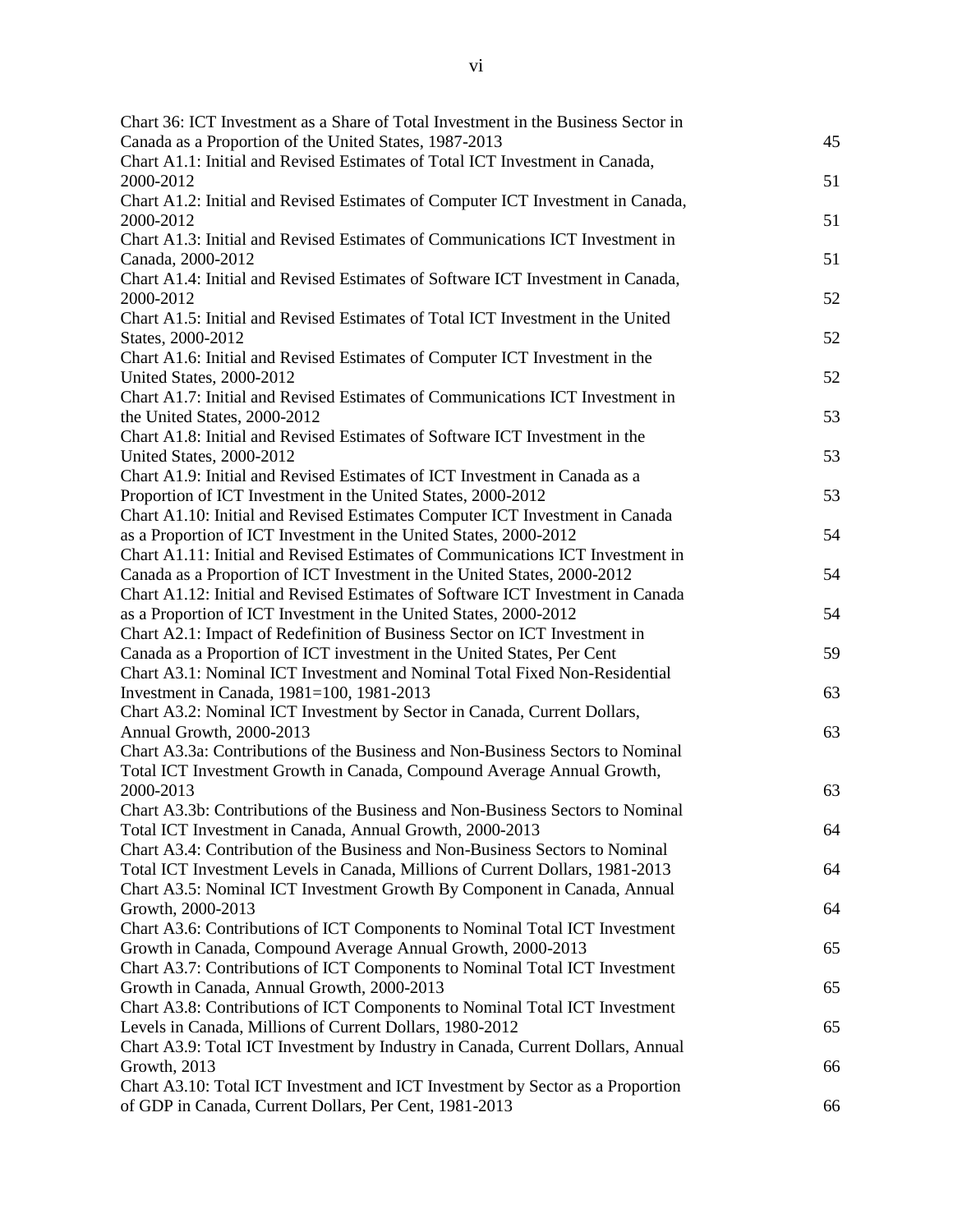| | |
|---|---|
| Chart 36: ICT Investment as a Share of Total Investment in the Business Sector in Canada as a Proportion of the United States, 1987-2013 | 45 |
| Chart A1.1: Initial and Revised Estimates of Total ICT Investment in Canada, 2000-2012 | 51 |
| Chart A1.2: Initial and Revised Estimates of Computer ICT Investment in Canada, 2000-2012 | 51 |
| Chart A1.3: Initial and Revised Estimates of Communications ICT Investment in Canada, 2000-2012 | 51 |
| Chart A1.4: Initial and Revised Estimates of Software ICT Investment in Canada, 2000-2012 | 52 |
| Chart A1.5: Initial and Revised Estimates of Total ICT Investment in the United States, 2000-2012 | 52 |
| Chart A1.6: Initial and Revised Estimates of Computer ICT Investment in the United States, 2000-2012 | 52 |
| Chart A1.7: Initial and Revised Estimates of Communications ICT Investment in the United States, 2000-2012 | 53 |
| Chart A1.8: Initial and Revised Estimates of Software ICT Investment in the United States, 2000-2012 | 53 |
| Chart A1.9: Initial and Revised Estimates of ICT Investment in Canada as a Proportion of ICT Investment in the United States, 2000-2012 | 53 |
| Chart A1.10: Initial and Revised Estimates Computer ICT Investment in Canada as a Proportion of ICT Investment in the United States, 2000-2012 | 54 |
| Chart A1.11: Initial and Revised Estimates of Communications ICT Investment in Canada as a Proportion of ICT Investment in the United States, 2000-2012 | 54 |
| Chart A1.12: Initial and Revised Estimates of Software ICT Investment in Canada as a Proportion of ICT Investment in the United States, 2000-2012 | 54 |
| Chart A2.1: Impact of Redefinition of Business Sector on ICT Investment in Canada as a Proportion of ICT investment in the United States, Per Cent | 59 |
| Chart A3.1: Nominal ICT Investment and Nominal Total Fixed Non-Residential Investment in Canada, 1981=100, 1981-2013 | 63 |
| Chart A3.2: Nominal ICT Investment by Sector in Canada, Current Dollars, Annual Growth, 2000-2013 | 63 |
| Chart A3.3a: Contributions of the Business and Non-Business Sectors to Nominal Total ICT Investment Growth in Canada, Compound Average Annual Growth, 2000-2013 | 63 |
| Chart A3.3b: Contributions of the Business and Non-Business Sectors to Nominal Total ICT Investment in Canada, Annual Growth, 2000-2013 | 64 |
| Chart A3.4: Contribution of the Business and Non-Business Sectors to Nominal Total ICT Investment Levels in Canada, Millions of Current Dollars, 1981-2013 | 64 |
| Chart A3.5: Nominal ICT Investment Growth By Component in Canada, Annual Growth, 2000-2013 | 64 |
| Chart A3.6: Contributions of ICT Components to Nominal Total ICT Investment Growth in Canada, Compound Average Annual Growth, 2000-2013 | 65 |
| Chart A3.7: Contributions of ICT Components to Nominal Total ICT Investment Growth in Canada, Annual Growth, 2000-2013 | 65 |
| Chart A3.8: Contributions of ICT Components to Nominal Total ICT Investment Levels in Canada, Millions of Current Dollars, 1980-2012 | 65 |
| Chart A3.9: Total ICT Investment by Industry in Canada, Current Dollars, Annual Growth, 2013 | 66 |
| Chart A3.10: Total ICT Investment and ICT Investment by Sector as a Proportion of GDP in Canada, Current Dollars, Per Cent, 1981-2013 | 66 |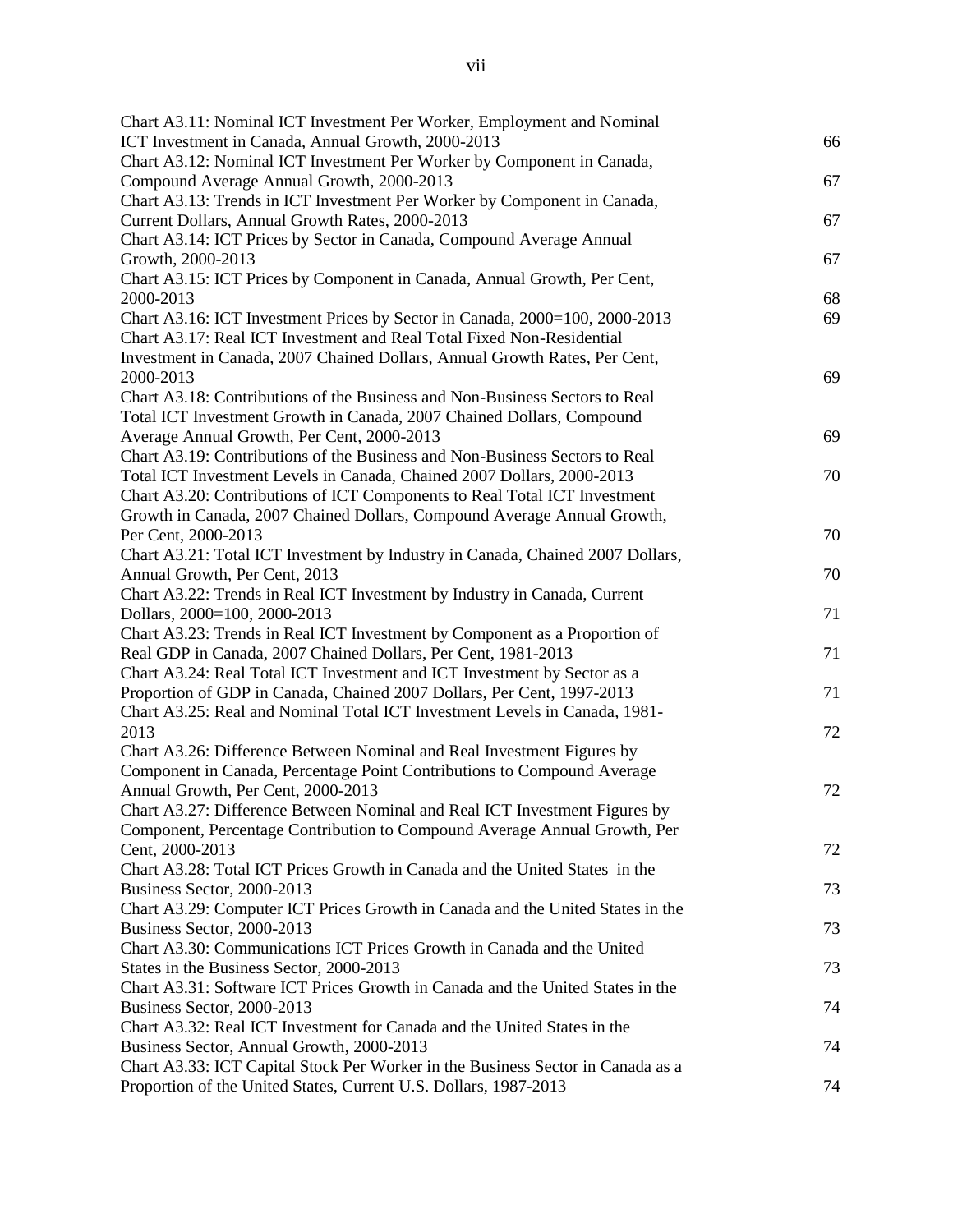Chart A3.11: Nominal ICT Investment Per Worker, Employment and Nominal ICT Investment in Canada, Annual Growth, 2000-2013 66

Chart A3.12: Nominal ICT Investment Per Worker by Component in Canada, Compound Average Annual Growth, 2000-2013 67

Chart A3.13: Trends in ICT Investment Per Worker by Component in Canada, Current Dollars, Annual Growth Rates, 2000-2013 67

Chart A3.14: ICT Prices by Sector in Canada, Compound Average Annual Growth, 2000-2013 67

Chart A3.15: ICT Prices by Component in Canada, Annual Growth, Per Cent, 2000-2013 68

Chart A3.16: ICT Investment Prices by Sector in Canada, 2000=100, 2000-2013 69

Chart A3.17: Real ICT Investment and Real Total Fixed Non-Residential Investment in Canada, 2007 Chained Dollars, Annual Growth Rates, Per Cent, 2000-2013 69

Chart A3.18: Contributions of the Business and Non-Business Sectors to Real Total ICT Investment Growth in Canada, 2007 Chained Dollars, Compound Average Annual Growth, Per Cent, 2000-2013 69

Chart A3.19: Contributions of the Business and Non-Business Sectors to Real Total ICT Investment Levels in Canada, Chained 2007 Dollars, 2000-2013 70

Chart A3.20: Contributions of ICT Components to Real Total ICT Investment Growth in Canada, 2007 Chained Dollars, Compound Average Annual Growth, Per Cent, 2000-2013 70

Chart A3.21: Total ICT Investment by Industry in Canada, Chained 2007 Dollars, Annual Growth, Per Cent, 2013 70

Chart A3.22: Trends in Real ICT Investment by Industry in Canada, Current Dollars, 2000=100, 2000-2013 71

Chart A3.23: Trends in Real ICT Investment by Component as a Proportion of Real GDP in Canada, 2007 Chained Dollars, Per Cent, 1981-2013 71

Chart A3.24: Real Total ICT Investment and ICT Investment by Sector as a Proportion of GDP in Canada, Chained 2007 Dollars, Per Cent, 1997-2013 71

Chart A3.25: Real and Nominal Total ICT Investment Levels in Canada, 1981-2013 72

Chart A3.26: Difference Between Nominal and Real Investment Figures by Component in Canada, Percentage Point Contributions to Compound Average Annual Growth, Per Cent, 2000-2013 72

Chart A3.27: Difference Between Nominal and Real ICT Investment Figures by Component, Percentage Contribution to Compound Average Annual Growth, Per Cent, 2000-2013 72

Chart A3.28: Total ICT Prices Growth in Canada and the United States in the Business Sector, 2000-2013 73

Chart A3.29: Computer ICT Prices Growth in Canada and the United States in the Business Sector, 2000-2013 73

Chart A3.30: Communications ICT Prices Growth in Canada and the United States in the Business Sector, 2000-2013 73

Chart A3.31: Software ICT Prices Growth in Canada and the United States in the Business Sector, 2000-2013 74

Chart A3.32: Real ICT Investment for Canada and the United States in the Business Sector, Annual Growth, 2000-2013 74

Chart A3.33: ICT Capital Stock Per Worker in the Business Sector in Canada as a Proportion of the United States, Current U.S. Dollars, 1987-2013 74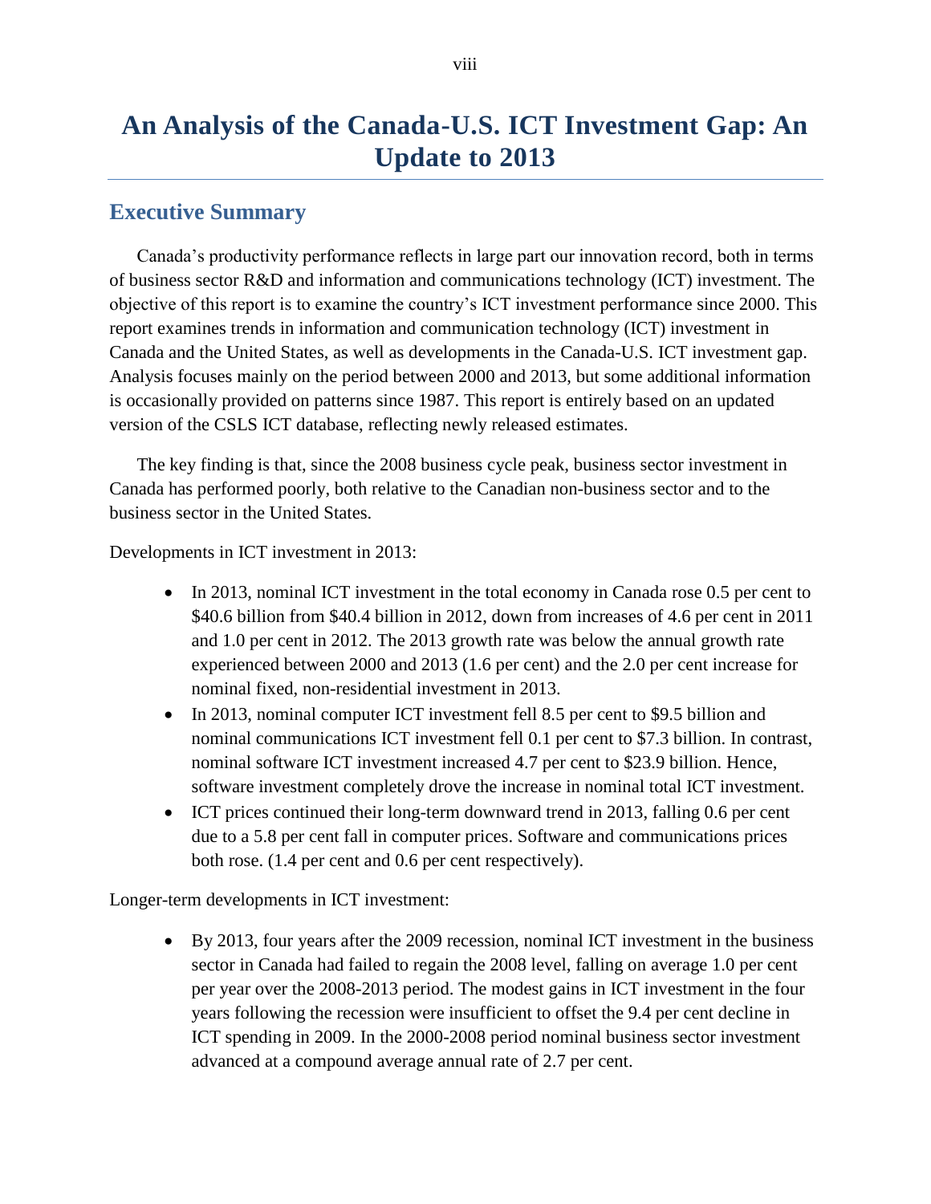# An Analysis of the Canada-U.S. ICT Investment Gap: An Update to 2013

## Executive Summary

Canada's productivity performance reflects in large part our innovation record, both in terms of business sector R&D and information and communications technology (ICT) investment. The objective of this report is to examine the country's ICT investment performance since 2000. This report examines trends in information and communication technology (ICT) investment in Canada and the United States, as well as developments in the Canada-U.S. ICT investment gap. Analysis focuses mainly on the period between 2000 and 2013, but some additional information is occasionally provided on patterns since 1987. This report is entirely based on an updated version of the CSLS ICT database, reflecting newly released estimates.

The key finding is that, since the 2008 business cycle peak, business sector investment in Canada has performed poorly, both relative to the Canadian non-business sector and to the business sector in the United States.

Developments in ICT investment in 2013:

- In 2013, nominal ICT investment in the total economy in Canada rose 0.5 per cent to $40.6 billion from $40.4 billion in 2012, down from increases of 4.6 per cent in 2011 and 1.0 per cent in 2012. The 2013 growth rate was below the annual growth rate experienced between 2000 and 2013 (1.6 per cent) and the 2.0 per cent increase for nominal fixed, non-residential investment in 2013.
- In 2013, nominal computer ICT investment fell 8.5 per cent to $9.5 billion and nominal communications ICT investment fell 0.1 per cent to $7.3 billion. In contrast, nominal software ICT investment increased 4.7 per cent to $23.9 billion. Hence, software investment completely drove the increase in nominal total ICT investment.
- ICT prices continued their long-term downward trend in 2013, falling 0.6 per cent due to a 5.8 per cent fall in computer prices. Software and communications prices both rose. (1.4 per cent and 0.6 per cent respectively).

Longer-term developments in ICT investment:

- By 2013, four years after the 2009 recession, nominal ICT investment in the business sector in Canada had failed to regain the 2008 level, falling on average 1.0 per cent per year over the 2008-2013 period. The modest gains in ICT investment in the four years following the recession were insufficient to offset the 9.4 per cent decline in ICT spending in 2009. In the 2000-2008 period nominal business sector investment advanced at a compound average annual rate of 2.7 per cent.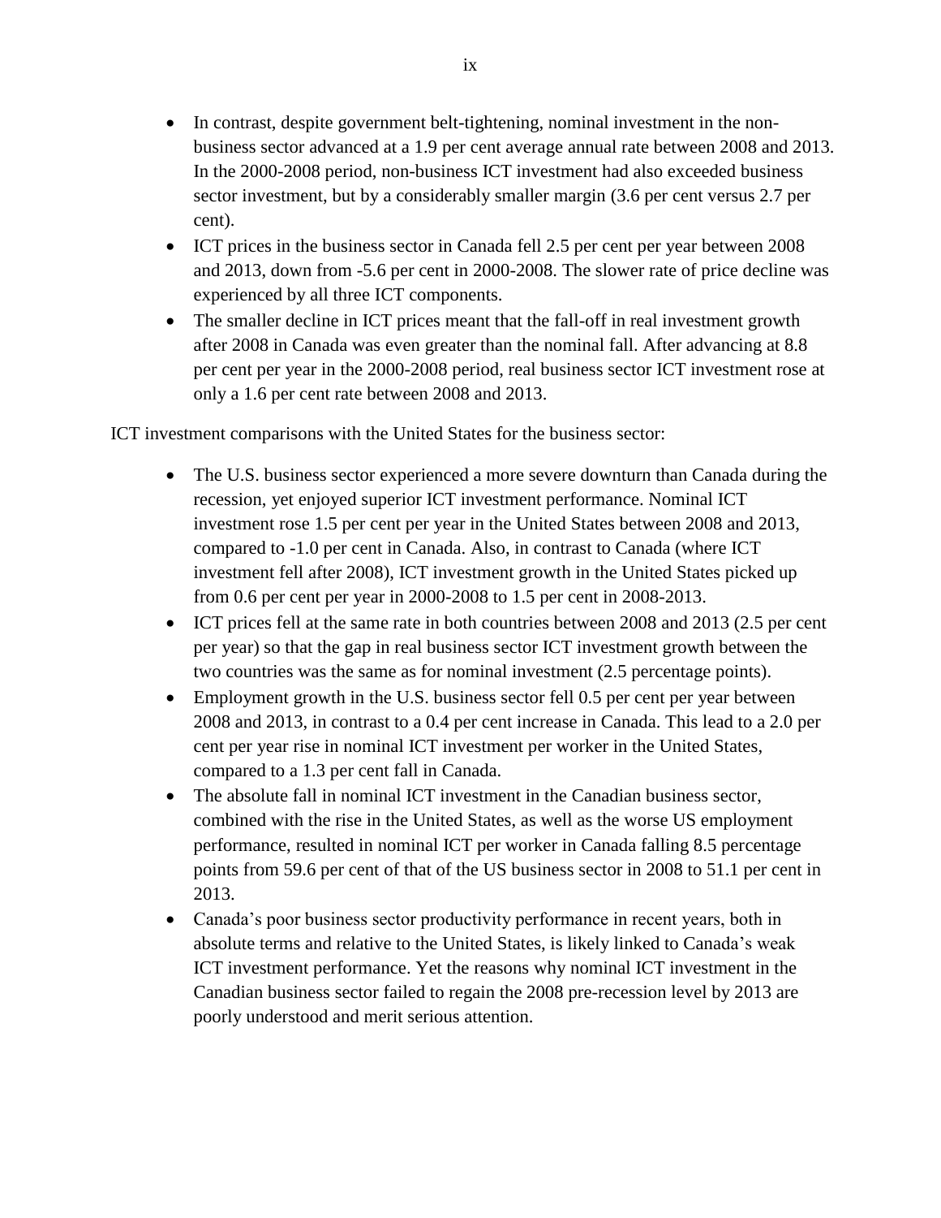- In contrast, despite government belt-tightening, nominal investment in the non-business sector advanced at a 1.9 per cent average annual rate between 2008 and 2013. In the 2000-2008 period, non-business ICT investment had also exceeded business sector investment, but by a considerably smaller margin (3.6 per cent versus 2.7 per cent).
- ICT prices in the business sector in Canada fell 2.5 per cent per year between 2008 and 2013, down from -5.6 per cent in 2000-2008. The slower rate of price decline was experienced by all three ICT components.
- The smaller decline in ICT prices meant that the fall-off in real investment growth after 2008 in Canada was even greater than the nominal fall. After advancing at 8.8 per cent per year in the 2000-2008 period, real business sector ICT investment rose at only a 1.6 per cent rate between 2008 and 2013.

ICT investment comparisons with the United States for the business sector:

- The U.S. business sector experienced a more severe downturn than Canada during the recession, yet enjoyed superior ICT investment performance. Nominal ICT investment rose 1.5 per cent per year in the United States between 2008 and 2013, compared to -1.0 per cent in Canada. Also, in contrast to Canada (where ICT investment fell after 2008), ICT investment growth in the United States picked up from 0.6 per cent per year in 2000-2008 to 1.5 per cent in 2008-2013.
- ICT prices fell at the same rate in both countries between 2008 and 2013 (2.5 per cent per year) so that the gap in real business sector ICT investment growth between the two countries was the same as for nominal investment (2.5 percentage points).
- Employment growth in the U.S. business sector fell 0.5 per cent per year between 2008 and 2013, in contrast to a 0.4 per cent increase in Canada. This lead to a 2.0 per cent per year rise in nominal ICT investment per worker in the United States, compared to a 1.3 per cent fall in Canada.
- The absolute fall in nominal ICT investment in the Canadian business sector, combined with the rise in the United States, as well as the worse US employment performance, resulted in nominal ICT per worker in Canada falling 8.5 percentage points from 59.6 per cent of that of the US business sector in 2008 to 51.1 per cent in 2013.
- Canada's poor business sector productivity performance in recent years, both in absolute terms and relative to the United States, is likely linked to Canada's weak ICT investment performance. Yet the reasons why nominal ICT investment in the Canadian business sector failed to regain the 2008 pre-recession level by 2013 are poorly understood and merit serious attention.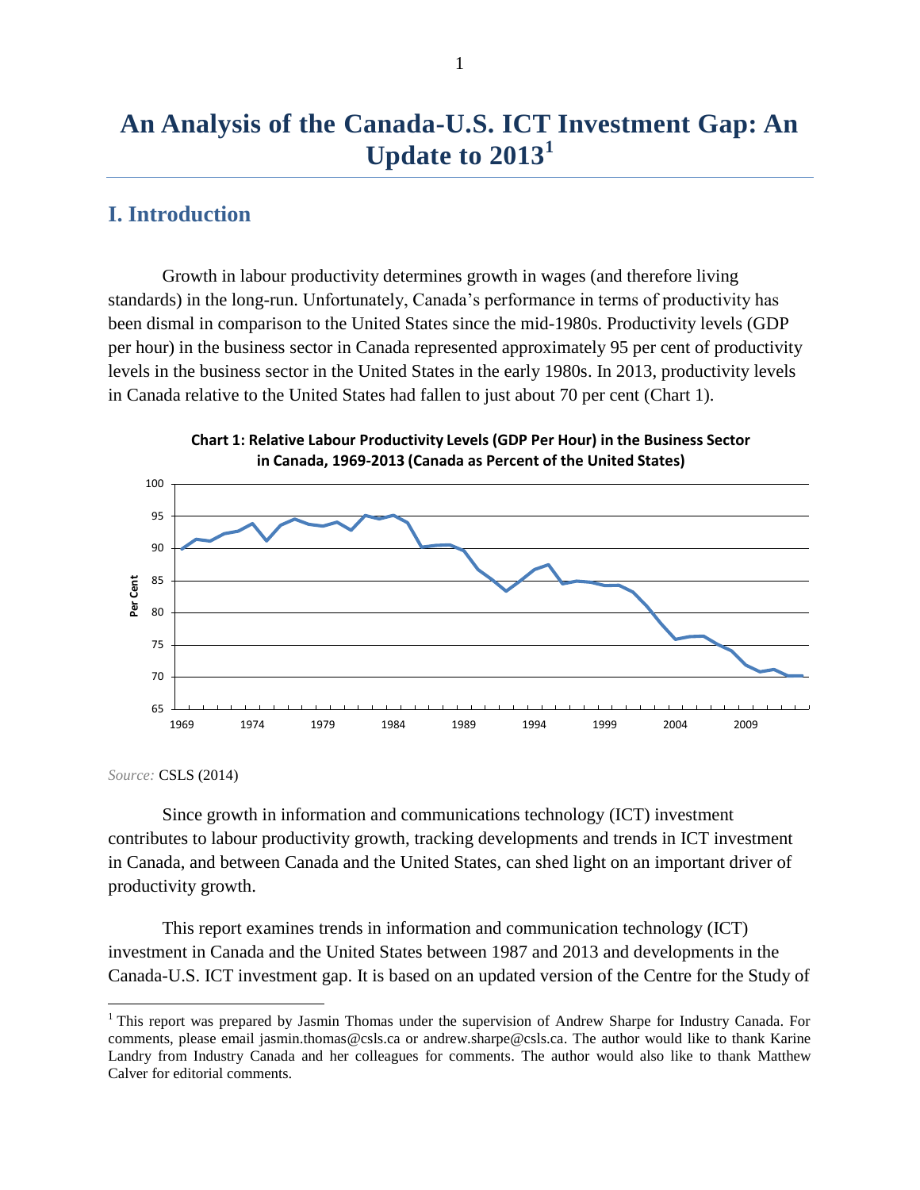# An Analysis of the Canada-U.S. ICT Investment Gap: An Update to 2013[1]

## I. Introduction

Growth in labour productivity determines growth in wages (and therefore living standards) in the long-run. Unfortunately, Canada's performance in terms of productivity has been dismal in comparison to the United States since the mid-1980s. Productivity levels (GDP per hour) in the business sector in Canada represented approximately 95 per cent of productivity levels in the business sector in the United States in the early 1980s. In 2013, productivity levels in Canada relative to the United States had fallen to just about 70 per cent (Chart 1).

**Chart 1: Relative Labour Productivity Levels (GDP Per Hour) in the Business Sector in Canada, 1969-2013 (Canada as Percent of the United States)**

*Source:* CSLS (2014)

Since growth in information and communications technology (ICT) investment contributes to labour productivity growth, tracking developments and trends in ICT investment in Canada, and between Canada and the United States, can shed light on an important driver of productivity growth.

This report examines trends in information and communication technology (ICT) investment in Canada and the United States between 1987 and 2013 and developments in the Canada-U.S. ICT investment gap. It is based on an updated version of the Centre for the Study of

---

[1] This report was prepared by Jasmin Thomas under the supervision of Andrew Sharpe for Industry Canada. For comments, please email jasmin.thomas@csls.ca or andrew.sharpe@csls.ca. The author would like to thank Karine Landry from Industry Canada and her colleagues for comments. The author would also like to thank Matthew Calver for editorial comments.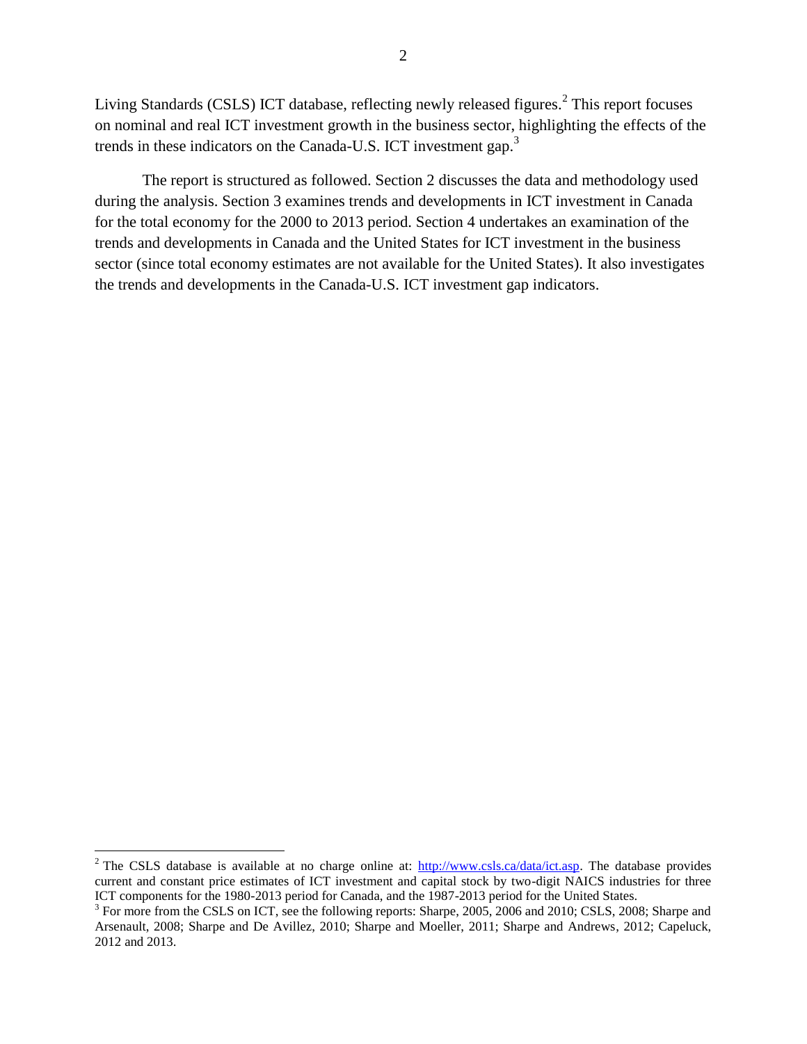Living Standards (CSLS) ICT database, reflecting newly released figures.[2] This report focuses on nominal and real ICT investment growth in the business sector, highlighting the effects of the trends in these indicators on the Canada-U.S. ICT investment gap.[3]

The report is structured as followed. Section 2 discusses the data and methodology used during the analysis. Section 3 examines trends and developments in ICT investment in Canada for the total economy for the 2000 to 2013 period. Section 4 undertakes an examination of the trends and developments in Canada and the United States for ICT investment in the business sector (since total economy estimates are not available for the United States). It also investigates the trends and developments in the Canada-U.S. ICT investment gap indicators.

---

[2] The CSLS database is available at no charge online at: [http://www.csls.ca/data/ict.asp](http://www.csls.ca/data/ict.asp). The database provides current and constant price estimates of ICT investment and capital stock by two-digit NAICS industries for three ICT components for the 1980-2013 period for Canada, and the 1987-2013 period for the United States.

[3] For more from the CSLS on ICT, see the following reports: Sharpe, 2005, 2006 and 2010; CSLS, 2008; Sharpe and Arsenault, 2008; Sharpe and De Avillez, 2010; Sharpe and Moeller, 2011; Sharpe and Andrews, 2012; Capeluck, 2012 and 2013.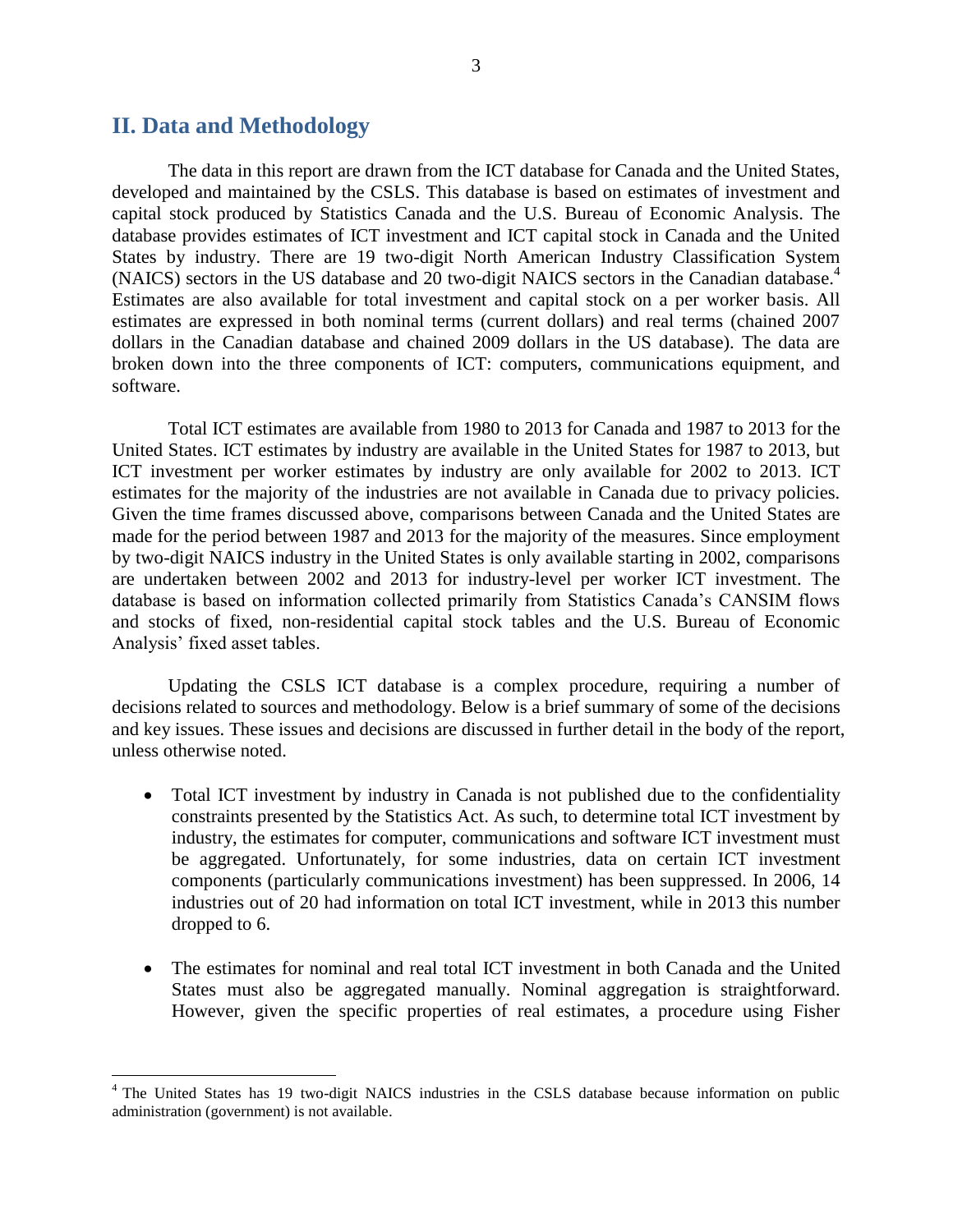## II. Data and Methodology

The data in this report are drawn from the ICT database for Canada and the United States, developed and maintained by the CSLS. This database is based on estimates of investment and capital stock produced by Statistics Canada and the U.S. Bureau of Economic Analysis. The database provides estimates of ICT investment and ICT capital stock in Canada and the United States by industry. There are 19 two-digit North American Industry Classification System (NAICS) sectors in the US database and 20 two-digit NAICS sectors in the Canadian database.[4] Estimates are also available for total investment and capital stock on a per worker basis. All estimates are expressed in both nominal terms (current dollars) and real terms (chained 2007 dollars in the Canadian database and chained 2009 dollars in the US database). The data are broken down into the three components of ICT: computers, communications equipment, and software.

Total ICT estimates are available from 1980 to 2013 for Canada and 1987 to 2013 for the United States. ICT estimates by industry are available in the United States for 1987 to 2013, but ICT investment per worker estimates by industry are only available for 2002 to 2013. ICT estimates for the majority of the industries are not available in Canada due to privacy policies. Given the time frames discussed above, comparisons between Canada and the United States are made for the period between 1987 and 2013 for the majority of the measures. Since employment by two-digit NAICS industry in the United States is only available starting in 2002, comparisons are undertaken between 2002 and 2013 for industry-level per worker ICT investment. The database is based on information collected primarily from Statistics Canada's CANSIM flows and stocks of fixed, non-residential capital stock tables and the U.S. Bureau of Economic Analysis' fixed asset tables.

Updating the CSLS ICT database is a complex procedure, requiring a number of decisions related to sources and methodology. Below is a brief summary of some of the decisions and key issues. These issues and decisions are discussed in further detail in the body of the report, unless otherwise noted.

- Total ICT investment by industry in Canada is not published due to the confidentiality constraints presented by the Statistics Act. As such, to determine total ICT investment by industry, the estimates for computer, communications and software ICT investment must be aggregated. Unfortunately, for some industries, data on certain ICT investment components (particularly communications investment) has been suppressed. In 2006, 14 industries out of 20 had information on total ICT investment, while in 2013 this number dropped to 6.

- The estimates for nominal and real total ICT investment in both Canada and the United States must also be aggregated manually. Nominal aggregation is straightforward. However, given the specific properties of real estimates, a procedure using Fisher

---

[4] The United States has 19 two-digit NAICS industries in the CSLS database because information on public administration (government) is not available.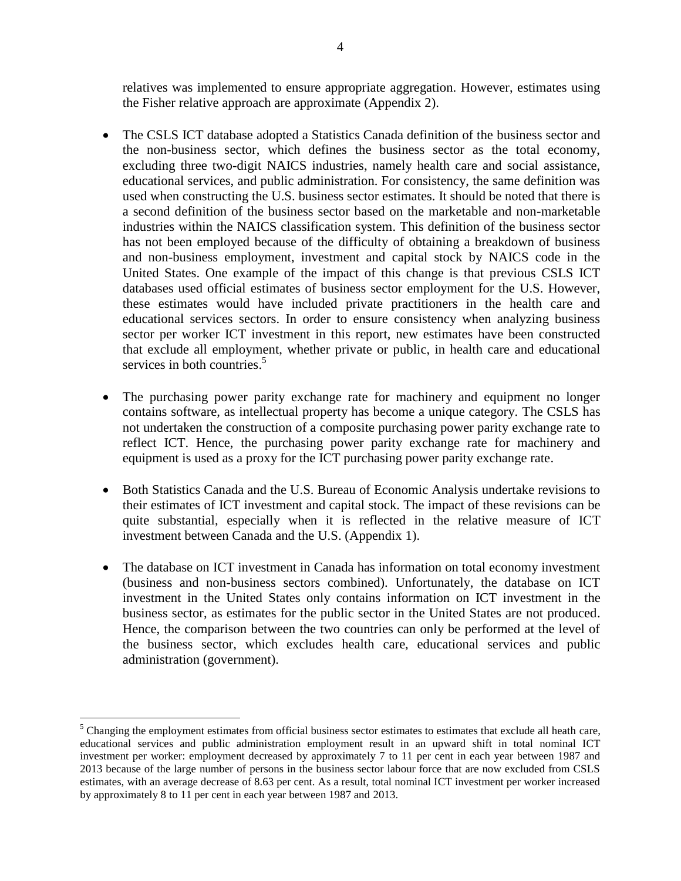relatives was implemented to ensure appropriate aggregation. However, estimates using the Fisher relative approach are approximate (Appendix 2).

- The CSLS ICT database adopted a Statistics Canada definition of the business sector and the non-business sector, which defines the business sector as the total economy, excluding three two-digit NAICS industries, namely health care and social assistance, educational services, and public administration. For consistency, the same definition was used when constructing the U.S. business sector estimates. It should be noted that there is a second definition of the business sector based on the marketable and non-marketable industries within the NAICS classification system. This definition of the business sector has not been employed because of the difficulty of obtaining a breakdown of business and non-business employment, investment and capital stock by NAICS code in the United States. One example of the impact of this change is that previous CSLS ICT databases used official estimates of business sector employment for the U.S. However, these estimates would have included private practitioners in the health care and educational services sectors. In order to ensure consistency when analyzing business sector per worker ICT investment in this report, new estimates have been constructed that exclude all employment, whether private or public, in health care and educational services in both countries.[5]

- The purchasing power parity exchange rate for machinery and equipment no longer contains software, as intellectual property has become a unique category. The CSLS has not undertaken the construction of a composite purchasing power parity exchange rate to reflect ICT. Hence, the purchasing power parity exchange rate for machinery and equipment is used as a proxy for the ICT purchasing power parity exchange rate.

- Both Statistics Canada and the U.S. Bureau of Economic Analysis undertake revisions to their estimates of ICT investment and capital stock. The impact of these revisions can be quite substantial, especially when it is reflected in the relative measure of ICT investment between Canada and the U.S. (Appendix 1).

- The database on ICT investment in Canada has information on total economy investment (business and non-business sectors combined). Unfortunately, the database on ICT investment in the United States only contains information on ICT investment in the business sector, as estimates for the public sector in the United States are not produced. Hence, the comparison between the two countries can only be performed at the level of the business sector, which excludes health care, educational services and public administration (government).

---

[5] Changing the employment estimates from official business sector estimates to estimates that exclude all heath care, educational services and public administration employment result in an upward shift in total nominal ICT investment per worker: employment decreased by approximately 7 to 11 per cent in each year between 1987 and 2013 because of the large number of persons in the business sector labour force that are now excluded from CSLS estimates, with an average decrease of 8.63 per cent. As a result, total nominal ICT investment per worker increased by approximately 8 to 11 per cent in each year between 1987 and 2013.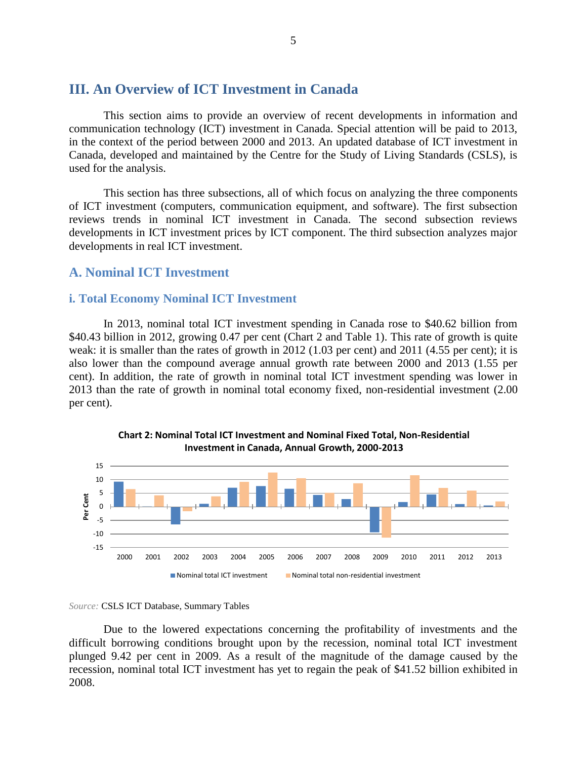## III. An Overview of ICT Investment in Canada

This section aims to provide an overview of recent developments in information and communication technology (ICT) investment in Canada. Special attention will be paid to 2013, in the context of the period between 2000 and 2013. An updated database of ICT investment in Canada, developed and maintained by the Centre for the Study of Living Standards (CSLS), is used for the analysis.

This section has three subsections, all of which focus on analyzing the three components of ICT investment (computers, communication equipment, and software). The first subsection reviews trends in nominal ICT investment in Canada. The second subsection reviews developments in ICT investment prices by ICT component. The third subsection analyzes major developments in real ICT investment.

### A. Nominal ICT Investment

#### i. Total Economy Nominal ICT Investment

In 2013, nominal total ICT investment spending in Canada rose to $40.62 billion from $40.43 billion in 2012, growing 0.47 per cent (Chart 2 and Table 1). This rate of growth is quite weak: it is smaller than the rates of growth in 2012 (1.03 per cent) and 2011 (4.55 per cent); it is also lower than the compound average annual growth rate between 2000 and 2013 (1.55 per cent). In addition, the rate of growth in nominal total ICT investment spending was lower in 2013 than the rate of growth in nominal total economy fixed, non-residential investment (2.00 per cent).

**Chart 2: Nominal Total ICT Investment and Nominal Fixed Total, Non-Residential Investment in Canada, Annual Growth, 2000-2013**

*Source:* CSLS ICT Database, Summary Tables

Due to the lowered expectations concerning the profitability of investments and the difficult borrowing conditions brought upon by the recession, nominal total ICT investment plunged 9.42 per cent in 2009. As a result of the magnitude of the damage caused by the recession, nominal total ICT investment has yet to regain the peak of $41.52 billion exhibited in 2008.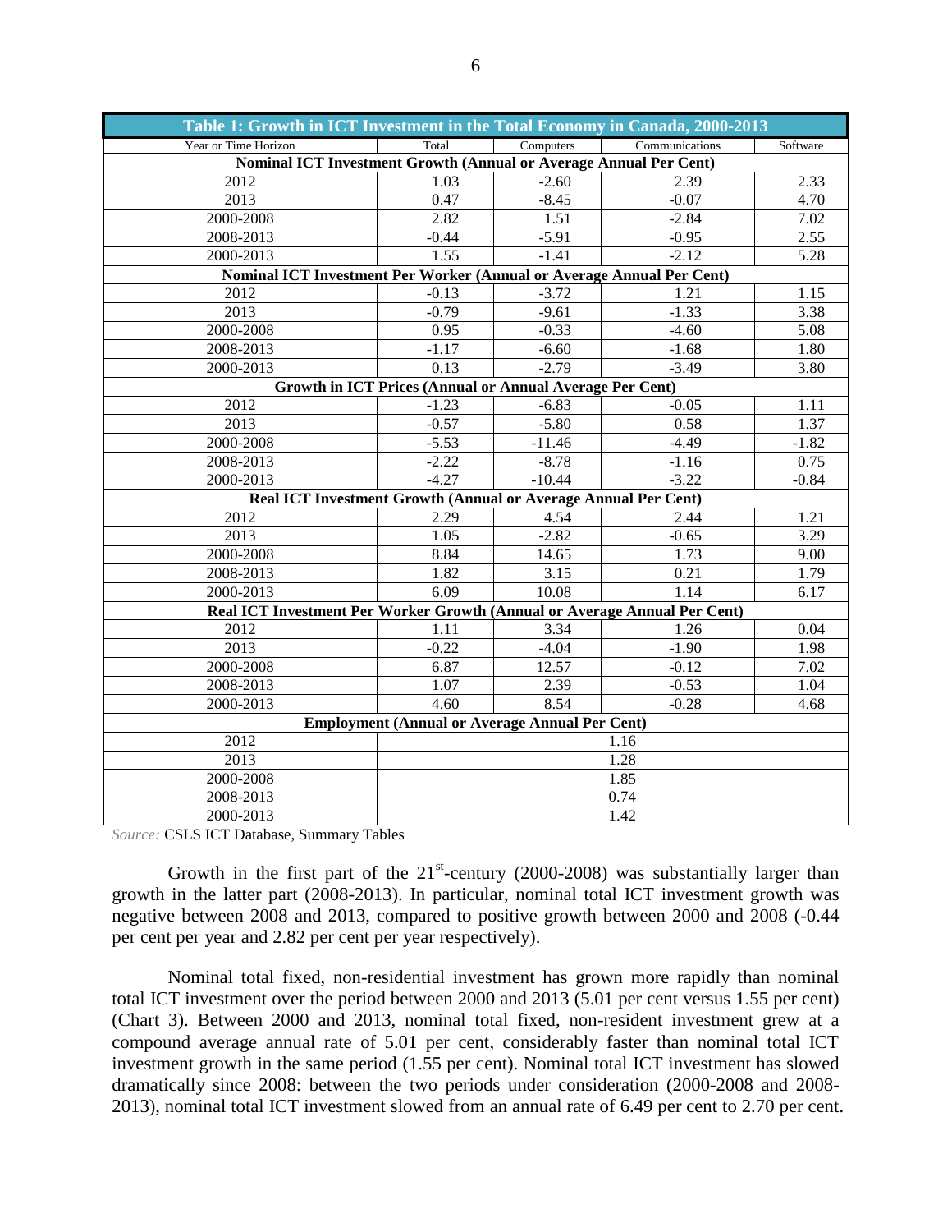| Table 1: Growth in ICT Investment in the Total Economy in Canada, 2000-2013 | | | | |
|---|---|---|---|---|
| Year or Time Horizon | Total | Computers | Communications | Software |
| **Nominal ICT Investment Growth (Annual or Average Annual Per Cent)** | | | | |
| 2012 | 1.03 | -2.60 | 2.39 | 2.33 |
| 2013 | 0.47 | -8.45 | -0.07 | 4.70 |
| 2000-2008 | 2.82 | 1.51 | -2.84 | 7.02 |
| 2008-2013 | -0.44 | -5.91 | -0.95 | 2.55 |
| 2000-2013 | 1.55 | -1.41 | -2.12 | 5.28 |
| **Nominal ICT Investment Per Worker (Annual or Average Annual Per Cent)** | | | | |
| 2012 | -0.13 | -3.72 | 1.21 | 1.15 |
| 2013 | -0.79 | -9.61 | -1.33 | 3.38 |
| 2000-2008 | 0.95 | -0.33 | -4.60 | 5.08 |
| 2008-2013 | -1.17 | -6.60 | -1.68 | 1.80 |
| 2000-2013 | 0.13 | -2.79 | -3.49 | 3.80 |
| **Growth in ICT Prices (Annual or Annual Average Per Cent)** | | | | |
| 2012 | -1.23 | -6.83 | -0.05 | 1.11 |
| 2013 | -0.57 | -5.80 | 0.58 | 1.37 |
| 2000-2008 | -5.53 | -11.46 | -4.49 | -1.82 |
| 2008-2013 | -2.22 | -8.78 | -1.16 | 0.75 |
| 2000-2013 | -4.27 | -10.44 | -3.22 | -0.84 |
| **Real ICT Investment Growth (Annual or Average Annual Per Cent)** | | | | |
| 2012 | 2.29 | 4.54 | 2.44 | 1.21 |
| 2013 | 1.05 | -2.82 | -0.65 | 3.29 |
| 2000-2008 | 8.84 | 14.65 | 1.73 | 9.00 |
| 2008-2013 | 1.82 | 3.15 | 0.21 | 1.79 |
| 2000-2013 | 6.09 | 10.08 | 1.14 | 6.17 |
| **Real ICT Investment Per Worker Growth (Annual or Average Annual Per Cent)** | | | | |
| 2012 | 1.11 | 3.34 | 1.26 | 0.04 |
| 2013 | -0.22 | -4.04 | -1.90 | 1.98 |
| 2000-2008 | 6.87 | 12.57 | -0.12 | 7.02 |
| 2008-2013 | 1.07 | 2.39 | -0.53 | 1.04 |
| 2000-2013 | 4.60 | 8.54 | -0.28 | 4.68 |
| **Employment (Annual or Average Annual Per Cent)** | | | | |
| 2012 | 1.16 | | | |
| 2013 | 1.28 | | | |
| 2000-2008 | 1.85 | | | |
| 2008-2013 | 0.74 | | | |
| 2000-2013 | 1.42 | | | |

*Source:* CSLS ICT Database, Summary Tables

Growth in the first part of the 21st-century (2000-2008) was substantially larger than growth in the latter part (2008-2013). In particular, nominal total ICT investment growth was negative between 2008 and 2013, compared to positive growth between 2000 and 2008 (-0.44 per cent per year and 2.82 per cent per year respectively).

Nominal total fixed, non-residential investment has grown more rapidly than nominal total ICT investment over the period between 2000 and 2013 (5.01 per cent versus 1.55 per cent) (Chart 3). Between 2000 and 2013, nominal total fixed, non-resident investment grew at a compound average annual rate of 5.01 per cent, considerably faster than nominal total ICT investment growth in the same period (1.55 per cent). Nominal total ICT investment has slowed dramatically since 2008: between the two periods under consideration (2000-2008 and 2008-2013), nominal total ICT investment slowed from an annual rate of 6.49 per cent to 2.70 per cent.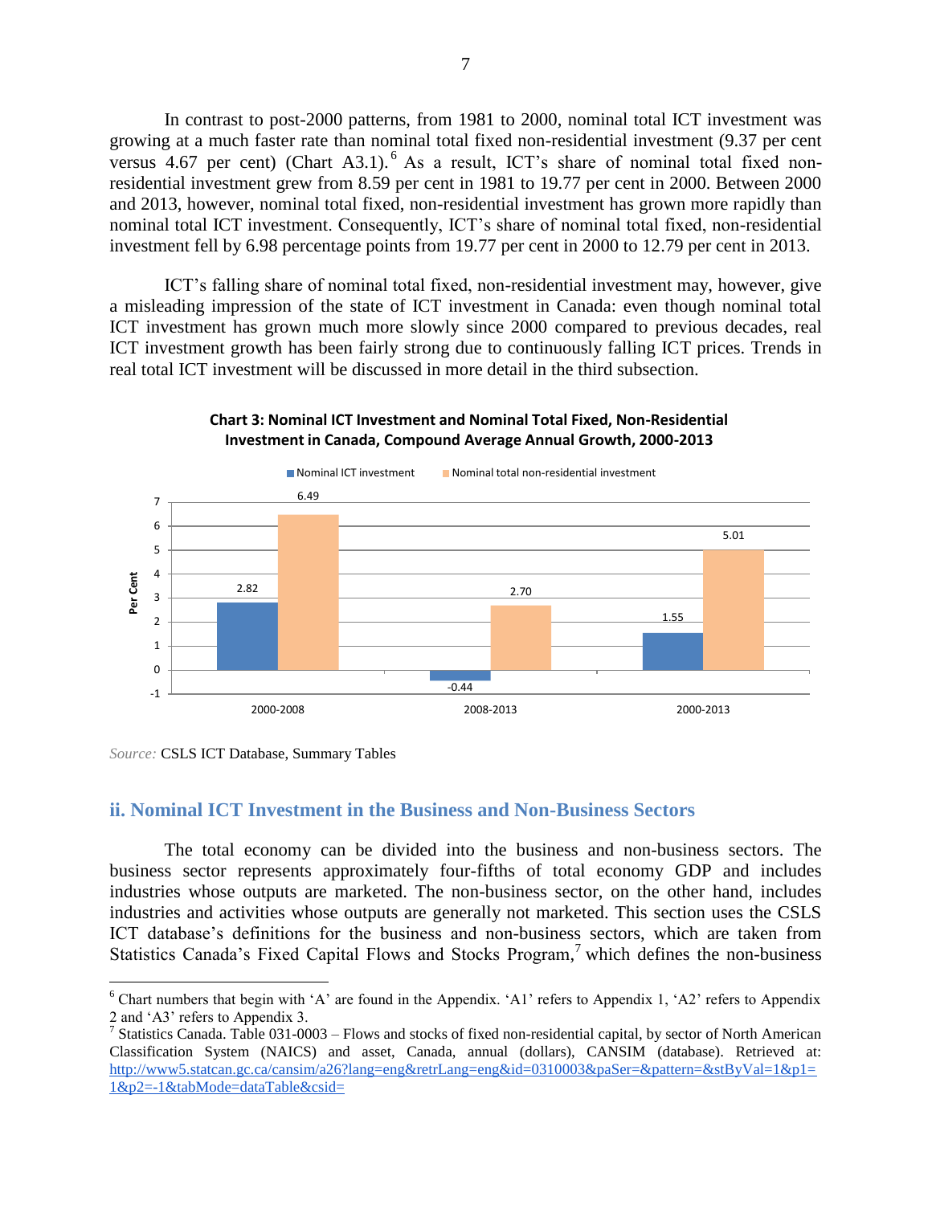In contrast to post-2000 patterns, from 1981 to 2000, nominal total ICT investment was growing at a much faster rate than nominal total fixed non-residential investment (9.37 per cent versus 4.67 per cent) (Chart A3.1).[6] As a result, ICT's share of nominal total fixed non-residential investment grew from 8.59 per cent in 1981 to 19.77 per cent in 2000. Between 2000 and 2013, however, nominal total fixed, non-residential investment has grown more rapidly than nominal total ICT investment. Consequently, ICT's share of nominal total fixed, non-residential investment fell by 6.98 percentage points from 19.77 per cent in 2000 to 12.79 per cent in 2013.

ICT's falling share of nominal total fixed, non-residential investment may, however, give a misleading impression of the state of ICT investment in Canada: even though nominal total ICT investment has grown much more slowly since 2000 compared to previous decades, real ICT investment growth has been fairly strong due to continuously falling ICT prices. Trends in real total ICT investment will be discussed in more detail in the third subsection.

**Chart 3: Nominal ICT Investment and Nominal Total Fixed, Non-Residential Investment in Canada, Compound Average Annual Growth, 2000-2013**

| Period | Nominal ICT investment | Nominal total non-residential investment |
|---|---|---|
| 2000-2008 | 2.82 | 6.49 |
| 2008-2013 | -0.44 | 2.70 |
| 2000-2013 | 1.55 | 5.01 |

*Source:* CSLS ICT Database, Summary Tables

## ii. Nominal ICT Investment in the Business and Non-Business Sectors

The total economy can be divided into the business and non-business sectors. The business sector represents approximately four-fifths of total economy GDP and includes industries whose outputs are marketed. The non-business sector, on the other hand, includes industries and activities whose outputs are generally not marketed. This section uses the CSLS ICT database's definitions for the business and non-business sectors, which are taken from Statistics Canada's Fixed Capital Flows and Stocks Program,[7] which defines the non-business

---

[6] Chart numbers that begin with 'A' are found in the Appendix. 'A1' refers to Appendix 1, 'A2' refers to Appendix 2 and 'A3' refers to Appendix 3.

[7] Statistics Canada. Table 031-0003 – Flows and stocks of fixed non-residential capital, by sector of North American Classification System (NAICS) and asset, Canada, annual (dollars), CANSIM (database). Retrieved at: http://www5.statcan.gc.ca/cansim/a26?lang=eng&retrLang=eng&id=0310003&paSer=&pattern=&stByVal=1&p1=1&p2=-1&tabMode=dataTable&csid=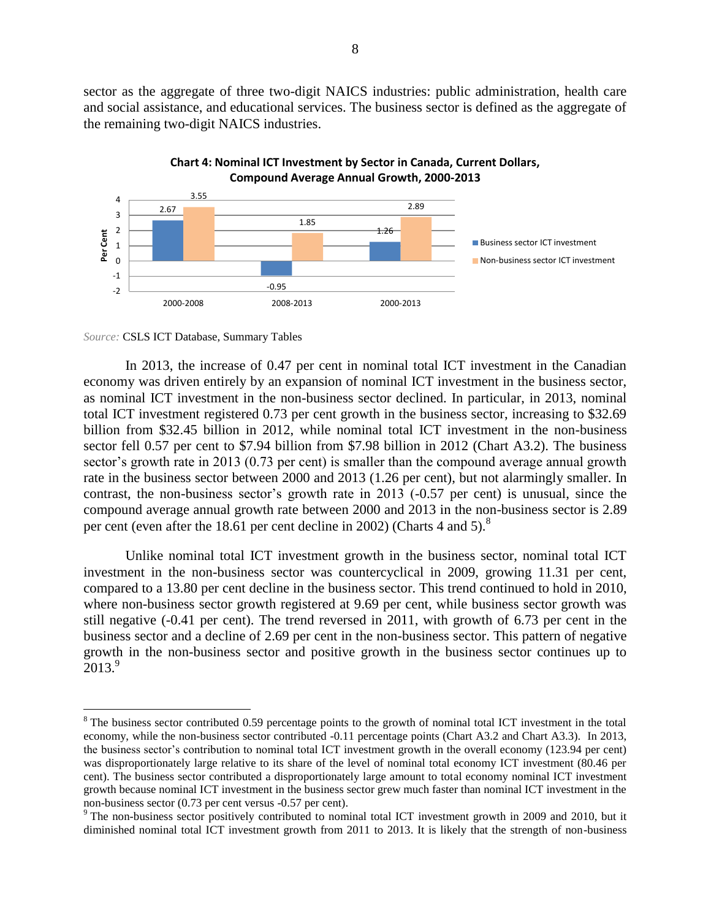sector as the aggregate of three two-digit NAICS industries: public administration, health care and social assistance, and educational services. The business sector is defined as the aggregate of the remaining two-digit NAICS industries.

**Chart 4: Nominal ICT Investment by Sector in Canada, Current Dollars, Compound Average Annual Growth, 2000-2013**

| Period | Business sector ICT investment | Non-business sector ICT investment |
|---|---|---|
| 2000-2008 | 2.67 | 3.55 |
| 2008-2013 | -0.95 | 1.85 |
| 2000-2013 | 1.26 | 2.89 |

*Source:* CSLS ICT Database, Summary Tables

In 2013, the increase of 0.47 per cent in nominal total ICT investment in the Canadian economy was driven entirely by an expansion of nominal ICT investment in the business sector, as nominal ICT investment in the non-business sector declined. In particular, in 2013, nominal total ICT investment registered 0.73 per cent growth in the business sector, increasing to $32.69 billion from $32.45 billion in 2012, while nominal total ICT investment in the non-business sector fell 0.57 per cent to $7.94 billion from $7.98 billion in 2012 (Chart A3.2). The business sector's growth rate in 2013 (0.73 per cent) is smaller than the compound average annual growth rate in the business sector between 2000 and 2013 (1.26 per cent), but not alarmingly smaller. In contrast, the non-business sector's growth rate in 2013 (-0.57 per cent) is unusual, since the compound average annual growth rate between 2000 and 2013 in the non-business sector is 2.89 per cent (even after the 18.61 per cent decline in 2002) (Charts 4 and 5).[8]

Unlike nominal total ICT investment growth in the business sector, nominal total ICT investment in the non-business sector was countercyclical in 2009, growing 11.31 per cent, compared to a 13.80 per cent decline in the business sector. This trend continued to hold in 2010, where non-business sector growth registered at 9.69 per cent, while business sector growth was still negative (-0.41 per cent). The trend reversed in 2011, with growth of 6.73 per cent in the business sector and a decline of 2.69 per cent in the non-business sector. This pattern of negative growth in the non-business sector and positive growth in the business sector continues up to 2013.[9]

---

[8] The business sector contributed 0.59 percentage points to the growth of nominal total ICT investment in the total economy, while the non-business sector contributed -0.11 percentage points (Chart A3.2 and Chart A3.3). In 2013, the business sector's contribution to nominal total ICT investment growth in the overall economy (123.94 per cent) was disproportionately large relative to its share of the level of nominal total economy ICT investment (80.46 per cent). The business sector contributed a disproportionately large amount to total economy nominal ICT investment growth because nominal ICT investment in the business sector grew much faster than nominal ICT investment in the non-business sector (0.73 per cent versus -0.57 per cent).

[9] The non-business sector positively contributed to nominal total ICT investment growth in 2009 and 2010, but it diminished nominal total ICT investment growth from 2011 to 2013. It is likely that the strength of non-business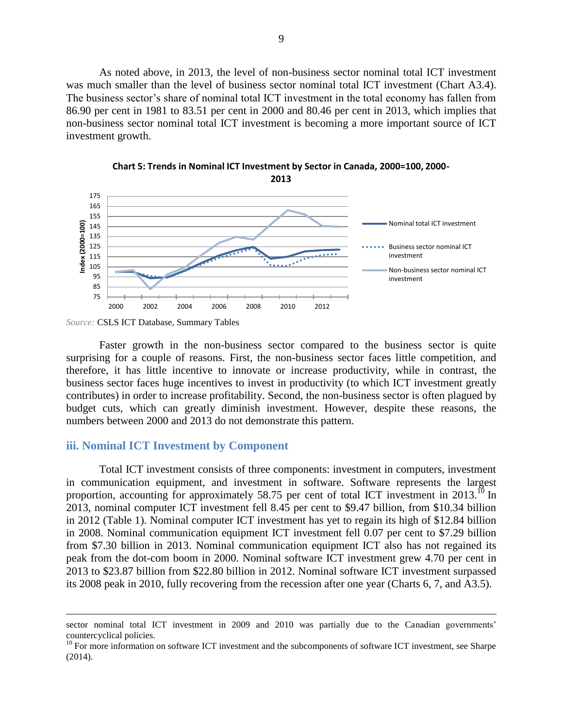As noted above, in 2013, the level of non-business sector nominal total ICT investment was much smaller than the level of business sector nominal total ICT investment (Chart A3.4). The business sector's share of nominal total ICT investment in the total economy has fallen from 86.90 per cent in 1981 to 83.51 per cent in 2000 and 80.46 per cent in 2013, which implies that non-business sector nominal total ICT investment is becoming a more important source of ICT investment growth.

**Chart 5: Trends in Nominal ICT Investment by Sector in Canada, 2000=100, 2000-2013**

*Source:* CSLS ICT Database, Summary Tables

Faster growth in the non-business sector compared to the business sector is quite surprising for a couple of reasons. First, the non-business sector faces little competition, and therefore, it has little incentive to innovate or increase productivity, while in contrast, the business sector faces huge incentives to invest in productivity (to which ICT investment greatly contributes) in order to increase profitability. Second, the non-business sector is often plagued by budget cuts, which can greatly diminish investment. However, despite these reasons, the numbers between 2000 and 2013 do not demonstrate this pattern.

### iii. Nominal ICT Investment by Component

Total ICT investment consists of three components: investment in computers, investment in communication equipment, and investment in software. Software represents the largest proportion, accounting for approximately 58.75 per cent of total ICT investment in 2013.[10] In 2013, nominal computer ICT investment fell 8.45 per cent to \$9.47 billion, from \$10.34 billion in 2012 (Table 1). Nominal computer ICT investment has yet to regain its high of \$12.84 billion in 2008. Nominal communication equipment ICT investment fell 0.07 per cent to \$7.29 billion from \$7.30 billion in 2013. Nominal communication equipment ICT also has not regained its peak from the dot-com boom in 2000. Nominal software ICT investment grew 4.70 per cent in 2013 to \$23.87 billion from \$22.80 billion in 2012. Nominal software ICT investment surpassed its 2008 peak in 2010, fully recovering from the recession after one year (Charts 6, 7, and A3.5).

---

sector nominal total ICT investment in 2009 and 2010 was partially due to the Canadian governments' countercyclical policies.

[10] For more information on software ICT investment and the subcomponents of software ICT investment, see Sharpe (2014).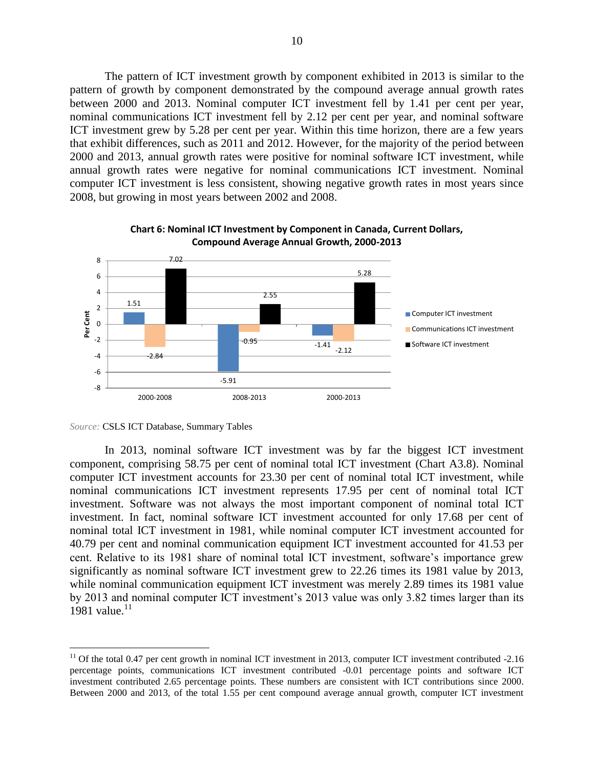The pattern of ICT investment growth by component exhibited in 2013 is similar to the pattern of growth by component demonstrated by the compound average annual growth rates between 2000 and 2013. Nominal computer ICT investment fell by 1.41 per cent per year, nominal communications ICT investment fell by 2.12 per cent per year, and nominal software ICT investment grew by 5.28 per cent per year. Within this time horizon, there are a few years that exhibit differences, such as 2011 and 2012. However, for the majority of the period between 2000 and 2013, annual growth rates were positive for nominal software ICT investment, while annual growth rates were negative for nominal communications ICT investment. Nominal computer ICT investment is less consistent, showing negative growth rates in most years since 2008, but growing in most years between 2002 and 2008.

**Chart 6: Nominal ICT Investment by Component in Canada, Current Dollars, Compound Average Annual Growth, 2000-2013**

| Per Cent | 2000-2008 | 2008-2013 | 2000-2013 |
|---|---|---|---|
| Computer ICT investment | 1.51 | -5.91 | -1.41 |
| Communications ICT investment | -2.84 | -0.95 | -2.12 |
| Software ICT investment | 7.02 | 2.55 | 5.28 |

*Source:* CSLS ICT Database, Summary Tables

In 2013, nominal software ICT investment was by far the biggest ICT investment component, comprising 58.75 per cent of nominal total ICT investment (Chart A3.8). Nominal computer ICT investment accounts for 23.30 per cent of nominal total ICT investment, while nominal communications ICT investment represents 17.95 per cent of nominal total ICT investment. Software was not always the most important component of nominal total ICT investment. In fact, nominal software ICT investment accounted for only 17.68 per cent of nominal total ICT investment in 1981, while nominal computer ICT investment accounted for 40.79 per cent and nominal communication equipment ICT investment accounted for 41.53 per cent. Relative to its 1981 share of nominal total ICT investment, software's importance grew significantly as nominal software ICT investment grew to 22.26 times its 1981 value by 2013, while nominal communication equipment ICT investment was merely 2.89 times its 1981 value by 2013 and nominal computer ICT investment's 2013 value was only 3.82 times larger than its 1981 value.[11]

[11] Of the total 0.47 per cent growth in nominal ICT investment in 2013, computer ICT investment contributed -2.16 percentage points, communications ICT investment contributed -0.01 percentage points and software ICT investment contributed 2.65 percentage points. These numbers are consistent with ICT contributions since 2000. Between 2000 and 2013, of the total 1.55 per cent compound average annual growth, computer ICT investment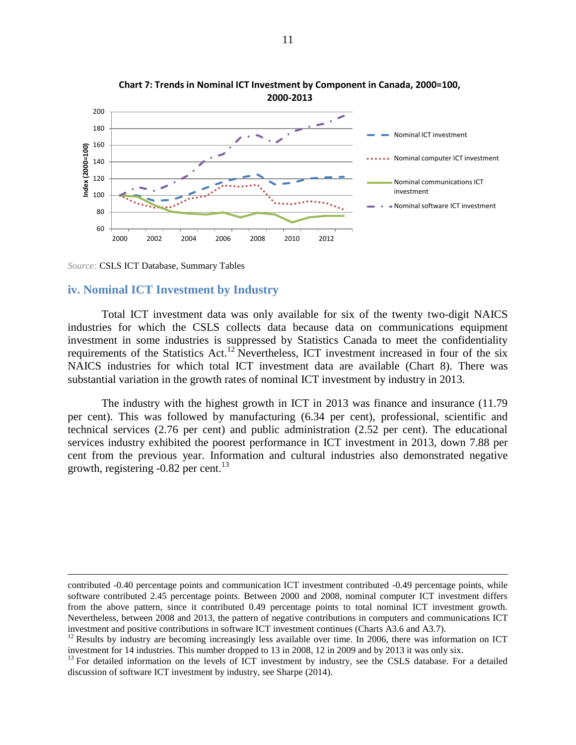**Chart 7: Trends in Nominal ICT Investment by Component in Canada, 2000=100, 2000-2013**

*Source:* CSLS ICT Database, Summary Tables

### iv. Nominal ICT Investment by Industry

Total ICT investment data was only available for six of the twenty two-digit NAICS industries for which the CSLS collects data because data on communications equipment investment in some industries is suppressed by Statistics Canada to meet the confidentiality requirements of the Statistics Act.[12] Nevertheless, ICT investment increased in four of the six NAICS industries for which total ICT investment data are available (Chart 8). There was substantial variation in the growth rates of nominal ICT investment by industry in 2013.

The industry with the highest growth in ICT in 2013 was finance and insurance (11.79 per cent). This was followed by manufacturing (6.34 per cent), professional, scientific and technical services (2.76 per cent) and public administration (2.52 per cent). The educational services industry exhibited the poorest performance in ICT investment in 2013, down 7.88 per cent from the previous year. Information and cultural industries also demonstrated negative growth, registering -0.82 per cent.[13]

---

contributed -0.40 percentage points and communication ICT investment contributed -0.49 percentage points, while software contributed 2.45 percentage points. Between 2000 and 2008, nominal computer ICT investment differs from the above pattern, since it contributed 0.49 percentage points to total nominal ICT investment growth. Nevertheless, between 2008 and 2013, the pattern of negative contributions in computers and communications ICT investment and positive contributions in software ICT investment continues (Charts A3.6 and A3.7).

[12] Results by industry are becoming increasingly less available over time. In 2006, there was information on ICT investment for 14 industries. This number dropped to 13 in 2008, 12 in 2009 and by 2013 it was only six.

[13] For detailed information on the levels of ICT investment by industry, see the CSLS database. For a detailed discussion of software ICT investment by industry, see Sharpe (2014).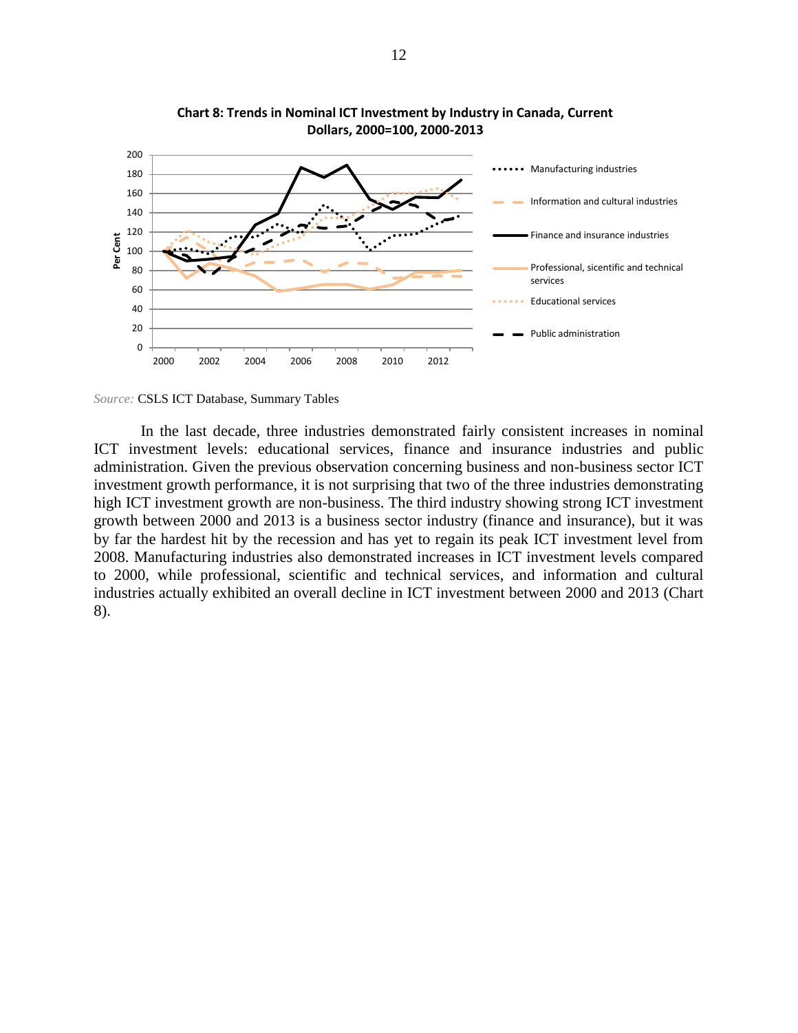**Chart 8: Trends in Nominal ICT Investment by Industry in Canada, Current Dollars, 2000=100, 2000-2013**

*Source:* CSLS ICT Database, Summary Tables

In the last decade, three industries demonstrated fairly consistent increases in nominal ICT investment levels: educational services, finance and insurance industries and public administration. Given the previous observation concerning business and non-business sector ICT investment growth performance, it is not surprising that two of the three industries demonstrating high ICT investment growth are non-business. The third industry showing strong ICT investment growth between 2000 and 2013 is a business sector industry (finance and insurance), but it was by far the hardest hit by the recession and has yet to regain its peak ICT investment level from 2008. Manufacturing industries also demonstrated increases in ICT investment levels compared to 2000, while professional, scientific and technical services, and information and cultural industries actually exhibited an overall decline in ICT investment between 2000 and 2013 (Chart 8).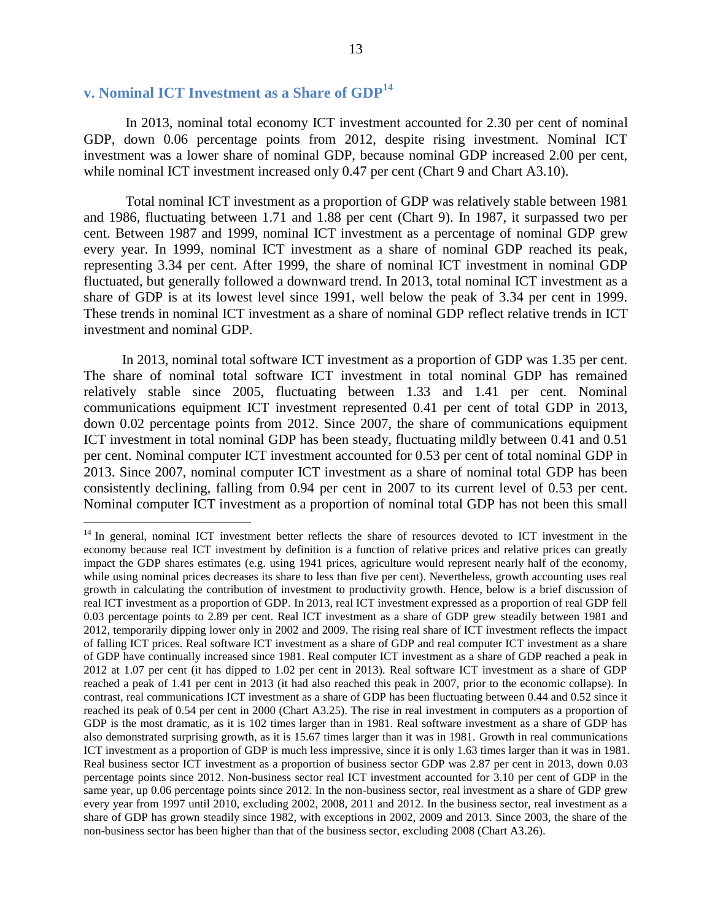### v. Nominal ICT Investment as a Share of GDP[14]

In 2013, nominal total economy ICT investment accounted for 2.30 per cent of nominal GDP, down 0.06 percentage points from 2012, despite rising investment. Nominal ICT investment was a lower share of nominal GDP, because nominal GDP increased 2.00 per cent, while nominal ICT investment increased only 0.47 per cent (Chart 9 and Chart A3.10).

Total nominal ICT investment as a proportion of GDP was relatively stable between 1981 and 1986, fluctuating between 1.71 and 1.88 per cent (Chart 9). In 1987, it surpassed two per cent. Between 1987 and 1999, nominal ICT investment as a percentage of nominal GDP grew every year. In 1999, nominal ICT investment as a share of nominal GDP reached its peak, representing 3.34 per cent. After 1999, the share of nominal ICT investment in nominal GDP fluctuated, but generally followed a downward trend. In 2013, total nominal ICT investment as a share of GDP is at its lowest level since 1991, well below the peak of 3.34 per cent in 1999. These trends in nominal ICT investment as a share of nominal GDP reflect relative trends in ICT investment and nominal GDP.

In 2013, nominal total software ICT investment as a proportion of GDP was 1.35 per cent. The share of nominal total software ICT investment in total nominal GDP has remained relatively stable since 2005, fluctuating between 1.33 and 1.41 per cent. Nominal communications equipment ICT investment represented 0.41 per cent of total GDP in 2013, down 0.02 percentage points from 2012. Since 2007, the share of communications equipment ICT investment in total nominal GDP has been steady, fluctuating mildly between 0.41 and 0.51 per cent. Nominal computer ICT investment accounted for 0.53 per cent of total nominal GDP in 2013. Since 2007, nominal computer ICT investment as a share of nominal total GDP has been consistently declining, falling from 0.94 per cent in 2007 to its current level of 0.53 per cent. Nominal computer ICT investment as a proportion of nominal total GDP has not been this small

---

[14] In general, nominal ICT investment better reflects the share of resources devoted to ICT investment in the economy because real ICT investment by definition is a function of relative prices and relative prices can greatly impact the GDP shares estimates (e.g. using 1941 prices, agriculture would represent nearly half of the economy, while using nominal prices decreases its share to less than five per cent). Nevertheless, growth accounting uses real growth in calculating the contribution of investment to productivity growth. Hence, below is a brief discussion of real ICT investment as a proportion of GDP. In 2013, real ICT investment expressed as a proportion of real GDP fell 0.03 percentage points to 2.89 per cent. Real ICT investment as a share of GDP grew steadily between 1981 and 2012, temporarily dipping lower only in 2002 and 2009. The rising real share of ICT investment reflects the impact of falling ICT prices. Real software ICT investment as a share of GDP and real computer ICT investment as a share of GDP have continually increased since 1981. Real computer ICT investment as a share of GDP reached a peak in 2012 at 1.07 per cent (it has dipped to 1.02 per cent in 2013). Real software ICT investment as a share of GDP reached a peak of 1.41 per cent in 2013 (it had also reached this peak in 2007, prior to the economic collapse). In contrast, real communications ICT investment as a share of GDP has been fluctuating between 0.44 and 0.52 since it reached its peak of 0.54 per cent in 2000 (Chart A3.25). The rise in real investment in computers as a proportion of GDP is the most dramatic, as it is 102 times larger than in 1981. Real software investment as a share of GDP has also demonstrated surprising growth, as it is 15.67 times larger than it was in 1981. Growth in real communications ICT investment as a proportion of GDP is much less impressive, since it is only 1.63 times larger than it was in 1981. Real business sector ICT investment as a proportion of business sector GDP was 2.87 per cent in 2013, down 0.03 percentage points since 2012. Non-business sector real ICT investment accounted for 3.10 per cent of GDP in the same year, up 0.06 percentage points since 2012. In the non-business sector, real investment as a share of GDP grew every year from 1997 until 2010, excluding 2002, 2008, 2011 and 2012. In the business sector, real investment as a share of GDP has grown steadily since 1982, with exceptions in 2002, 2009 and 2013. Since 2003, the share of the non-business sector has been higher than that of the business sector, excluding 2008 (Chart A3.26).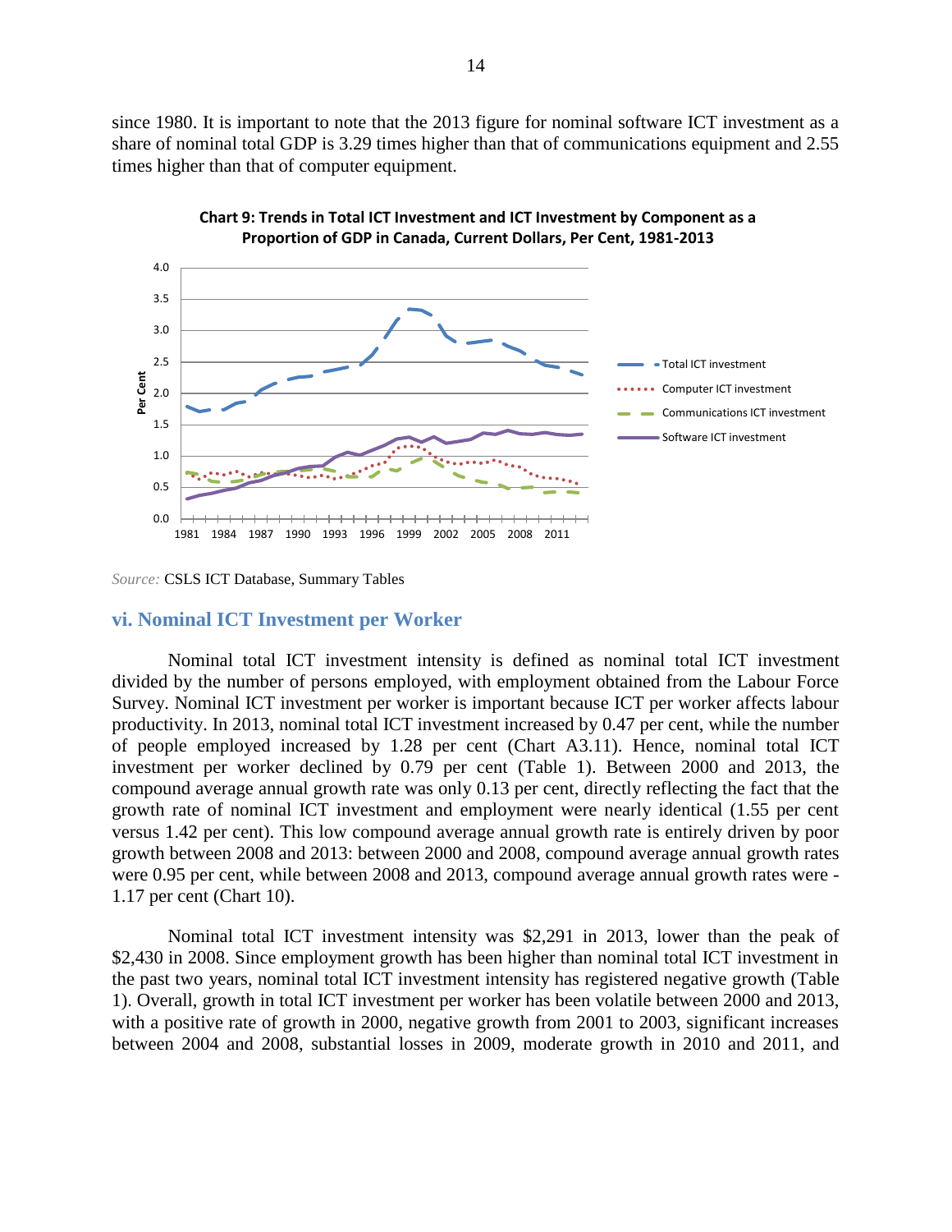since 1980. It is important to note that the 2013 figure for nominal software ICT investment as a share of nominal total GDP is 3.29 times higher than that of communications equipment and 2.55 times higher than that of computer equipment.

**Chart 9: Trends in Total ICT Investment and ICT Investment by Component as a Proportion of GDP in Canada, Current Dollars, Per Cent, 1981-2013**

*Source:* CSLS ICT Database, Summary Tables

## vi. Nominal ICT Investment per Worker

Nominal total ICT investment intensity is defined as nominal total ICT investment divided by the number of persons employed, with employment obtained from the Labour Force Survey. Nominal ICT investment per worker is important because ICT per worker affects labour productivity. In 2013, nominal total ICT investment increased by 0.47 per cent, while the number of people employed increased by 1.28 per cent (Chart A3.11). Hence, nominal total ICT investment per worker declined by 0.79 per cent (Table 1). Between 2000 and 2013, the compound average annual growth rate was only 0.13 per cent, directly reflecting the fact that the growth rate of nominal ICT investment and employment were nearly identical (1.55 per cent versus 1.42 per cent). This low compound average annual growth rate is entirely driven by poor growth between 2008 and 2013: between 2000 and 2008, compound average annual growth rates were 0.95 per cent, while between 2008 and 2013, compound average annual growth rates were -1.17 per cent (Chart 10).

Nominal total ICT investment intensity was $2,291 in 2013, lower than the peak of $2,430 in 2008. Since employment growth has been higher than nominal total ICT investment in the past two years, nominal total ICT investment intensity has registered negative growth (Table 1). Overall, growth in total ICT investment per worker has been volatile between 2000 and 2013, with a positive rate of growth in 2000, negative growth from 2001 to 2003, significant increases between 2004 and 2008, substantial losses in 2009, moderate growth in 2010 and 2011, and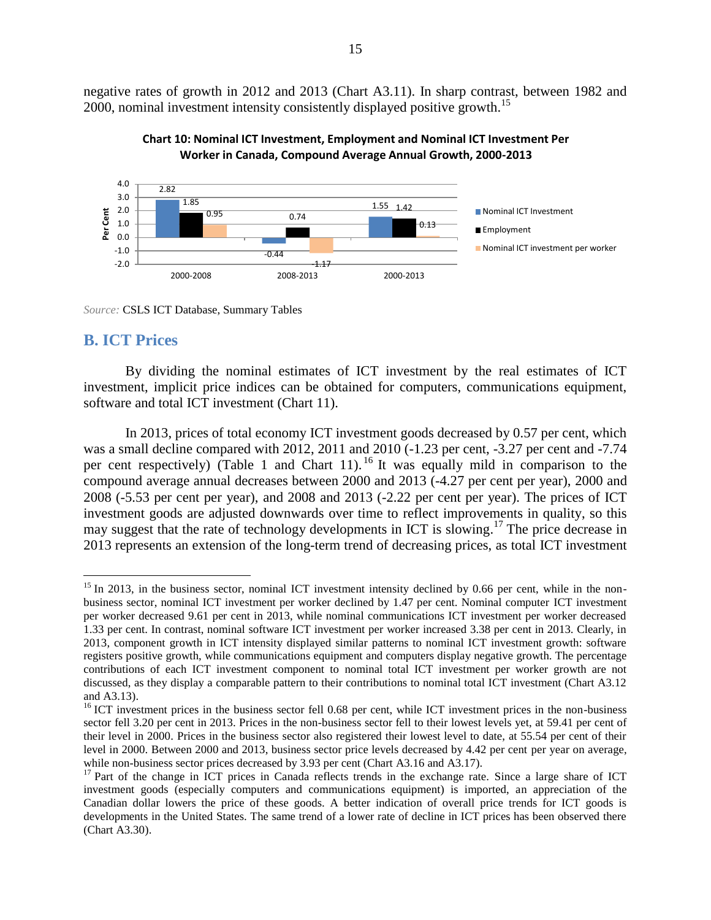negative rates of growth in 2012 and 2013 (Chart A3.11). In sharp contrast, between 1982 and 2000, nominal investment intensity consistently displayed positive growth.[15]

**Chart 10: Nominal ICT Investment, Employment and Nominal ICT Investment Per Worker in Canada, Compound Average Annual Growth, 2000-2013**

| Per Cent | 2000-2008 | 2008-2013 | 2000-2013 |
|---|---|---|---|
| Nominal ICT Investment | 2.82 | -0.44 | 1.55 |
| Employment | 1.85 | 0.74 | 1.42 |
| Nominal ICT investment per worker | 0.95 | -1.17 | 0.13 |

*Source:* CSLS ICT Database, Summary Tables

## B. ICT Prices

By dividing the nominal estimates of ICT investment by the real estimates of ICT investment, implicit price indices can be obtained for computers, communications equipment, software and total ICT investment (Chart 11).

In 2013, prices of total economy ICT investment goods decreased by 0.57 per cent, which was a small decline compared with 2012, 2011 and 2010 (-1.23 per cent, -3.27 per cent and -7.74 per cent respectively) (Table 1 and Chart 11).[16] It was equally mild in comparison to the compound average annual decreases between 2000 and 2013 (-4.27 per cent per year), 2000 and 2008 (-5.53 per cent per year), and 2008 and 2013 (-2.22 per cent per year). The prices of ICT investment goods are adjusted downwards over time to reflect improvements in quality, so this may suggest that the rate of technology developments in ICT is slowing.[17] The price decrease in 2013 represents an extension of the long-term trend of decreasing prices, as total ICT investment

---

[15] In 2013, in the business sector, nominal ICT investment intensity declined by 0.66 per cent, while in the non-business sector, nominal ICT investment per worker declined by 1.47 per cent. Nominal computer ICT investment per worker decreased 9.61 per cent in 2013, while nominal communications ICT investment per worker decreased 1.33 per cent. In contrast, nominal software ICT investment per worker increased 3.38 per cent in 2013. Clearly, in 2013, component growth in ICT intensity displayed similar patterns to nominal ICT investment growth: software registers positive growth, while communications equipment and computers display negative growth. The percentage contributions of each ICT investment component to nominal total ICT investment per worker growth are not discussed, as they display a comparable pattern to their contributions to nominal total ICT investment (Chart A3.12 and A3.13).

[16] ICT investment prices in the business sector fell 0.68 per cent, while ICT investment prices in the non-business sector fell 3.20 per cent in 2013. Prices in the non-business sector fell to their lowest levels yet, at 59.41 per cent of their level in 2000. Prices in the business sector also registered their lowest level to date, at 55.54 per cent of their level in 2000. Between 2000 and 2013, business sector price levels decreased by 4.42 per cent per year on average, while non-business sector prices decreased by 3.93 per cent (Chart A3.16 and A3.17).

[17] Part of the change in ICT prices in Canada reflects trends in the exchange rate. Since a large share of ICT investment goods (especially computers and communications equipment) is imported, an appreciation of the Canadian dollar lowers the price of these goods. A better indication of overall price trends for ICT goods is developments in the United States. The same trend of a lower rate of decline in ICT prices has been observed there (Chart A3.30).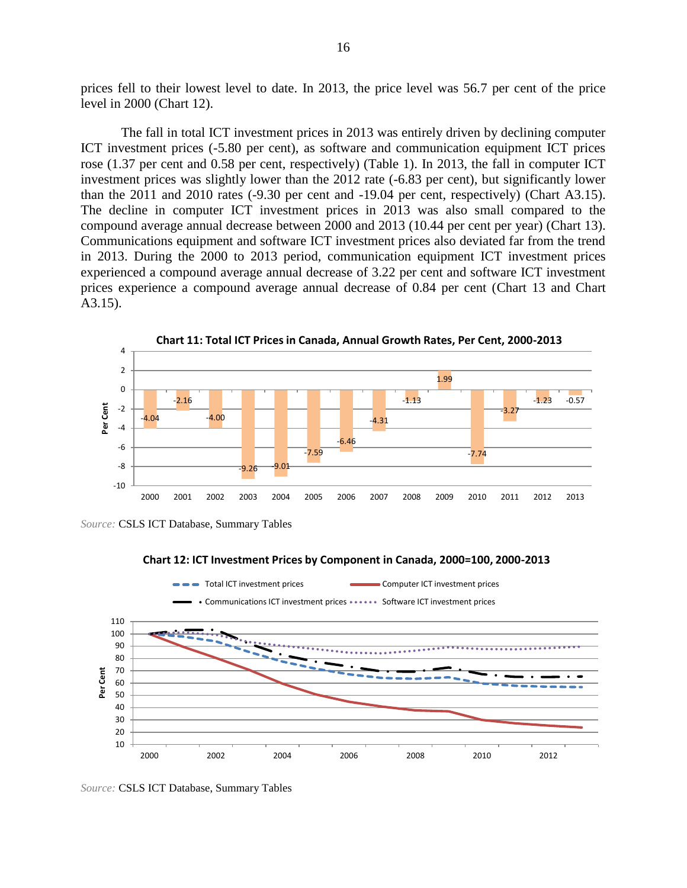prices fell to their lowest level to date. In 2013, the price level was 56.7 per cent of the price level in 2000 (Chart 12).

The fall in total ICT investment prices in 2013 was entirely driven by declining computer ICT investment prices (-5.80 per cent), as software and communication equipment ICT prices rose (1.37 per cent and 0.58 per cent, respectively) (Table 1). In 2013, the fall in computer ICT investment prices was slightly lower than the 2012 rate (-6.83 per cent), but significantly lower than the 2011 and 2010 rates (-9.30 per cent and -19.04 per cent, respectively) (Chart A3.15). The decline in computer ICT investment prices in 2013 was also small compared to the compound average annual decrease between 2000 and 2013 (10.44 per cent per year) (Chart 13). Communications equipment and software ICT investment prices also deviated far from the trend in 2013. During the 2000 to 2013 period, communication equipment ICT investment prices experienced a compound average annual decrease of 3.22 per cent and software ICT investment prices experience a compound average annual decrease of 0.84 per cent (Chart 13 and Chart A3.15).

**Chart 11: Total ICT Prices in Canada, Annual Growth Rates, Per Cent, 2000-2013**

| Year | Per Cent |
|---|---|
| 2000 | -4.04 |
| 2001 | -2.16 |
| 2002 | -4.00 |
| 2003 | -9.26 |
| 2004 | -9.01 |
| 2005 | -7.59 |
| 2006 | -6.46 |
| 2007 | -4.31 |
| 2008 | -1.13 |
| 2009 | 1.99 |
| 2010 | -7.74 |
| 2011 | -3.27 |
| 2012 | -1.23 |
| 2013 | -0.57 |

*Source:* CSLS ICT Database, Summary Tables

**Chart 12: ICT Investment Prices by Component in Canada, 2000=100, 2000-2013**

Legend: Total ICT investment prices; Computer ICT investment prices; Communications ICT investment prices; Software ICT investment prices

*Source:* CSLS ICT Database, Summary Tables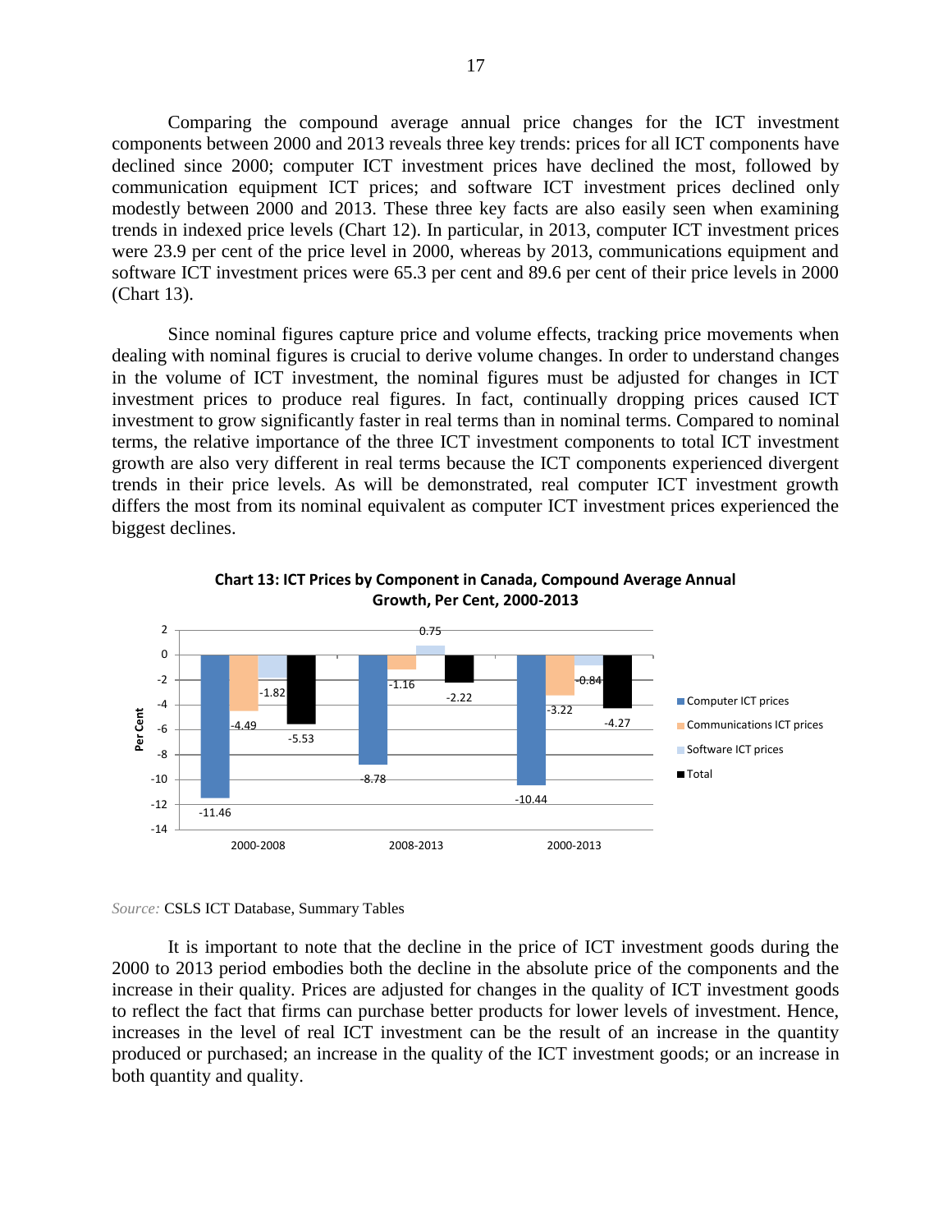Comparing the compound average annual price changes for the ICT investment components between 2000 and 2013 reveals three key trends: prices for all ICT components have declined since 2000; computer ICT investment prices have declined the most, followed by communication equipment ICT prices; and software ICT investment prices declined only modestly between 2000 and 2013. These three key facts are also easily seen when examining trends in indexed price levels (Chart 12). In particular, in 2013, computer ICT investment prices were 23.9 per cent of the price level in 2000, whereas by 2013, communications equipment and software ICT investment prices were 65.3 per cent and 89.6 per cent of their price levels in 2000 (Chart 13).

Since nominal figures capture price and volume effects, tracking price movements when dealing with nominal figures is crucial to derive volume changes. In order to understand changes in the volume of ICT investment, the nominal figures must be adjusted for changes in ICT investment prices to produce real figures. In fact, continually dropping prices caused ICT investment to grow significantly faster in real terms than in nominal terms. Compared to nominal terms, the relative importance of the three ICT investment components to total ICT investment growth are also very different in real terms because the ICT components experienced divergent trends in their price levels. As will be demonstrated, real computer ICT investment growth differs the most from its nominal equivalent as computer ICT investment prices experienced the biggest declines.

**Chart 13: ICT Prices by Component in Canada, Compound Average Annual Growth, Per Cent, 2000-2013**

| Per Cent | 2000-2008 | 2008-2013 | 2000-2013 |
|---|---|---|---|
| Computer ICT prices | -11.46 | -8.78 | -10.44 |
| Communications ICT prices | -4.49 | -1.16 | -3.22 |
| Software ICT prices | -1.82 | 0.75 | -0.84 |
| Total | -5.53 | -2.22 | -4.27 |

*Source:* CSLS ICT Database, Summary Tables

It is important to note that the decline in the price of ICT investment goods during the 2000 to 2013 period embodies both the decline in the absolute price of the components and the increase in their quality. Prices are adjusted for changes in the quality of ICT investment goods to reflect the fact that firms can purchase better products for lower levels of investment. Hence, increases in the level of real ICT investment can be the result of an increase in the quantity produced or purchased; an increase in the quality of the ICT investment goods; or an increase in both quantity and quality.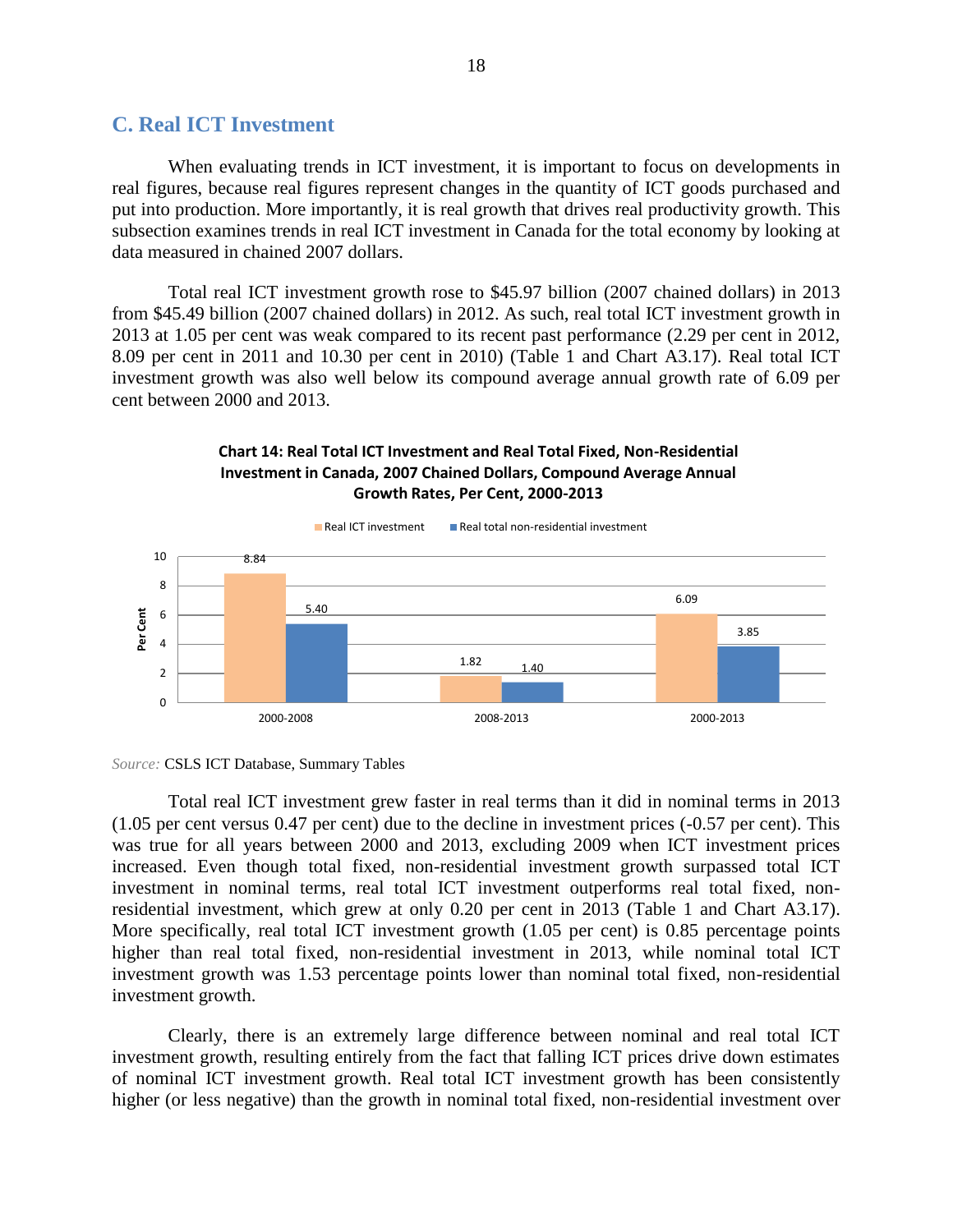## C. Real ICT Investment

When evaluating trends in ICT investment, it is important to focus on developments in real figures, because real figures represent changes in the quantity of ICT goods purchased and put into production. More importantly, it is real growth that drives real productivity growth. This subsection examines trends in real ICT investment in Canada for the total economy by looking at data measured in chained 2007 dollars.

Total real ICT investment growth rose to $45.97 billion (2007 chained dollars) in 2013 from $45.49 billion (2007 chained dollars) in 2012. As such, real total ICT investment growth in 2013 at 1.05 per cent was weak compared to its recent past performance (2.29 per cent in 2012, 8.09 per cent in 2011 and 10.30 per cent in 2010) (Table 1 and Chart A3.17). Real total ICT investment growth was also well below its compound average annual growth rate of 6.09 per cent between 2000 and 2013.

**Chart 14: Real Total ICT Investment and Real Total Fixed, Non-Residential Investment in Canada, 2007 Chained Dollars, Compound Average Annual Growth Rates, Per Cent, 2000-2013**

| Period | Real ICT investment | Real total non-residential investment |
|---|---|---|
| 2000-2008 | 8.84 | 5.40 |
| 2008-2013 | 1.82 | 1.40 |
| 2000-2013 | 6.09 | 3.85 |

*Source:* CSLS ICT Database, Summary Tables

Total real ICT investment grew faster in real terms than it did in nominal terms in 2013 (1.05 per cent versus 0.47 per cent) due to the decline in investment prices (-0.57 per cent). This was true for all years between 2000 and 2013, excluding 2009 when ICT investment prices increased. Even though total fixed, non-residential investment growth surpassed total ICT investment in nominal terms, real total ICT investment outperforms real total fixed, non-residential investment, which grew at only 0.20 per cent in 2013 (Table 1 and Chart A3.17). More specifically, real total ICT investment growth (1.05 per cent) is 0.85 percentage points higher than real total fixed, non-residential investment in 2013, while nominal total ICT investment growth was 1.53 percentage points lower than nominal total fixed, non-residential investment growth.

Clearly, there is an extremely large difference between nominal and real total ICT investment growth, resulting entirely from the fact that falling ICT prices drive down estimates of nominal ICT investment growth. Real total ICT investment growth has been consistently higher (or less negative) than the growth in nominal total fixed, non-residential investment over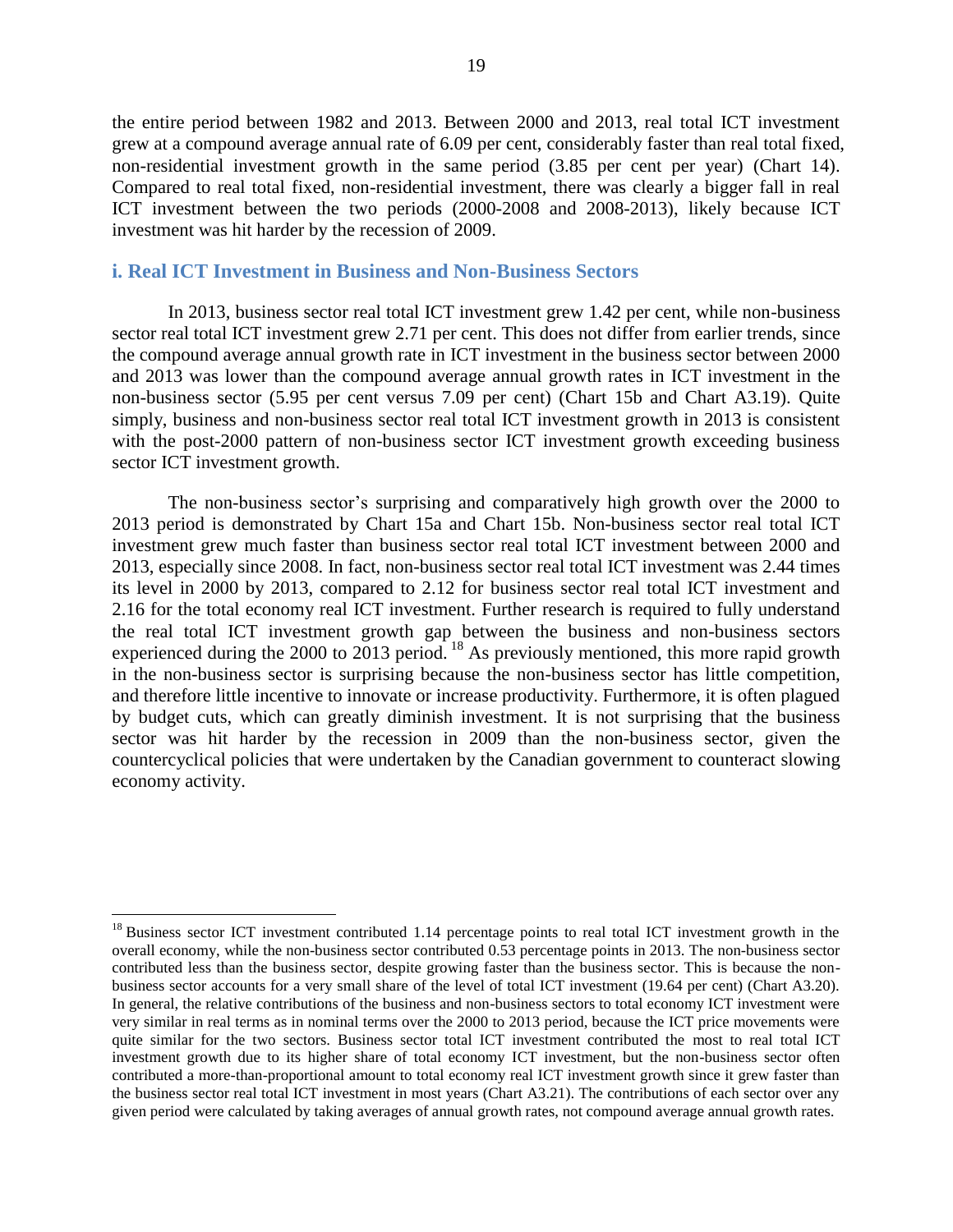the entire period between 1982 and 2013. Between 2000 and 2013, real total ICT investment grew at a compound average annual rate of 6.09 per cent, considerably faster than real total fixed, non-residential investment growth in the same period (3.85 per cent per year) (Chart 14). Compared to real total fixed, non-residential investment, there was clearly a bigger fall in real ICT investment between the two periods (2000-2008 and 2008-2013), likely because ICT investment was hit harder by the recession of 2009.

### i. Real ICT Investment in Business and Non-Business Sectors

In 2013, business sector real total ICT investment grew 1.42 per cent, while non-business sector real total ICT investment grew 2.71 per cent. This does not differ from earlier trends, since the compound average annual growth rate in ICT investment in the business sector between 2000 and 2013 was lower than the compound average annual growth rates in ICT investment in the non-business sector (5.95 per cent versus 7.09 per cent) (Chart 15b and Chart A3.19). Quite simply, business and non-business sector real total ICT investment growth in 2013 is consistent with the post-2000 pattern of non-business sector ICT investment growth exceeding business sector ICT investment growth.

The non-business sector's surprising and comparatively high growth over the 2000 to 2013 period is demonstrated by Chart 15a and Chart 15b. Non-business sector real total ICT investment grew much faster than business sector real total ICT investment between 2000 and 2013, especially since 2008. In fact, non-business sector real total ICT investment was 2.44 times its level in 2000 by 2013, compared to 2.12 for business sector real total ICT investment and 2.16 for the total economy real ICT investment. Further research is required to fully understand the real total ICT investment growth gap between the business and non-business sectors experienced during the 2000 to 2013 period.[18] As previously mentioned, this more rapid growth in the non-business sector is surprising because the non-business sector has little competition, and therefore little incentive to innovate or increase productivity. Furthermore, it is often plagued by budget cuts, which can greatly diminish investment. It is not surprising that the business sector was hit harder by the recession in 2009 than the non-business sector, given the countercyclical policies that were undertaken by the Canadian government to counteract slowing economy activity.

---

[18] Business sector ICT investment contributed 1.14 percentage points to real total ICT investment growth in the overall economy, while the non-business sector contributed 0.53 percentage points in 2013. The non-business sector contributed less than the business sector, despite growing faster than the business sector. This is because the non-business sector accounts for a very small share of the level of total ICT investment (19.64 per cent) (Chart A3.20). In general, the relative contributions of the business and non-business sectors to total economy ICT investment were very similar in real terms as in nominal terms over the 2000 to 2013 period, because the ICT price movements were quite similar for the two sectors. Business sector total ICT investment contributed the most to real total ICT investment growth due to its higher share of total economy ICT investment, but the non-business sector often contributed a more-than-proportional amount to total economy real ICT investment growth since it grew faster than the business sector real total ICT investment in most years (Chart A3.21). The contributions of each sector over any given period were calculated by taking averages of annual growth rates, not compound average annual growth rates.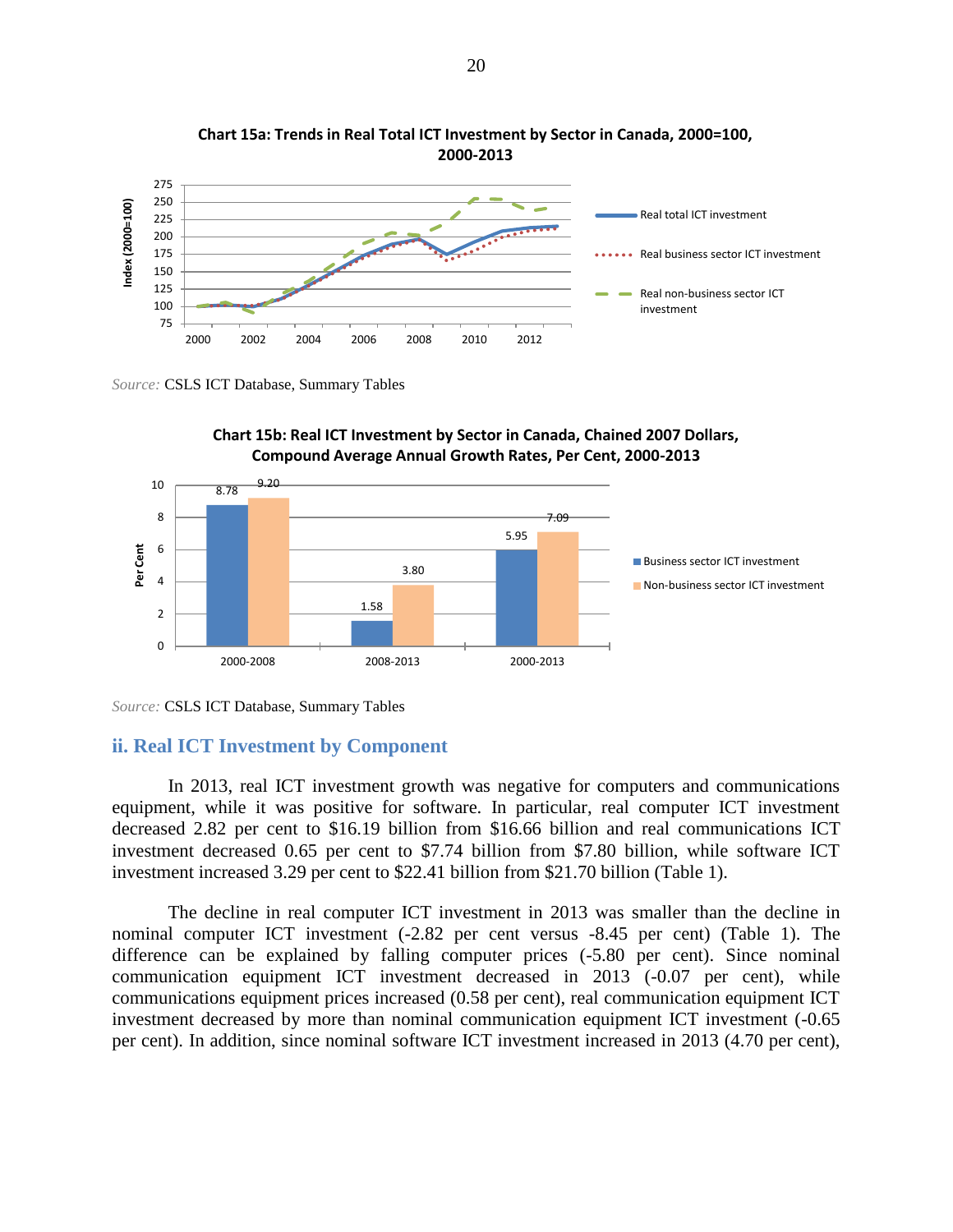**Chart 15a: Trends in Real Total ICT Investment by Sector in Canada, 2000=100, 2000-2013**

*Source:* CSLS ICT Database, Summary Tables

**Chart 15b: Real ICT Investment by Sector in Canada, Chained 2007 Dollars, Compound Average Annual Growth Rates, Per Cent, 2000-2013**

| | Business sector ICT investment | Non-business sector ICT investment |
|---|---|---|
| 2000-2008 | 8.78 | 9.20 |
| 2008-2013 | 1.58 | 3.80 |
| 2000-2013 | 5.95 | 7.09 |

*Source:* CSLS ICT Database, Summary Tables

## ii. Real ICT Investment by Component

In 2013, real ICT investment growth was negative for computers and communications equipment, while it was positive for software. In particular, real computer ICT investment decreased 2.82 per cent to $16.19 billion from $16.66 billion and real communications ICT investment decreased 0.65 per cent to $7.74 billion from $7.80 billion, while software ICT investment increased 3.29 per cent to $22.41 billion from $21.70 billion (Table 1).

The decline in real computer ICT investment in 2013 was smaller than the decline in nominal computer ICT investment (-2.82 per cent versus -8.45 per cent) (Table 1). The difference can be explained by falling computer prices (-5.80 per cent). Since nominal communication equipment ICT investment decreased in 2013 (-0.07 per cent), while communications equipment prices increased (0.58 per cent), real communication equipment ICT investment decreased by more than nominal communication equipment ICT investment (-0.65 per cent). In addition, since nominal software ICT investment increased in 2013 (4.70 per cent),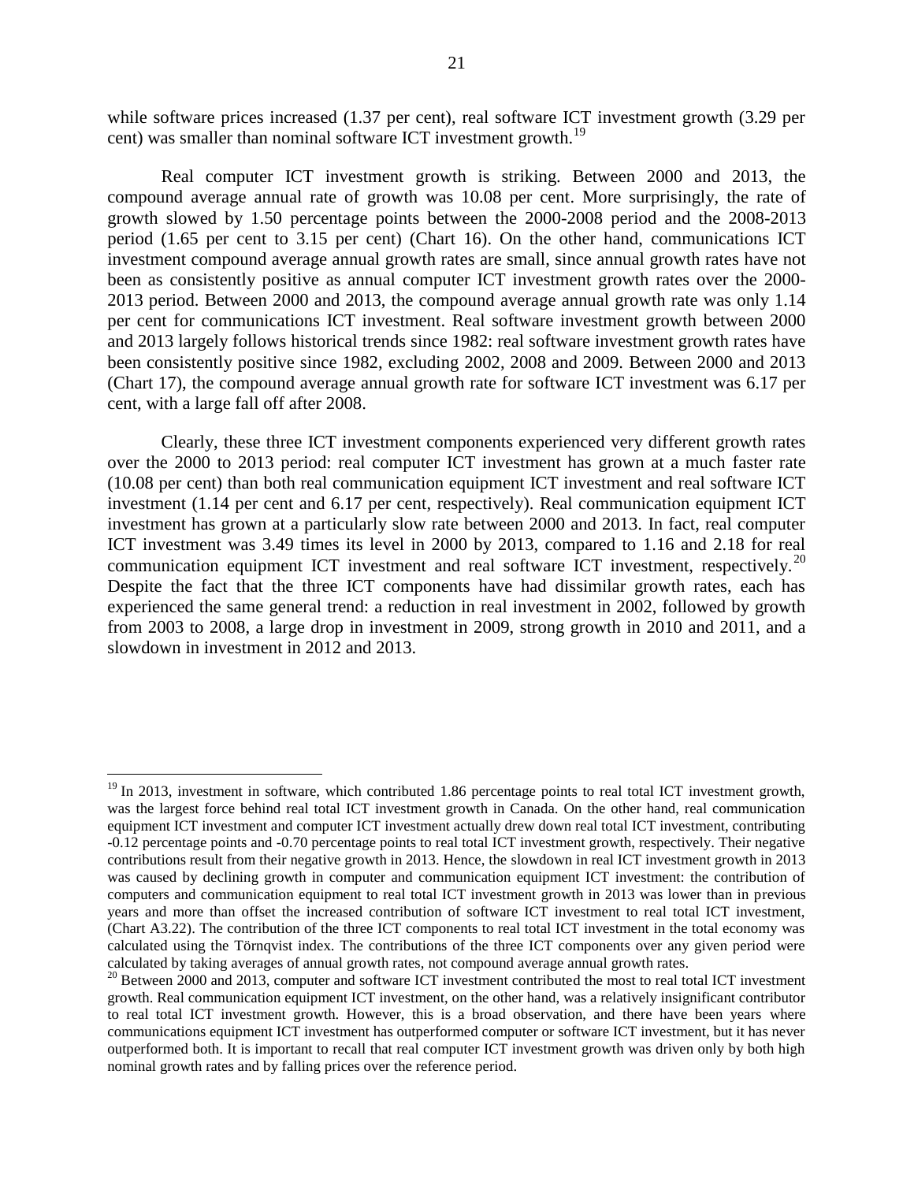while software prices increased (1.37 per cent), real software ICT investment growth (3.29 per cent) was smaller than nominal software ICT investment growth.[19]

Real computer ICT investment growth is striking. Between 2000 and 2013, the compound average annual rate of growth was 10.08 per cent. More surprisingly, the rate of growth slowed by 1.50 percentage points between the 2000-2008 period and the 2008-2013 period (1.65 per cent to 3.15 per cent) (Chart 16). On the other hand, communications ICT investment compound average annual growth rates are small, since annual growth rates have not been as consistently positive as annual computer ICT investment growth rates over the 2000-2013 period. Between 2000 and 2013, the compound average annual growth rate was only 1.14 per cent for communications ICT investment. Real software investment growth between 2000 and 2013 largely follows historical trends since 1982: real software investment growth rates have been consistently positive since 1982, excluding 2002, 2008 and 2009. Between 2000 and 2013 (Chart 17), the compound average annual growth rate for software ICT investment was 6.17 per cent, with a large fall off after 2008.

Clearly, these three ICT investment components experienced very different growth rates over the 2000 to 2013 period: real computer ICT investment has grown at a much faster rate (10.08 per cent) than both real communication equipment ICT investment and real software ICT investment (1.14 per cent and 6.17 per cent, respectively). Real communication equipment ICT investment has grown at a particularly slow rate between 2000 and 2013. In fact, real computer ICT investment was 3.49 times its level in 2000 by 2013, compared to 1.16 and 2.18 for real communication equipment ICT investment and real software ICT investment, respectively.[20] Despite the fact that the three ICT components have had dissimilar growth rates, each has experienced the same general trend: a reduction in real investment in 2002, followed by growth from 2003 to 2008, a large drop in investment in 2009, strong growth in 2010 and 2011, and a slowdown in investment in 2012 and 2013.

---

[19] In 2013, investment in software, which contributed 1.86 percentage points to real total ICT investment growth, was the largest force behind real total ICT investment growth in Canada. On the other hand, real communication equipment ICT investment and computer ICT investment actually drew down real total ICT investment, contributing -0.12 percentage points and -0.70 percentage points to real total ICT investment growth, respectively. Their negative contributions result from their negative growth in 2013. Hence, the slowdown in real ICT investment growth in 2013 was caused by declining growth in computer and communication equipment ICT investment: the contribution of computers and communication equipment to real total ICT investment growth in 2013 was lower than in previous years and more than offset the increased contribution of software ICT investment to real total ICT investment, (Chart A3.22). The contribution of the three ICT components to real total ICT investment in the total economy was calculated using the Törnqvist index. The contributions of the three ICT components over any given period were calculated by taking averages of annual growth rates, not compound average annual growth rates.

[20] Between 2000 and 2013, computer and software ICT investment contributed the most to real total ICT investment growth. Real communication equipment ICT investment, on the other hand, was a relatively insignificant contributor to real total ICT investment growth. However, this is a broad observation, and there have been years where communications equipment ICT investment has outperformed computer or software ICT investment, but it has never outperformed both. It is important to recall that real computer ICT investment growth was driven only by both high nominal growth rates and by falling prices over the reference period.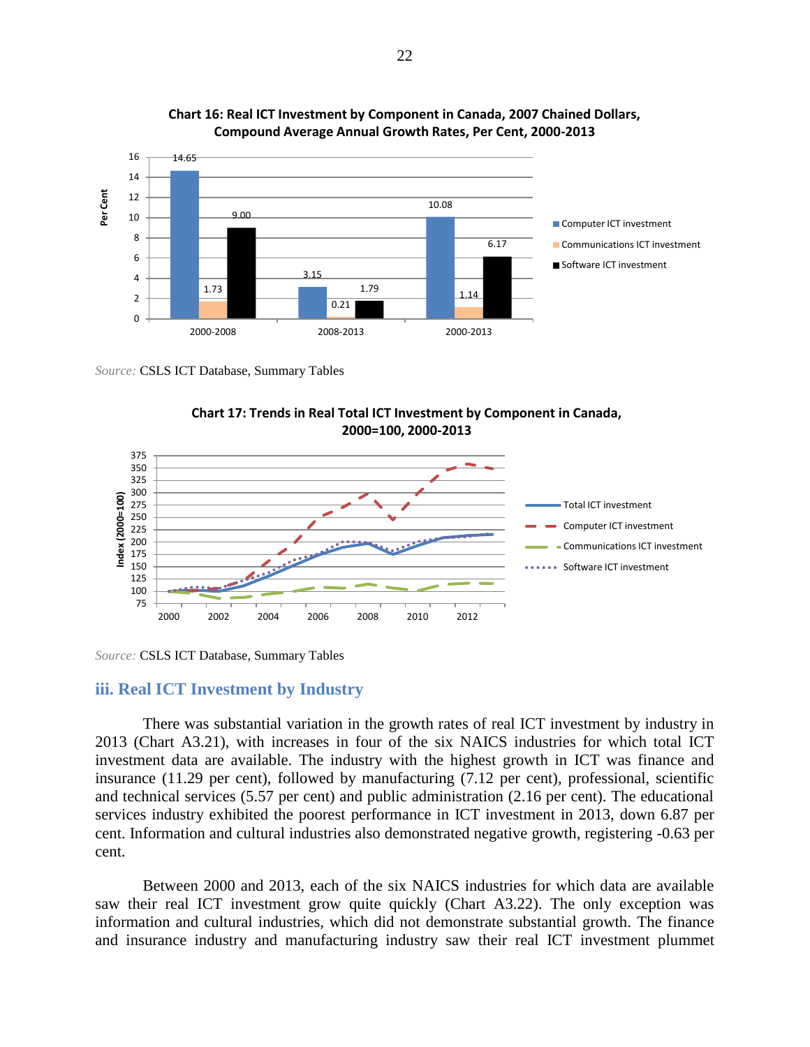**Chart 16: Real ICT Investment by Component in Canada, 2007 Chained Dollars, Compound Average Annual Growth Rates, Per Cent, 2000-2013**

| | Computer ICT investment | Communications ICT investment | Software ICT investment |
|---|---|---|---|
| 2000-2008 | 14.65 | 1.73 | 9.00 |
| 2008-2013 | 3.15 | 0.21 | 1.79 |
| 2000-2013 | 10.08 | 1.14 | 6.17 |

*Source:* CSLS ICT Database, Summary Tables

**Chart 17: Trends in Real Total ICT Investment by Component in Canada, 2000=100, 2000-2013**

*Source:* CSLS ICT Database, Summary Tables

### iii. Real ICT Investment by Industry

There was substantial variation in the growth rates of real ICT investment by industry in 2013 (Chart A3.21), with increases in four of the six NAICS industries for which total ICT investment data are available. The industry with the highest growth in ICT was finance and insurance (11.29 per cent), followed by manufacturing (7.12 per cent), professional, scientific and technical services (5.57 per cent) and public administration (2.16 per cent). The educational services industry exhibited the poorest performance in ICT investment in 2013, down 6.87 per cent. Information and cultural industries also demonstrated negative growth, registering -0.63 per cent.

Between 2000 and 2013, each of the six NAICS industries for which data are available saw their real ICT investment grow quite quickly (Chart A3.22). The only exception was information and cultural industries, which did not demonstrate substantial growth. The finance and insurance industry and manufacturing industry saw their real ICT investment plummet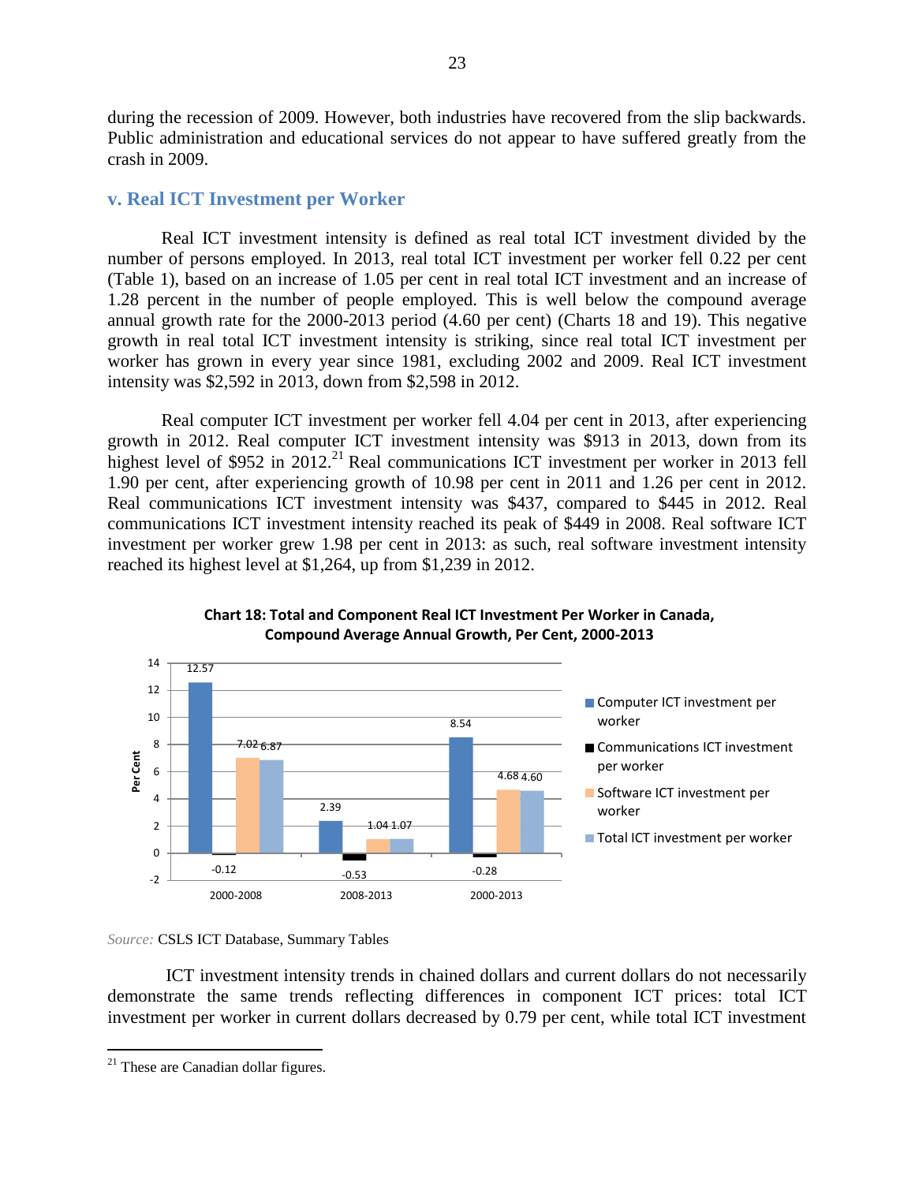during the recession of 2009. However, both industries have recovered from the slip backwards. Public administration and educational services do not appear to have suffered greatly from the crash in 2009.

### v. Real ICT Investment per Worker

Real ICT investment intensity is defined as real total ICT investment divided by the number of persons employed. In 2013, real total ICT investment per worker fell 0.22 per cent (Table 1), based on an increase of 1.05 per cent in real total ICT investment and an increase of 1.28 percent in the number of people employed. This is well below the compound average annual growth rate for the 2000-2013 period (4.60 per cent) (Charts 18 and 19). This negative growth in real total ICT investment intensity is striking, since real total ICT investment per worker has grown in every year since 1981, excluding 2002 and 2009. Real ICT investment intensity was $2,592 in 2013, down from $2,598 in 2012.

Real computer ICT investment per worker fell 4.04 per cent in 2013, after experiencing growth in 2012. Real computer ICT investment intensity was $913 in 2013, down from its highest level of $952 in 2012.[21] Real communications ICT investment per worker in 2013 fell 1.90 per cent, after experiencing growth of 10.98 per cent in 2011 and 1.26 per cent in 2012. Real communications ICT investment intensity was $437, compared to $445 in 2012. Real communications ICT investment intensity reached its peak of $449 in 2008. Real software ICT investment per worker grew 1.98 per cent in 2013: as such, real software investment intensity reached its highest level at $1,264, up from $1,239 in 2012.

**Chart 18: Total and Component Real ICT Investment Per Worker in Canada, Compound Average Annual Growth, Per Cent, 2000-2013**

| | 2000-2008 | 2008-2013 | 2000-2013 |
|---|---|---|---|
| Computer ICT investment per worker | 12.57 | 2.39 | 8.54 |
| Communications ICT investment per worker | -0.12 | -0.53 | -0.28 |
| Software ICT investment per worker | 7.02 | 1.04 | 4.68 |
| Total ICT investment per worker | 6.87 | 1.07 | 4.60 |

*Source:* CSLS ICT Database, Summary Tables

ICT investment intensity trends in chained dollars and current dollars do not necessarily demonstrate the same trends reflecting differences in component ICT prices: total ICT investment per worker in current dollars decreased by 0.79 per cent, while total ICT investment

[21] These are Canadian dollar figures.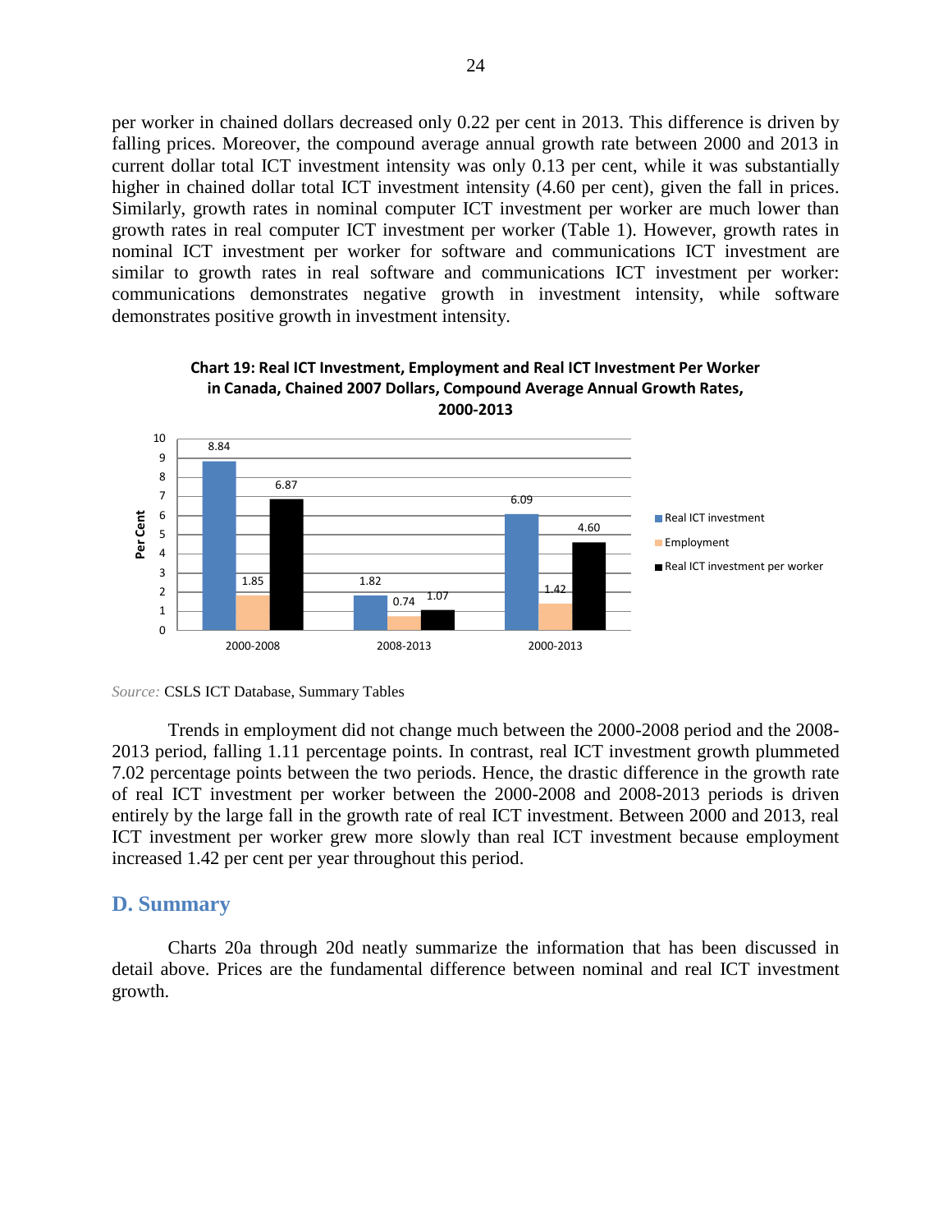per worker in chained dollars decreased only 0.22 per cent in 2013. This difference is driven by falling prices. Moreover, the compound average annual growth rate between 2000 and 2013 in current dollar total ICT investment intensity was only 0.13 per cent, while it was substantially higher in chained dollar total ICT investment intensity (4.60 per cent), given the fall in prices. Similarly, growth rates in nominal computer ICT investment per worker are much lower than growth rates in real computer ICT investment per worker (Table 1). However, growth rates in nominal ICT investment per worker for software and communications ICT investment are similar to growth rates in real software and communications ICT investment per worker: communications demonstrates negative growth in investment intensity, while software demonstrates positive growth in investment intensity.

**Chart 19: Real ICT Investment, Employment and Real ICT Investment Per Worker in Canada, Chained 2007 Dollars, Compound Average Annual Growth Rates, 2000-2013**

| Period | Real ICT investment | Employment | Real ICT investment per worker |
|---|---|---|---|
| 2000-2008 | 8.84 | 1.85 | 6.87 |
| 2008-2013 | 1.82 | 0.74 | 1.07 |
| 2000-2013 | 6.09 | 1.42 | 4.60 |

*Source:* CSLS ICT Database, Summary Tables

Trends in employment did not change much between the 2000-2008 period and the 2008-2013 period, falling 1.11 percentage points. In contrast, real ICT investment growth plummeted 7.02 percentage points between the two periods. Hence, the drastic difference in the growth rate of real ICT investment per worker between the 2000-2008 and 2008-2013 periods is driven entirely by the large fall in the growth rate of real ICT investment. Between 2000 and 2013, real ICT investment per worker grew more slowly than real ICT investment because employment increased 1.42 per cent per year throughout this period.

## D. Summary

Charts 20a through 20d neatly summarize the information that has been discussed in detail above. Prices are the fundamental difference between nominal and real ICT investment growth.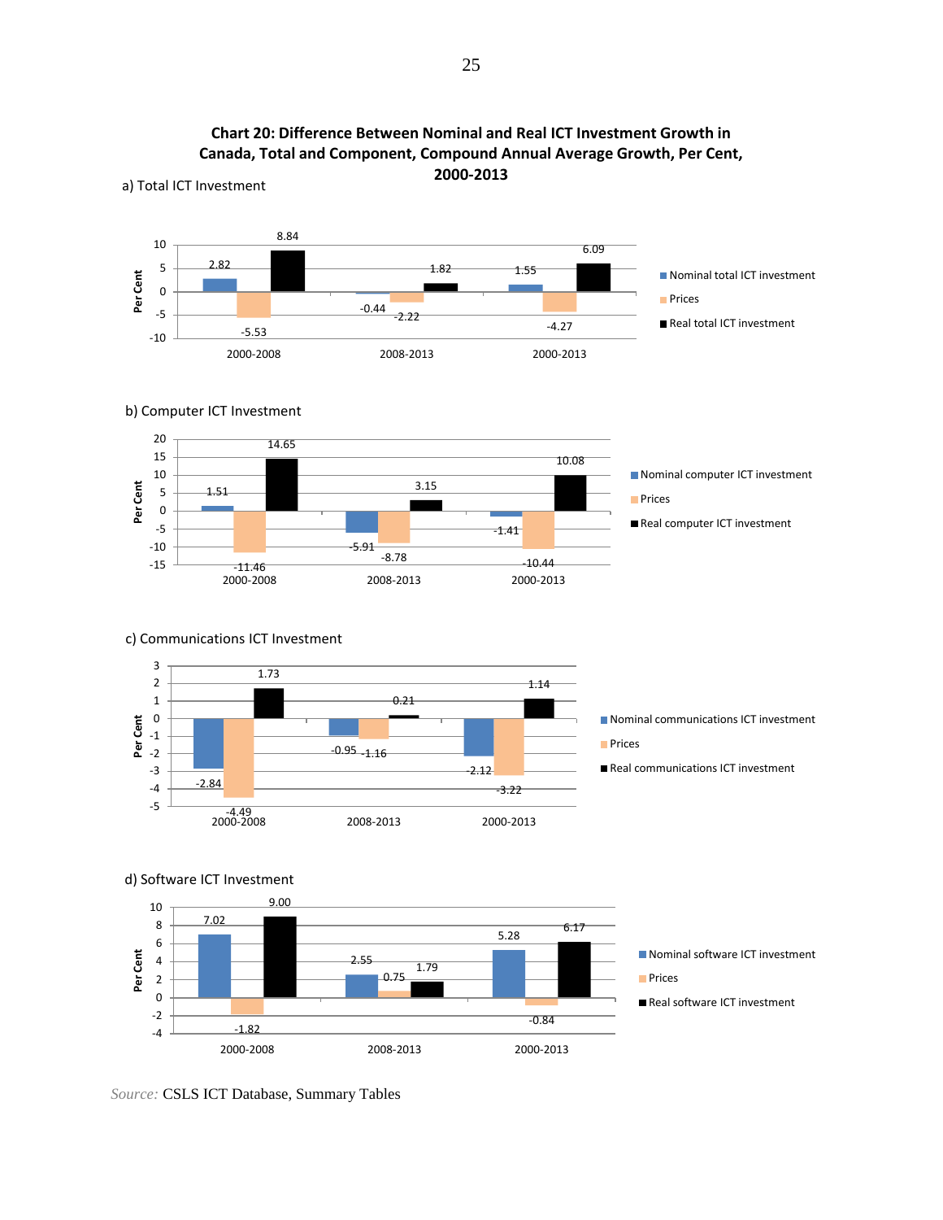**Chart 20: Difference Between Nominal and Real ICT Investment Growth in Canada, Total and Component, Compound Annual Average Growth, Per Cent, 2000-2013**

a) Total ICT Investment

| | 2000-2008 | 2008-2013 | 2000-2013 |
|---|---|---|---|
| Nominal total ICT investment | 2.82 | -0.44 | 1.55 |
| Prices | -5.53 | -2.22 | -4.27 |
| Real total ICT investment | 8.84 | 1.82 | 6.09 |

b) Computer ICT Investment

| | 2000-2008 | 2008-2013 | 2000-2013 |
|---|---|---|---|
| Nominal computer ICT investment | 1.51 | -5.91 | -1.41 |
| Prices | -11.46 | -8.78 | -10.44 |
| Real computer ICT investment | 14.65 | 3.15 | 10.08 |

c) Communications ICT Investment

| | 2000-2008 | 2008-2013 | 2000-2013 |
|---|---|---|---|
| Nominal communications ICT investment | -2.84 | -0.95 | -2.12 |
| Prices | -4.49 | -1.16 | -3.22 |
| Real communications ICT investment | 1.73 | 0.21 | 1.14 |

d) Software ICT Investment

| | 2000-2008 | 2008-2013 | 2000-2013 |
|---|---|---|---|
| Nominal software ICT investment | 7.02 | 2.55 | 5.28 |
| Prices | -1.82 | 0.75 | -0.84 |
| Real software ICT investment | 9.00 | 1.79 | 6.17 |

*Source:* CSLS ICT Database, Summary Tables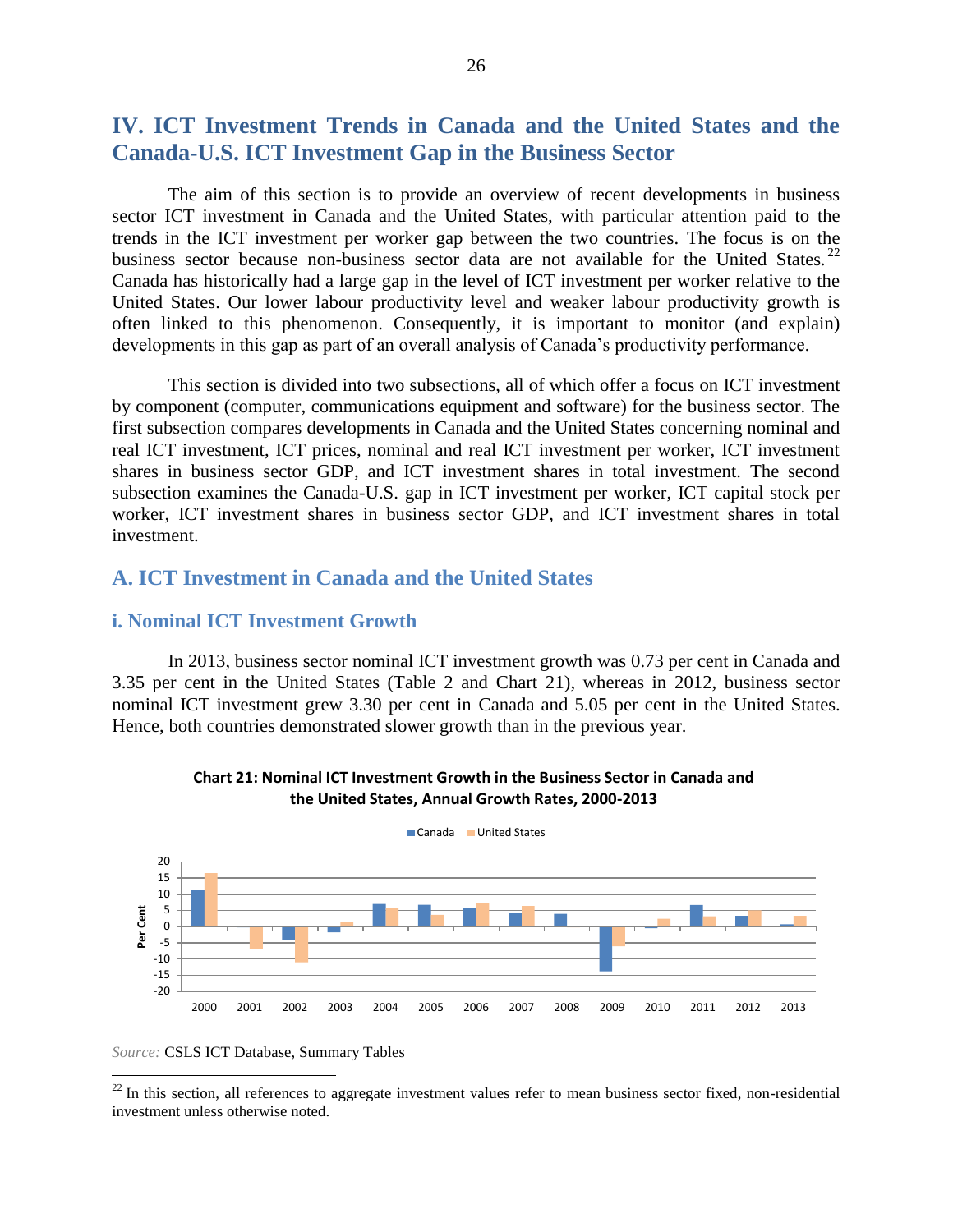# IV. ICT Investment Trends in Canada and the United States and the Canada-U.S. ICT Investment Gap in the Business Sector

The aim of this section is to provide an overview of recent developments in business sector ICT investment in Canada and the United States, with particular attention paid to the trends in the ICT investment per worker gap between the two countries. The focus is on the business sector because non-business sector data are not available for the United States.[22] Canada has historically had a large gap in the level of ICT investment per worker relative to the United States. Our lower labour productivity level and weaker labour productivity growth is often linked to this phenomenon. Consequently, it is important to monitor (and explain) developments in this gap as part of an overall analysis of Canada's productivity performance.

This section is divided into two subsections, all of which offer a focus on ICT investment by component (computer, communications equipment and software) for the business sector. The first subsection compares developments in Canada and the United States concerning nominal and real ICT investment, ICT prices, nominal and real ICT investment per worker, ICT investment shares in business sector GDP, and ICT investment shares in total investment. The second subsection examines the Canada-U.S. gap in ICT investment per worker, ICT capital stock per worker, ICT investment shares in business sector GDP, and ICT investment shares in total investment.

## A. ICT Investment in Canada and the United States

### i. Nominal ICT Investment Growth

In 2013, business sector nominal ICT investment growth was 0.73 per cent in Canada and 3.35 per cent in the United States (Table 2 and Chart 21), whereas in 2012, business sector nominal ICT investment grew 3.30 per cent in Canada and 5.05 per cent in the United States. Hence, both countries demonstrated slower growth than in the previous year.

**Chart 21: Nominal ICT Investment Growth in the Business Sector in Canada and the United States, Annual Growth Rates, 2000-2013**

*Source:* CSLS ICT Database, Summary Tables

[22] In this section, all references to aggregate investment values refer to mean business sector fixed, non-residential investment unless otherwise noted.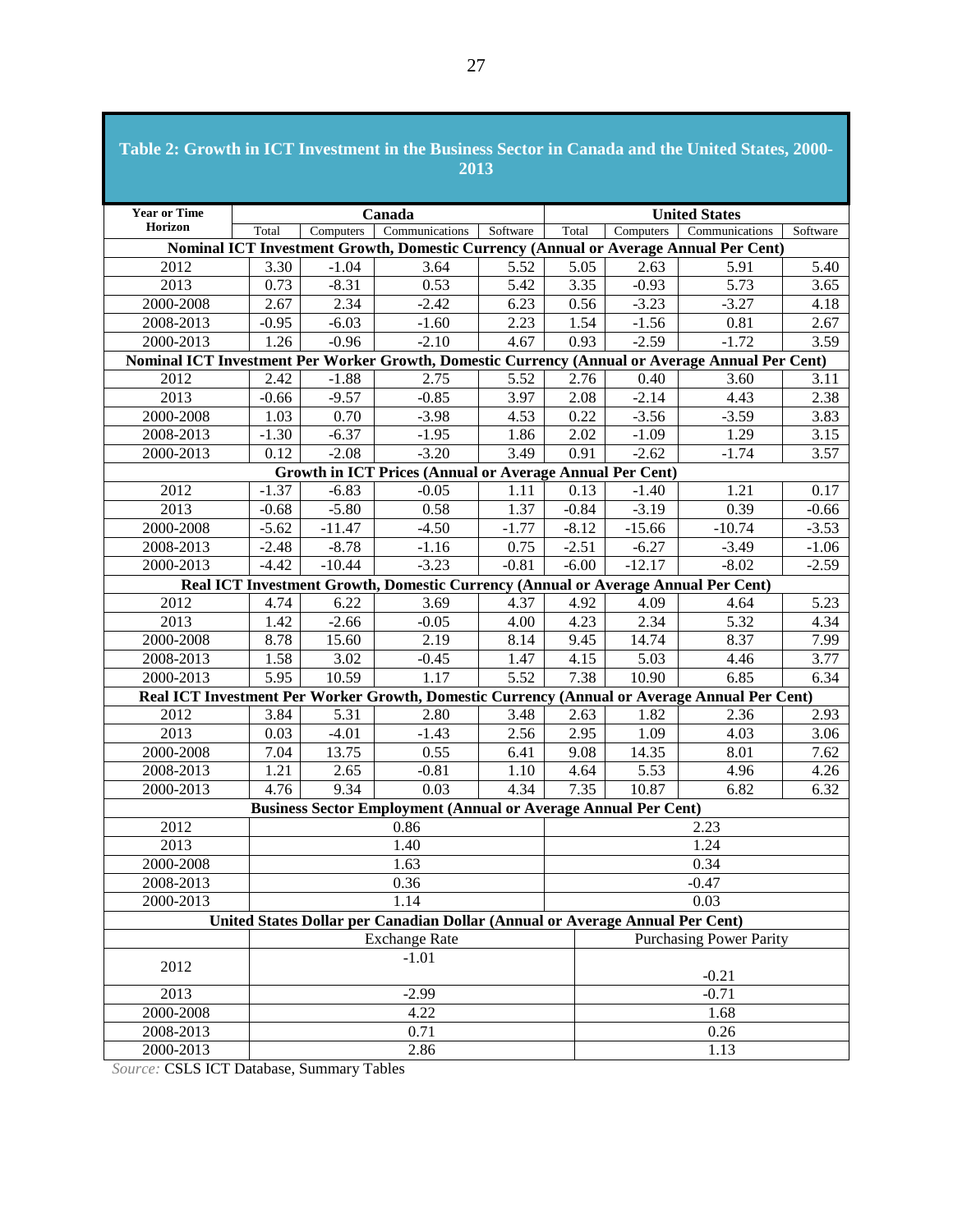## Table 2: Growth in ICT Investment in the Business Sector in Canada and the United States, 2000-2013

| Year or Time Horizon | Canada | | | | United States | | | |
|---|---|---|---|---|---|---|---|---|
| | Total | Computers | Communications | Software | Total | Computers | Communications | Software |
| **Nominal ICT Investment Growth, Domestic Currency (Annual or Average Annual Per Cent)** | | | | | | | | |
| 2012 | 3.30 | -1.04 | 3.64 | 5.52 | 5.05 | 2.63 | 5.91 | 5.40 |
| 2013 | 0.73 | -8.31 | 0.53 | 5.42 | 3.35 | -0.93 | 5.73 | 3.65 |
| 2000-2008 | 2.67 | 2.34 | -2.42 | 6.23 | 0.56 | -3.23 | -3.27 | 4.18 |
| 2008-2013 | -0.95 | -6.03 | -1.60 | 2.23 | 1.54 | -1.56 | 0.81 | 2.67 |
| 2000-2013 | 1.26 | -0.96 | -2.10 | 4.67 | 0.93 | -2.59 | -1.72 | 3.59 |
| **Nominal ICT Investment Per Worker Growth, Domestic Currency (Annual or Average Annual Per Cent)** | | | | | | | | |
| 2012 | 2.42 | -1.88 | 2.75 | 5.52 | 2.76 | 0.40 | 3.60 | 3.11 |
| 2013 | -0.66 | -9.57 | -0.85 | 3.97 | 2.08 | -2.14 | 4.43 | 2.38 |
| 2000-2008 | 1.03 | 0.70 | -3.98 | 4.53 | 0.22 | -3.56 | -3.59 | 3.83 |
| 2008-2013 | -1.30 | -6.37 | -1.95 | 1.86 | 2.02 | -1.09 | 1.29 | 3.15 |
| 2000-2013 | 0.12 | -2.08 | -3.20 | 3.49 | 0.91 | -2.62 | -1.74 | 3.57 |
| **Growth in ICT Prices (Annual or Average Annual Per Cent)** | | | | | | | | |
| 2012 | -1.37 | -6.83 | -0.05 | 1.11 | 0.13 | -1.40 | 1.21 | 0.17 |
| 2013 | -0.68 | -5.80 | 0.58 | 1.37 | -0.84 | -3.19 | 0.39 | -0.66 |
| 2000-2008 | -5.62 | -11.47 | -4.50 | -1.77 | -8.12 | -15.66 | -10.74 | -3.53 |
| 2008-2013 | -2.48 | -8.78 | -1.16 | 0.75 | -2.51 | -6.27 | -3.49 | -1.06 |
| 2000-2013 | -4.42 | -10.44 | -3.23 | -0.81 | -6.00 | -12.17 | -8.02 | -2.59 |
| **Real ICT Investment Growth, Domestic Currency (Annual or Average Annual Per Cent)** | | | | | | | | |
| 2012 | 4.74 | 6.22 | 3.69 | 4.37 | 4.92 | 4.09 | 4.64 | 5.23 |
| 2013 | 1.42 | -2.66 | -0.05 | 4.00 | 4.23 | 2.34 | 5.32 | 4.34 |
| 2000-2008 | 8.78 | 15.60 | 2.19 | 8.14 | 9.45 | 14.74 | 8.37 | 7.99 |
| 2008-2013 | 1.58 | 3.02 | -0.45 | 1.47 | 4.15 | 5.03 | 4.46 | 3.77 |
| 2000-2013 | 5.95 | 10.59 | 1.17 | 5.52 | 7.38 | 10.90 | 6.85 | 6.34 |
| **Real ICT Investment Per Worker Growth, Domestic Currency (Annual or Average Annual Per Cent)** | | | | | | | | |
| 2012 | 3.84 | 5.31 | 2.80 | 3.48 | 2.63 | 1.82 | 2.36 | 2.93 |
| 2013 | 0.03 | -4.01 | -1.43 | 2.56 | 2.95 | 1.09 | 4.03 | 3.06 |
| 2000-2008 | 7.04 | 13.75 | 0.55 | 6.41 | 9.08 | 14.35 | 8.01 | 7.62 |
| 2008-2013 | 1.21 | 2.65 | -0.81 | 1.10 | 4.64 | 5.53 | 4.96 | 4.26 |
| 2000-2013 | 4.76 | 9.34 | 0.03 | 4.34 | 7.35 | 10.87 | 6.82 | 6.32 |
| **Business Sector Employment (Annual or Average Annual Per Cent)** | | | | | | | | |
| 2012 | 0.86 | | | | 2.23 | | | |
| 2013 | 1.40 | | | | 1.24 | | | |
| 2000-2008 | 1.63 | | | | 0.34 | | | |
| 2008-2013 | 0.36 | | | | -0.47 | | | |
| 2000-2013 | 1.14 | | | | 0.03 | | | |
| **United States Dollar per Canadian Dollar (Annual or Average Annual Per Cent)** | | | | | | | | |
| | Exchange Rate | | | | Purchasing Power Parity | | | |
| 2012 | -1.01 | | | | -0.21 | | | |
| 2013 | -2.99 | | | | -0.71 | | | |
| 2000-2008 | 4.22 | | | | 1.68 | | | |
| 2008-2013 | 0.71 | | | | 0.26 | | | |
| 2000-2013 | 2.86 | | | | 1.13 | | | |

*Source:* CSLS ICT Database, Summary Tables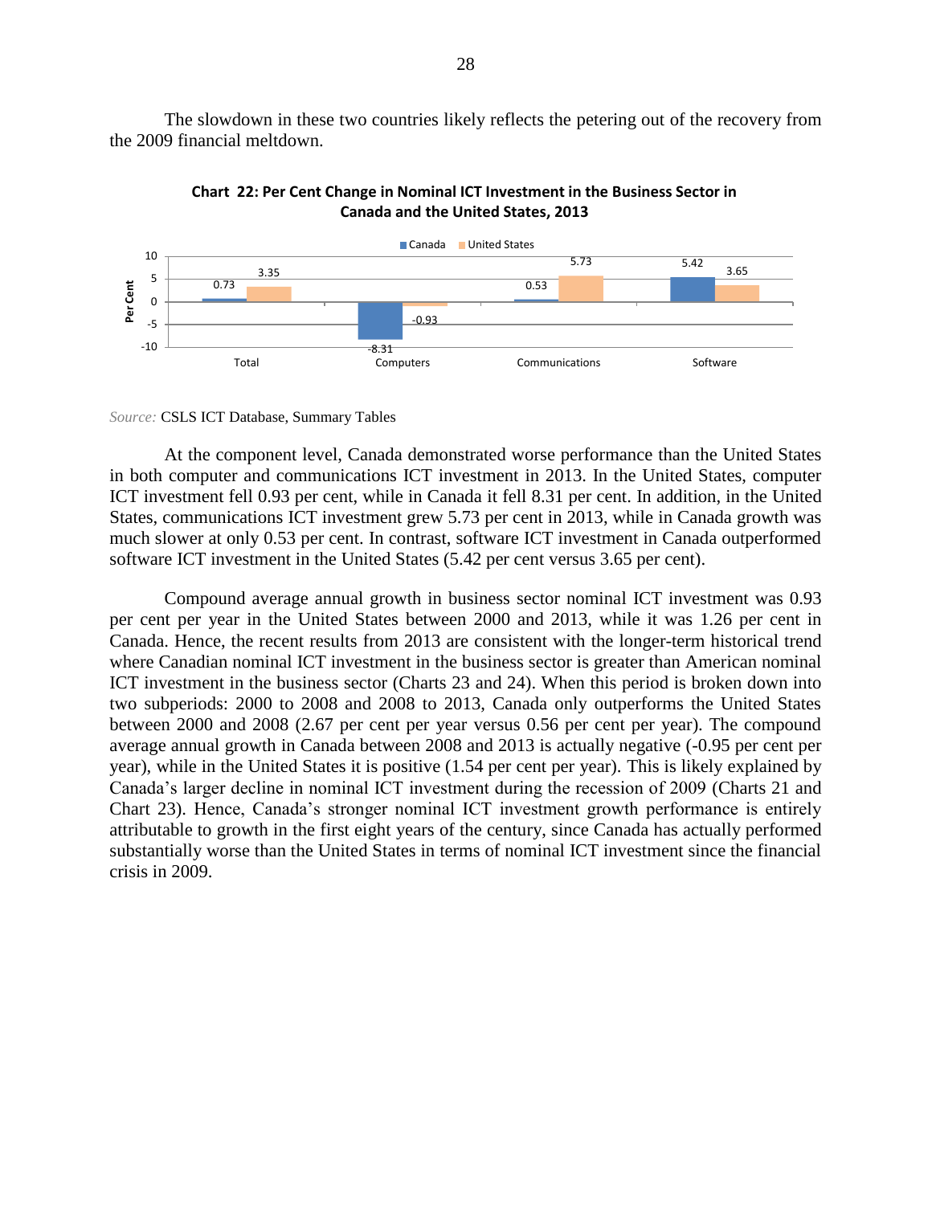The slowdown in these two countries likely reflects the petering out of the recovery from the 2009 financial meltdown.

**Chart 22: Per Cent Change in Nominal ICT Investment in the Business Sector in Canada and the United States, 2013**

| | Canada | United States |
|---|---|---|
| Total | 0.73 | 3.35 |
| Computers | -8.31 | -0.93 |
| Communications | 0.53 | 5.73 |
| Software | 5.42 | 3.65 |

*Source:* CSLS ICT Database, Summary Tables

At the component level, Canada demonstrated worse performance than the United States in both computer and communications ICT investment in 2013. In the United States, computer ICT investment fell 0.93 per cent, while in Canada it fell 8.31 per cent. In addition, in the United States, communications ICT investment grew 5.73 per cent in 2013, while in Canada growth was much slower at only 0.53 per cent. In contrast, software ICT investment in Canada outperformed software ICT investment in the United States (5.42 per cent versus 3.65 per cent).

Compound average annual growth in business sector nominal ICT investment was 0.93 per cent per year in the United States between 2000 and 2013, while it was 1.26 per cent in Canada. Hence, the recent results from 2013 are consistent with the longer-term historical trend where Canadian nominal ICT investment in the business sector is greater than American nominal ICT investment in the business sector (Charts 23 and 24). When this period is broken down into two subperiods: 2000 to 2008 and 2008 to 2013, Canada only outperforms the United States between 2000 and 2008 (2.67 per cent per year versus 0.56 per cent per year). The compound average annual growth in Canada between 2008 and 2013 is actually negative (-0.95 per cent per year), while in the United States it is positive (1.54 per cent per year). This is likely explained by Canada's larger decline in nominal ICT investment during the recession of 2009 (Charts 21 and Chart 23). Hence, Canada's stronger nominal ICT investment growth performance is entirely attributable to growth in the first eight years of the century, since Canada has actually performed substantially worse than the United States in terms of nominal ICT investment since the financial crisis in 2009.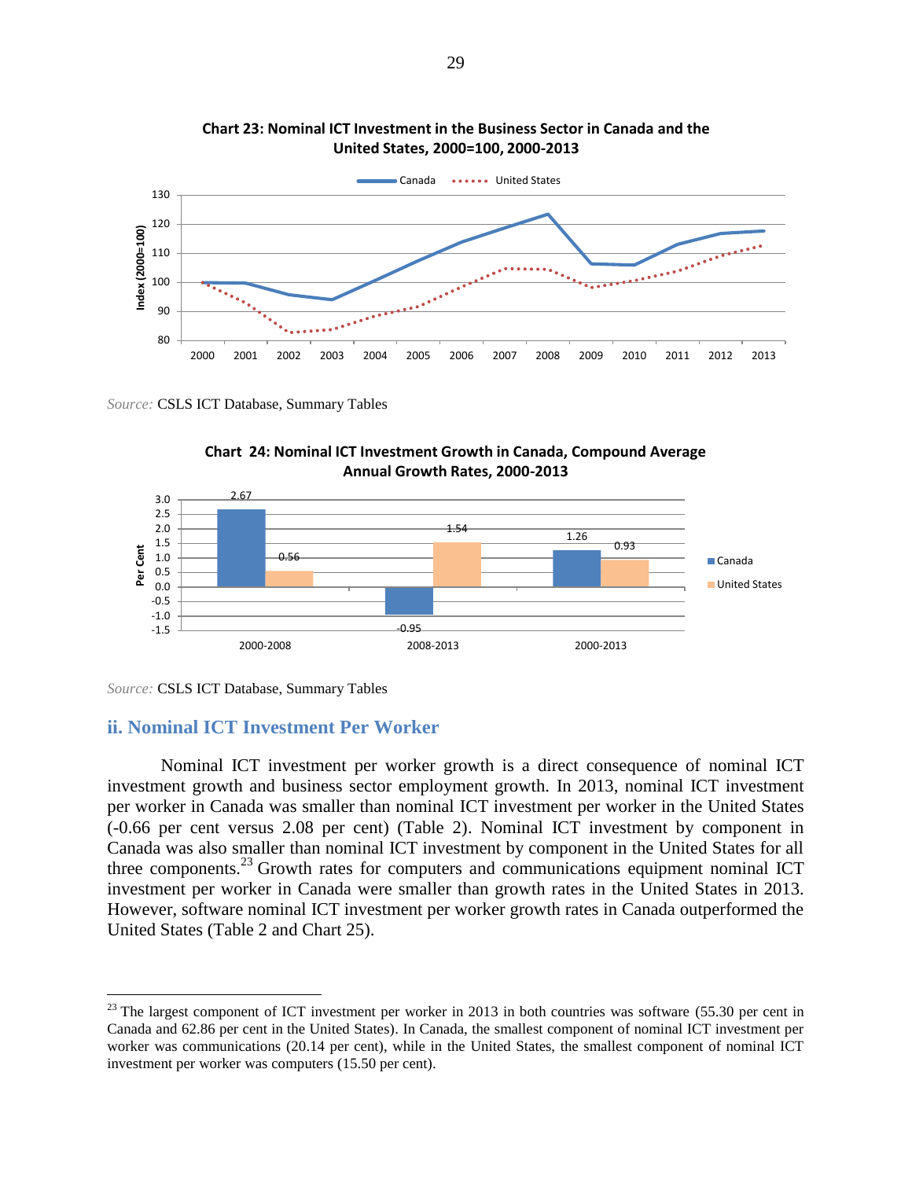**Chart 23: Nominal ICT Investment in the Business Sector in Canada and the United States, 2000=100, 2000-2013**

*Source:* CSLS ICT Database, Summary Tables

**Chart 24: Nominal ICT Investment Growth in Canada, Compound Average Annual Growth Rates, 2000-2013**

| Period | Canada | United States |
|---|---|---|
| 2000-2008 | 2.67 | 0.56 |
| 2008-2013 | -0.95 | 1.54 |
| 2000-2013 | 1.26 | 0.93 |

*Source:* CSLS ICT Database, Summary Tables

## ii. Nominal ICT Investment Per Worker

Nominal ICT investment per worker growth is a direct consequence of nominal ICT investment growth and business sector employment growth. In 2013, nominal ICT investment per worker in Canada was smaller than nominal ICT investment per worker in the United States (-0.66 per cent versus 2.08 per cent) (Table 2). Nominal ICT investment by component in Canada was also smaller than nominal ICT investment by component in the United States for all three components.[23] Growth rates for computers and communications equipment nominal ICT investment per worker in Canada were smaller than growth rates in the United States in 2013. However, software nominal ICT investment per worker growth rates in Canada outperformed the United States (Table 2 and Chart 25).

[23] The largest component of ICT investment per worker in 2013 in both countries was software (55.30 per cent in Canada and 62.86 per cent in the United States). In Canada, the smallest component of nominal ICT investment per worker was communications (20.14 per cent), while in the United States, the smallest component of nominal ICT investment per worker was computers (15.50 per cent).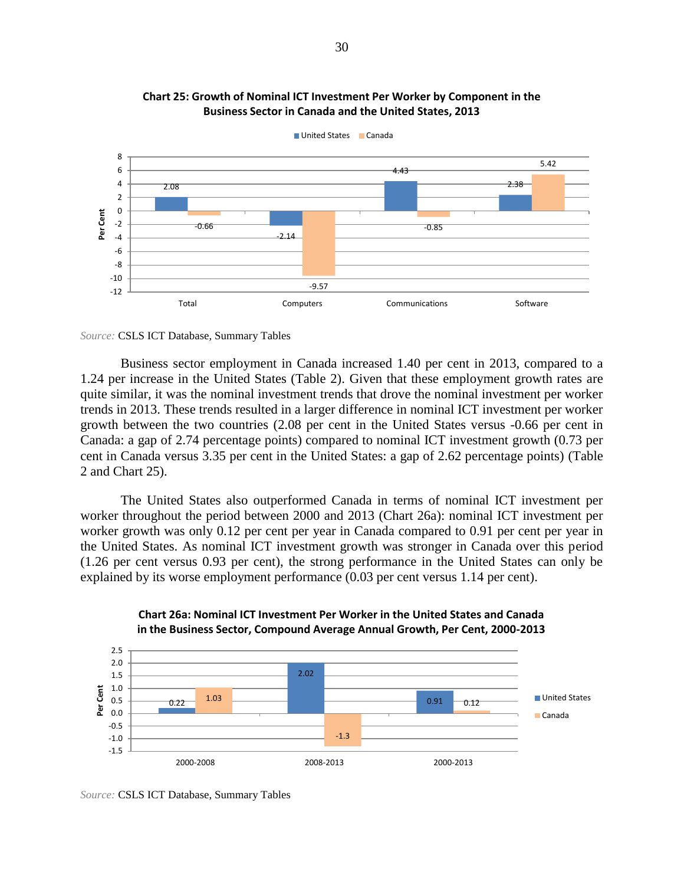**Chart 25: Growth of Nominal ICT Investment Per Worker by Component in the Business Sector in Canada and the United States, 2013**

| | Total | Computers | Communications | Software |
|---|---|---|---|---|
| United States | 2.08 | -2.14 | 4.43 | 2.38 |
| Canada | -0.66 | -9.57 | -0.85 | 5.42 |

*Source:* CSLS ICT Database, Summary Tables

Business sector employment in Canada increased 1.40 per cent in 2013, compared to a 1.24 per increase in the United States (Table 2). Given that these employment growth rates are quite similar, it was the nominal investment trends that drove the nominal investment per worker trends in 2013. These trends resulted in a larger difference in nominal ICT investment per worker growth between the two countries (2.08 per cent in the United States versus -0.66 per cent in Canada: a gap of 2.74 percentage points) compared to nominal ICT investment growth (0.73 per cent in Canada versus 3.35 per cent in the United States: a gap of 2.62 percentage points) (Table 2 and Chart 25).

The United States also outperformed Canada in terms of nominal ICT investment per worker throughout the period between 2000 and 2013 (Chart 26a): nominal ICT investment per worker growth was only 0.12 per cent per year in Canada compared to 0.91 per cent per year in the United States. As nominal ICT investment growth was stronger in Canada over this period (1.26 per cent versus 0.93 per cent), the strong performance in the United States can only be explained by its worse employment performance (0.03 per cent versus 1.14 per cent).

**Chart 26a: Nominal ICT Investment Per Worker in the United States and Canada in the Business Sector, Compound Average Annual Growth, Per Cent, 2000-2013**

| | 2000-2008 | 2008-2013 | 2000-2013 |
|---|---|---|---|
| United States | 0.22 | 2.02 | 0.91 |
| Canada | 1.03 | -1.3 | 0.12 |

*Source:* CSLS ICT Database, Summary Tables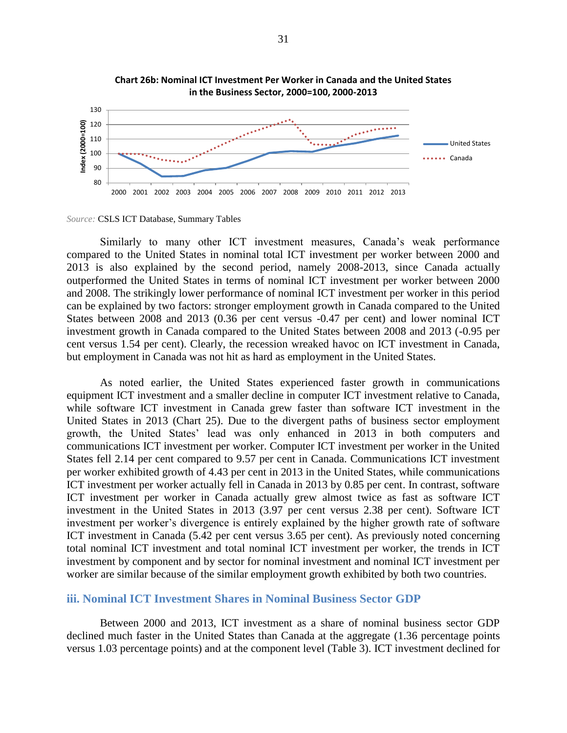**Chart 26b: Nominal ICT Investment Per Worker in Canada and the United States in the Business Sector, 2000=100, 2000-2013**

*Source:* CSLS ICT Database, Summary Tables

Similarly to many other ICT investment measures, Canada's weak performance compared to the United States in nominal total ICT investment per worker between 2000 and 2013 is also explained by the second period, namely 2008-2013, since Canada actually outperformed the United States in terms of nominal ICT investment per worker between 2000 and 2008. The strikingly lower performance of nominal ICT investment per worker in this period can be explained by two factors: stronger employment growth in Canada compared to the United States between 2008 and 2013 (0.36 per cent versus -0.47 per cent) and lower nominal ICT investment growth in Canada compared to the United States between 2008 and 2013 (-0.95 per cent versus 1.54 per cent). Clearly, the recession wreaked havoc on ICT investment in Canada, but employment in Canada was not hit as hard as employment in the United States.

As noted earlier, the United States experienced faster growth in communications equipment ICT investment and a smaller decline in computer ICT investment relative to Canada, while software ICT investment in Canada grew faster than software ICT investment in the United States in 2013 (Chart 25). Due to the divergent paths of business sector employment growth, the United States' lead was only enhanced in 2013 in both computers and communications ICT investment per worker. Computer ICT investment per worker in the United States fell 2.14 per cent compared to 9.57 per cent in Canada. Communications ICT investment per worker exhibited growth of 4.43 per cent in 2013 in the United States, while communications ICT investment per worker actually fell in Canada in 2013 by 0.85 per cent. In contrast, software ICT investment per worker in Canada actually grew almost twice as fast as software ICT investment in the United States in 2013 (3.97 per cent versus 2.38 per cent). Software ICT investment per worker's divergence is entirely explained by the higher growth rate of software ICT investment in Canada (5.42 per cent versus 3.65 per cent). As previously noted concerning total nominal ICT investment and total nominal ICT investment per worker, the trends in ICT investment by component and by sector for nominal investment and nominal ICT investment per worker are similar because of the similar employment growth exhibited by both two countries.

### iii. Nominal ICT Investment Shares in Nominal Business Sector GDP

Between 2000 and 2013, ICT investment as a share of nominal business sector GDP declined much faster in the United States than Canada at the aggregate (1.36 percentage points versus 1.03 percentage points) and at the component level (Table 3). ICT investment declined for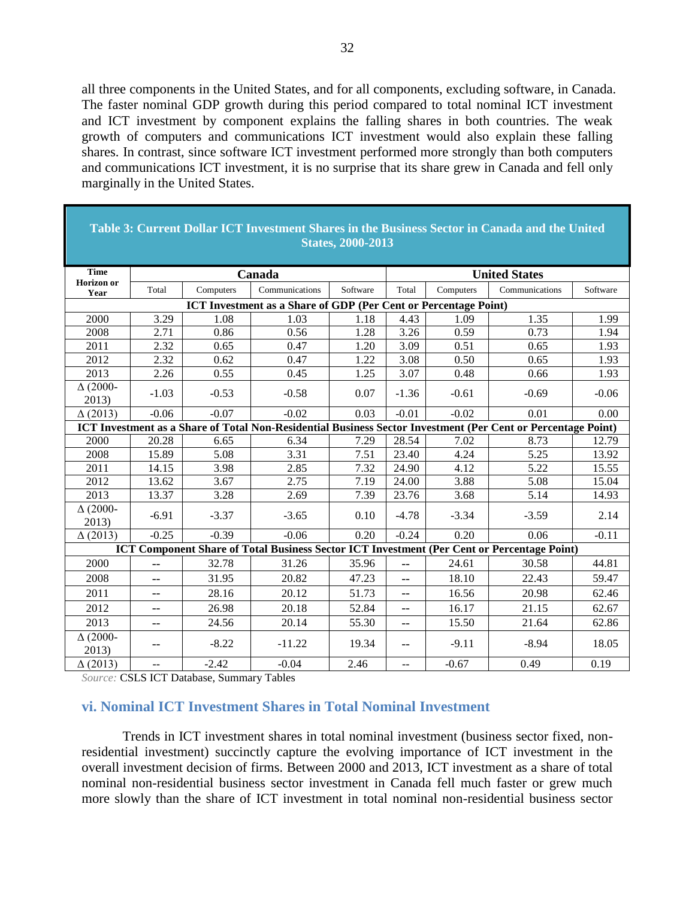all three components in the United States, and for all components, excluding software, in Canada. The faster nominal GDP growth during this period compared to total nominal ICT investment and ICT investment by component explains the falling shares in both countries. The weak growth of computers and communications ICT investment would also explain these falling shares. In contrast, since software ICT investment performed more strongly than both computers and communications ICT investment, it is no surprise that its share grew in Canada and fell only marginally in the United States.

**Table 3: Current Dollar ICT Investment Shares in the Business Sector in Canada and the United States, 2000-2013**

| Time Horizon or Year | Canada | | | | United States | | | |
|---|---|---|---|---|---|---|---|---|
| | Total | Computers | Communications | Software | Total | Computers | Communications | Software |
| **ICT Investment as a Share of GDP (Per Cent or Percentage Point)** | | | | | | | | |
| 2000 | 3.29 | 1.08 | 1.03 | 1.18 | 4.43 | 1.09 | 1.35 | 1.99 |
| 2008 | 2.71 | 0.86 | 0.56 | 1.28 | 3.26 | 0.59 | 0.73 | 1.94 |
| 2011 | 2.32 | 0.65 | 0.47 | 1.20 | 3.09 | 0.51 | 0.65 | 1.93 |
| 2012 | 2.32 | 0.62 | 0.47 | 1.22 | 3.08 | 0.50 | 0.65 | 1.93 |
| 2013 | 2.26 | 0.55 | 0.45 | 1.25 | 3.07 | 0.48 | 0.66 | 1.93 |
| Δ (2000-2013) | -1.03 | -0.53 | -0.58 | 0.07 | -1.36 | -0.61 | -0.69 | -0.06 |
| Δ (2013) | -0.06 | -0.07 | -0.02 | 0.03 | -0.01 | -0.02 | 0.01 | 0.00 |
| **ICT Investment as a Share of Total Non-Residential Business Sector Investment (Per Cent or Percentage Point)** | | | | | | | | |
| 2000 | 20.28 | 6.65 | 6.34 | 7.29 | 28.54 | 7.02 | 8.73 | 12.79 |
| 2008 | 15.89 | 5.08 | 3.31 | 7.51 | 23.40 | 4.24 | 5.25 | 13.92 |
| 2011 | 14.15 | 3.98 | 2.85 | 7.32 | 24.90 | 4.12 | 5.22 | 15.55 |
| 2012 | 13.62 | 3.67 | 2.75 | 7.19 | 24.00 | 3.88 | 5.08 | 15.04 |
| 2013 | 13.37 | 3.28 | 2.69 | 7.39 | 23.76 | 3.68 | 5.14 | 14.93 |
| Δ (2000-2013) | -6.91 | -3.37 | -3.65 | 0.10 | -4.78 | -3.34 | -3.59 | 2.14 |
| Δ (2013) | -0.25 | -0.39 | -0.06 | 0.20 | -0.24 | 0.20 | 0.06 | -0.11 |
| **ICT Component Share of Total Business Sector ICT Investment (Per Cent or Percentage Point)** | | | | | | | | |
| 2000 | -- | 32.78 | 31.26 | 35.96 | -- | 24.61 | 30.58 | 44.81 |
| 2008 | -- | 31.95 | 20.82 | 47.23 | -- | 18.10 | 22.43 | 59.47 |
| 2011 | -- | 28.16 | 20.12 | 51.73 | -- | 16.56 | 20.98 | 62.46 |
| 2012 | -- | 26.98 | 20.18 | 52.84 | -- | 16.17 | 21.15 | 62.67 |
| 2013 | -- | 24.56 | 20.14 | 55.30 | -- | 15.50 | 21.64 | 62.86 |
| Δ (2000-2013) | -- | -8.22 | -11.22 | 19.34 | -- | -9.11 | -8.94 | 18.05 |
| Δ (2013) | -- | -2.42 | -0.04 | 2.46 | -- | -0.67 | 0.49 | 0.19 |

*Source:* CSLS ICT Database, Summary Tables

### vi. Nominal ICT Investment Shares in Total Nominal Investment

Trends in ICT investment shares in total nominal investment (business sector fixed, non-residential investment) succinctly capture the evolving importance of ICT investment in the overall investment decision of firms. Between 2000 and 2013, ICT investment as a share of total nominal non-residential business sector investment in Canada fell much faster or grew much more slowly than the share of ICT investment in total nominal non-residential business sector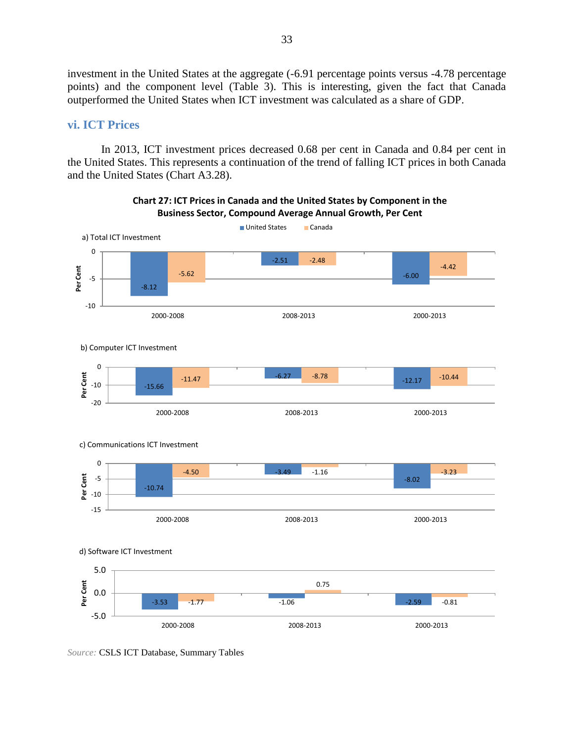investment in the United States at the aggregate (-6.91 percentage points versus -4.78 percentage points) and the component level (Table 3). This is interesting, given the fact that Canada outperformed the United States when ICT investment was calculated as a share of GDP.

### vi. ICT Prices

In 2013, ICT investment prices decreased 0.68 per cent in Canada and 0.84 per cent in the United States. This represents a continuation of the trend of falling ICT prices in both Canada and the United States (Chart A3.28).

**Chart 27: ICT Prices in Canada and the United States by Component in the Business Sector, Compound Average Annual Growth, Per Cent**

a) Total ICT Investment

| | United States | Canada |
|---|---|---|
| 2000-2008 | -8.12 | -5.62 |
| 2008-2013 | -2.51 | -2.48 |
| 2000-2013 | -6.00 | -4.42 |

b) Computer ICT Investment

| | United States | Canada |
|---|---|---|
| 2000-2008 | -15.66 | -11.47 |
| 2008-2013 | -6.27 | -8.78 |
| 2000-2013 | -12.17 | -10.44 |

c) Communications ICT Investment

| | United States | Canada |
|---|---|---|
| 2000-2008 | -10.74 | -4.50 |
| 2008-2013 | -3.49 | -1.16 |
| 2000-2013 | -8.02 | -3.23 |

d) Software ICT Investment

| | United States | Canada |
|---|---|---|
| 2000-2008 | -3.53 | -1.77 |
| 2008-2013 | -1.06 | 0.75 |
| 2000-2013 | -2.59 | -0.81 |

*Source:* CSLS ICT Database, Summary Tables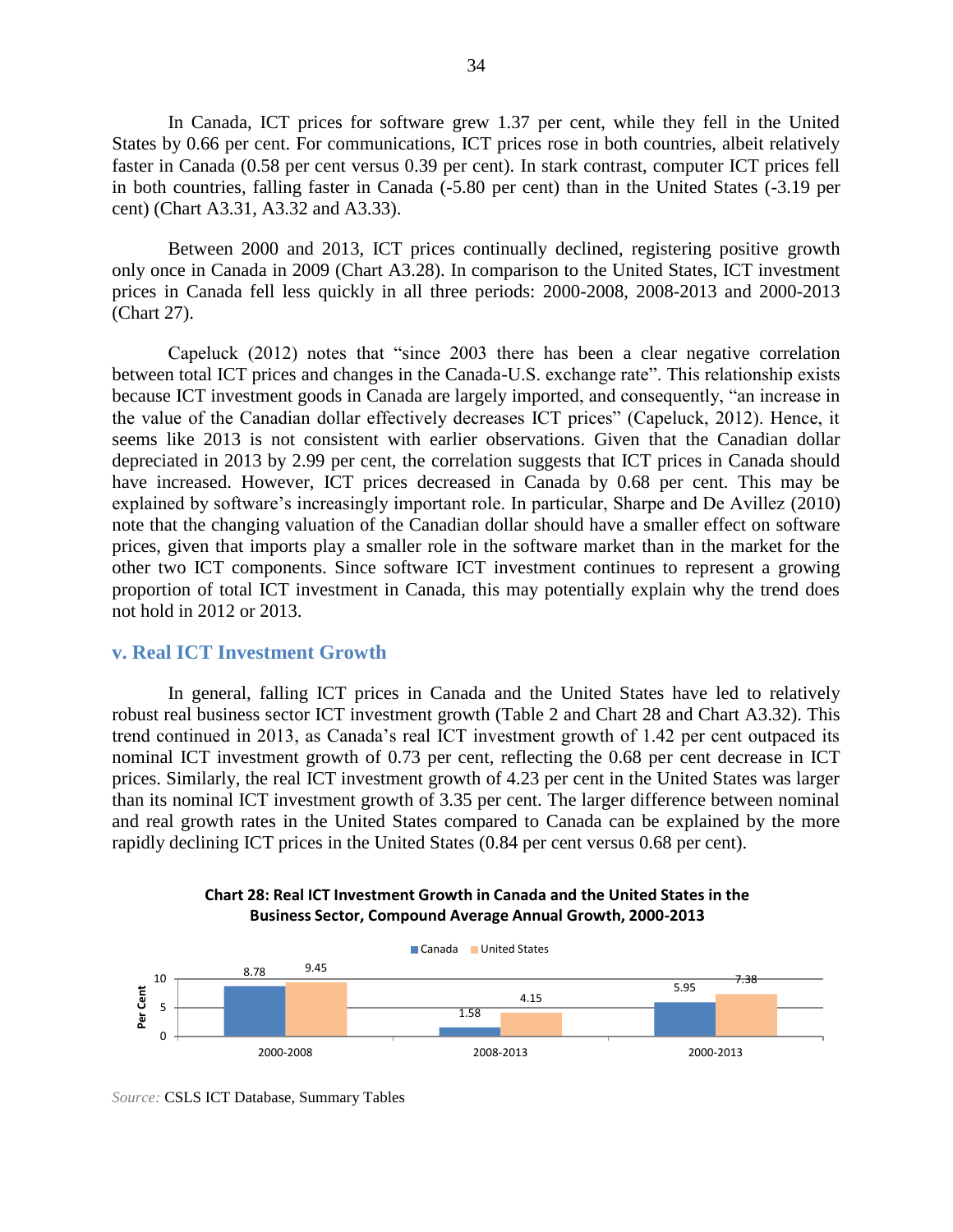In Canada, ICT prices for software grew 1.37 per cent, while they fell in the United States by 0.66 per cent. For communications, ICT prices rose in both countries, albeit relatively faster in Canada (0.58 per cent versus 0.39 per cent). In stark contrast, computer ICT prices fell in both countries, falling faster in Canada (-5.80 per cent) than in the United States (-3.19 per cent) (Chart A3.31, A3.32 and A3.33).

Between 2000 and 2013, ICT prices continually declined, registering positive growth only once in Canada in 2009 (Chart A3.28). In comparison to the United States, ICT investment prices in Canada fell less quickly in all three periods: 2000-2008, 2008-2013 and 2000-2013 (Chart 27).

Capeluck (2012) notes that "since 2003 there has been a clear negative correlation between total ICT prices and changes in the Canada-U.S. exchange rate". This relationship exists because ICT investment goods in Canada are largely imported, and consequently, "an increase in the value of the Canadian dollar effectively decreases ICT prices" (Capeluck, 2012). Hence, it seems like 2013 is not consistent with earlier observations. Given that the Canadian dollar depreciated in 2013 by 2.99 per cent, the correlation suggests that ICT prices in Canada should have increased. However, ICT prices decreased in Canada by 0.68 per cent. This may be explained by software's increasingly important role. In particular, Sharpe and De Avillez (2010) note that the changing valuation of the Canadian dollar should have a smaller effect on software prices, given that imports play a smaller role in the software market than in the market for the other two ICT components. Since software ICT investment continues to represent a growing proportion of total ICT investment in Canada, this may potentially explain why the trend does not hold in 2012 or 2013.

## v. Real ICT Investment Growth

In general, falling ICT prices in Canada and the United States have led to relatively robust real business sector ICT investment growth (Table 2 and Chart 28 and Chart A3.32). This trend continued in 2013, as Canada's real ICT investment growth of 1.42 per cent outpaced its nominal ICT investment growth of 0.73 per cent, reflecting the 0.68 per cent decrease in ICT prices. Similarly, the real ICT investment growth of 4.23 per cent in the United States was larger than its nominal ICT investment growth of 3.35 per cent. The larger difference between nominal and real growth rates in the United States compared to Canada can be explained by the more rapidly declining ICT prices in the United States (0.84 per cent versus 0.68 per cent).

**Chart 28: Real ICT Investment Growth in Canada and the United States in the Business Sector, Compound Average Annual Growth, 2000-2013**

| Period | Canada | United States |
|---|---|---|
| 2000-2008 | 8.78 | 9.45 |
| 2008-2013 | 1.58 | 4.15 |
| 2000-2013 | 5.95 | 7.38 |

*Source:* CSLS ICT Database, Summary Tables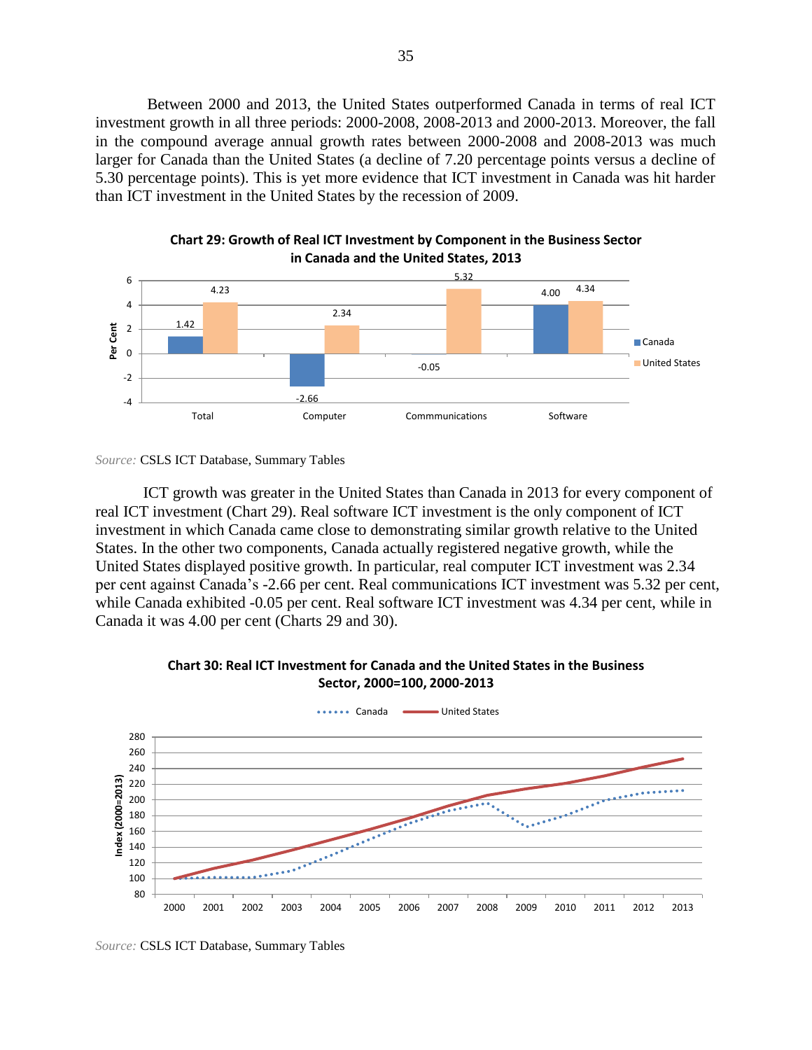Between 2000 and 2013, the United States outperformed Canada in terms of real ICT investment growth in all three periods: 2000-2008, 2008-2013 and 2000-2013. Moreover, the fall in the compound average annual growth rates between 2000-2008 and 2008-2013 was much larger for Canada than the United States (a decline of 7.20 percentage points versus a decline of 5.30 percentage points). This is yet more evidence that ICT investment in Canada was hit harder than ICT investment in the United States by the recession of 2009.

**Chart 29: Growth of Real ICT Investment by Component in the Business Sector in Canada and the United States, 2013**

| Per Cent | Total | Computer | Commmunications | Software |
|---|---|---|---|---|
| Canada | 1.42 | -2.66 | -0.05 | 4.00 |
| United States | 4.23 | 2.34 | 5.32 | 4.34 |

*Source:* CSLS ICT Database, Summary Tables

ICT growth was greater in the United States than Canada in 2013 for every component of real ICT investment (Chart 29). Real software ICT investment is the only component of ICT investment in which Canada came close to demonstrating similar growth relative to the United States. In the other two components, Canada actually registered negative growth, while the United States displayed positive growth. In particular, real computer ICT investment was 2.34 per cent against Canada's -2.66 per cent. Real communications ICT investment was 5.32 per cent, while Canada exhibited -0.05 per cent. Real software ICT investment was 4.34 per cent, while in Canada it was 4.00 per cent (Charts 29 and 30).

**Chart 30: Real ICT Investment for Canada and the United States in the Business Sector, 2000=100, 2000-2013**

*Source:* CSLS ICT Database, Summary Tables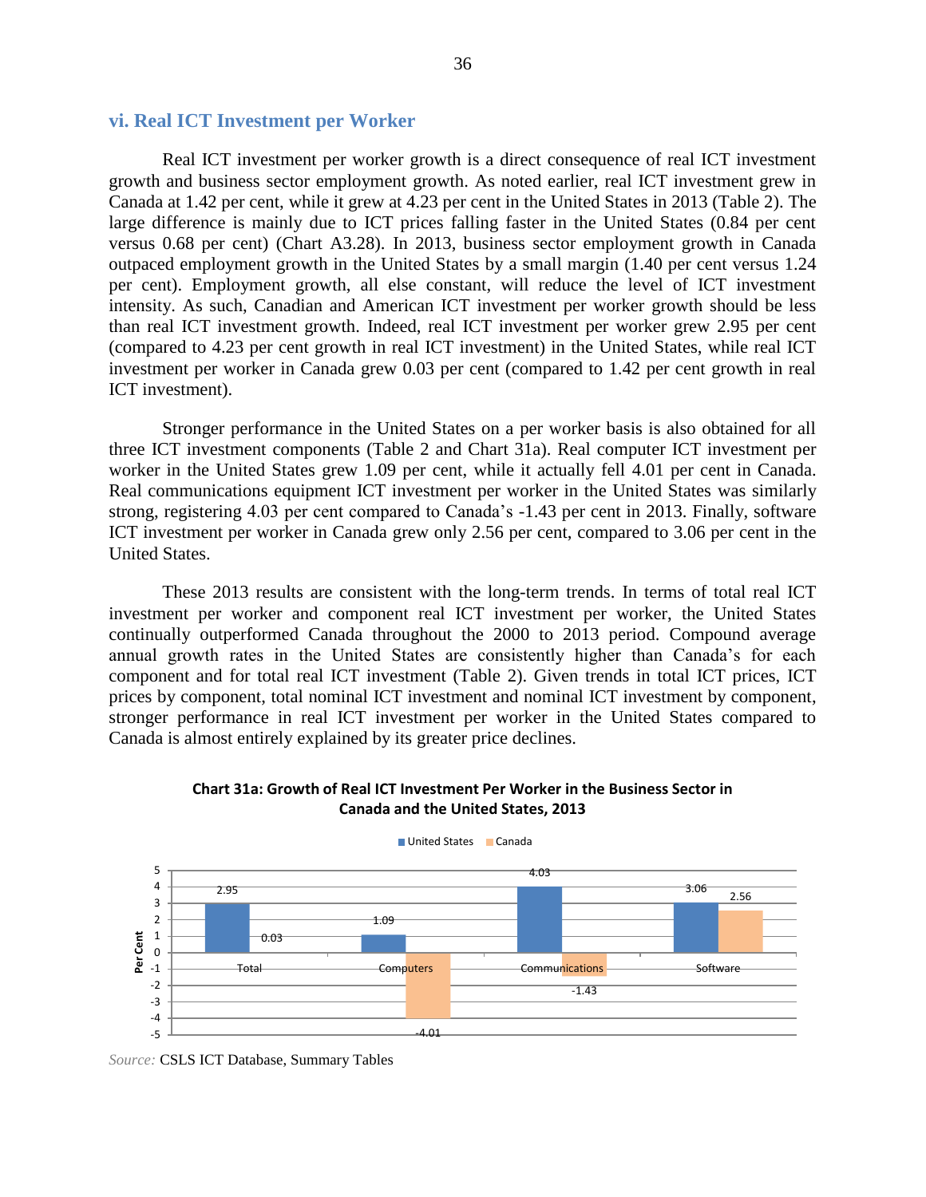### vi. Real ICT Investment per Worker

Real ICT investment per worker growth is a direct consequence of real ICT investment growth and business sector employment growth. As noted earlier, real ICT investment grew in Canada at 1.42 per cent, while it grew at 4.23 per cent in the United States in 2013 (Table 2). The large difference is mainly due to ICT prices falling faster in the United States (0.84 per cent versus 0.68 per cent) (Chart A3.28). In 2013, business sector employment growth in Canada outpaced employment growth in the United States by a small margin (1.40 per cent versus 1.24 per cent). Employment growth, all else constant, will reduce the level of ICT investment intensity. As such, Canadian and American ICT investment per worker growth should be less than real ICT investment growth. Indeed, real ICT investment per worker grew 2.95 per cent (compared to 4.23 per cent growth in real ICT investment) in the United States, while real ICT investment per worker in Canada grew 0.03 per cent (compared to 1.42 per cent growth in real ICT investment).

Stronger performance in the United States on a per worker basis is also obtained for all three ICT investment components (Table 2 and Chart 31a). Real computer ICT investment per worker in the United States grew 1.09 per cent, while it actually fell 4.01 per cent in Canada. Real communications equipment ICT investment per worker in the United States was similarly strong, registering 4.03 per cent compared to Canada's -1.43 per cent in 2013. Finally, software ICT investment per worker in Canada grew only 2.56 per cent, compared to 3.06 per cent in the United States.

These 2013 results are consistent with the long-term trends. In terms of total real ICT investment per worker and component real ICT investment per worker, the United States continually outperformed Canada throughout the 2000 to 2013 period. Compound average annual growth rates in the United States are consistently higher than Canada's for each component and for total real ICT investment (Table 2). Given trends in total ICT prices, ICT prices by component, total nominal ICT investment and nominal ICT investment by component, stronger performance in real ICT investment per worker in the United States compared to Canada is almost entirely explained by its greater price declines.

**Chart 31a: Growth of Real ICT Investment Per Worker in the Business Sector in Canada and the United States, 2013**

| Per Cent | United States | Canada |
|---|---|---|
| Total | 2.95 | 0.03 |
| Computers | 1.09 | -4.01 |
| Communications | 4.03 | -1.43 |
| Software | 3.06 | 2.56 |

*Source:* CSLS ICT Database, Summary Tables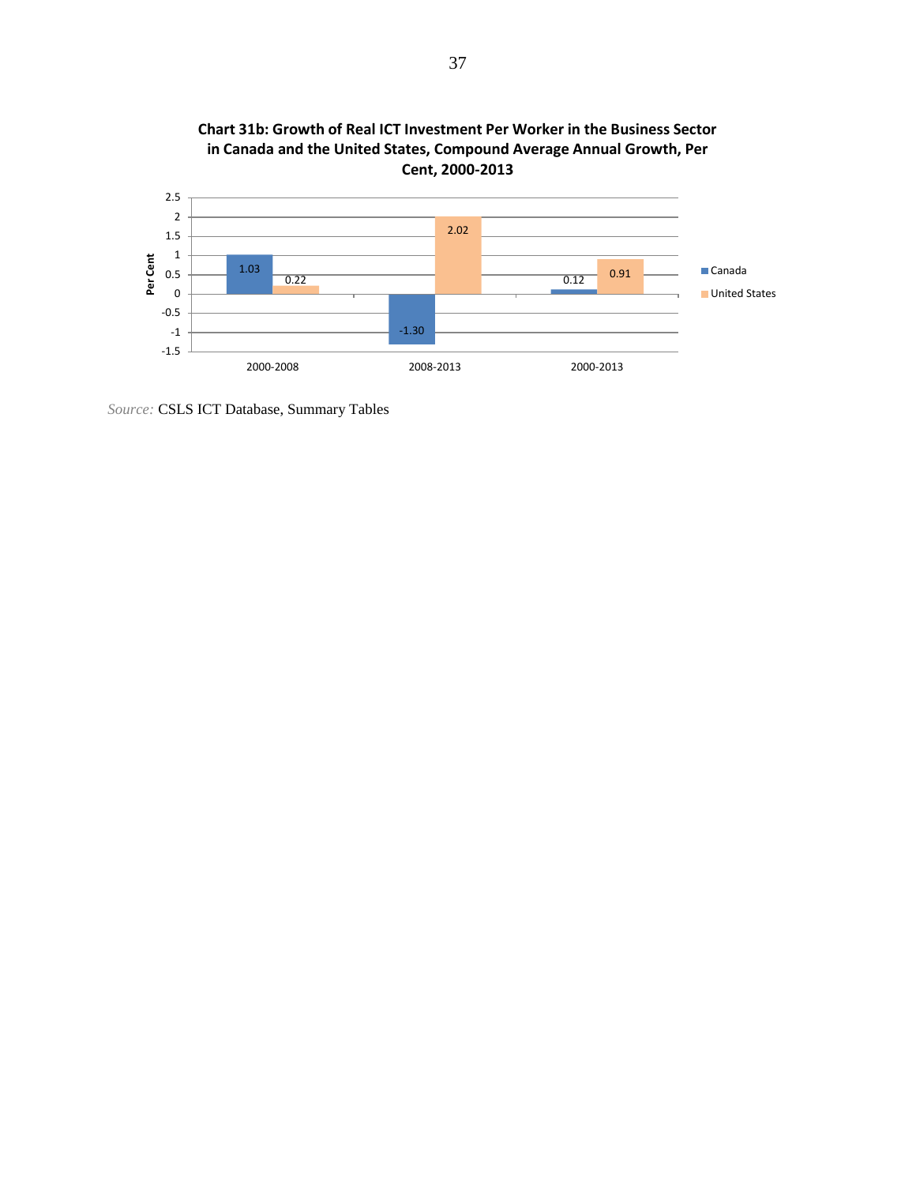**Chart 31b: Growth of Real ICT Investment Per Worker in the Business Sector in Canada and the United States, Compound Average Annual Growth, Per Cent, 2000-2013**

| | Canada | United States |
|---|---|---|
| 2000-2008 | 1.03 | 0.22 |
| 2008-2013 | -1.30 | 2.02 |
| 2000-2013 | 0.12 | 0.91 |

*Source:* CSLS ICT Database, Summary Tables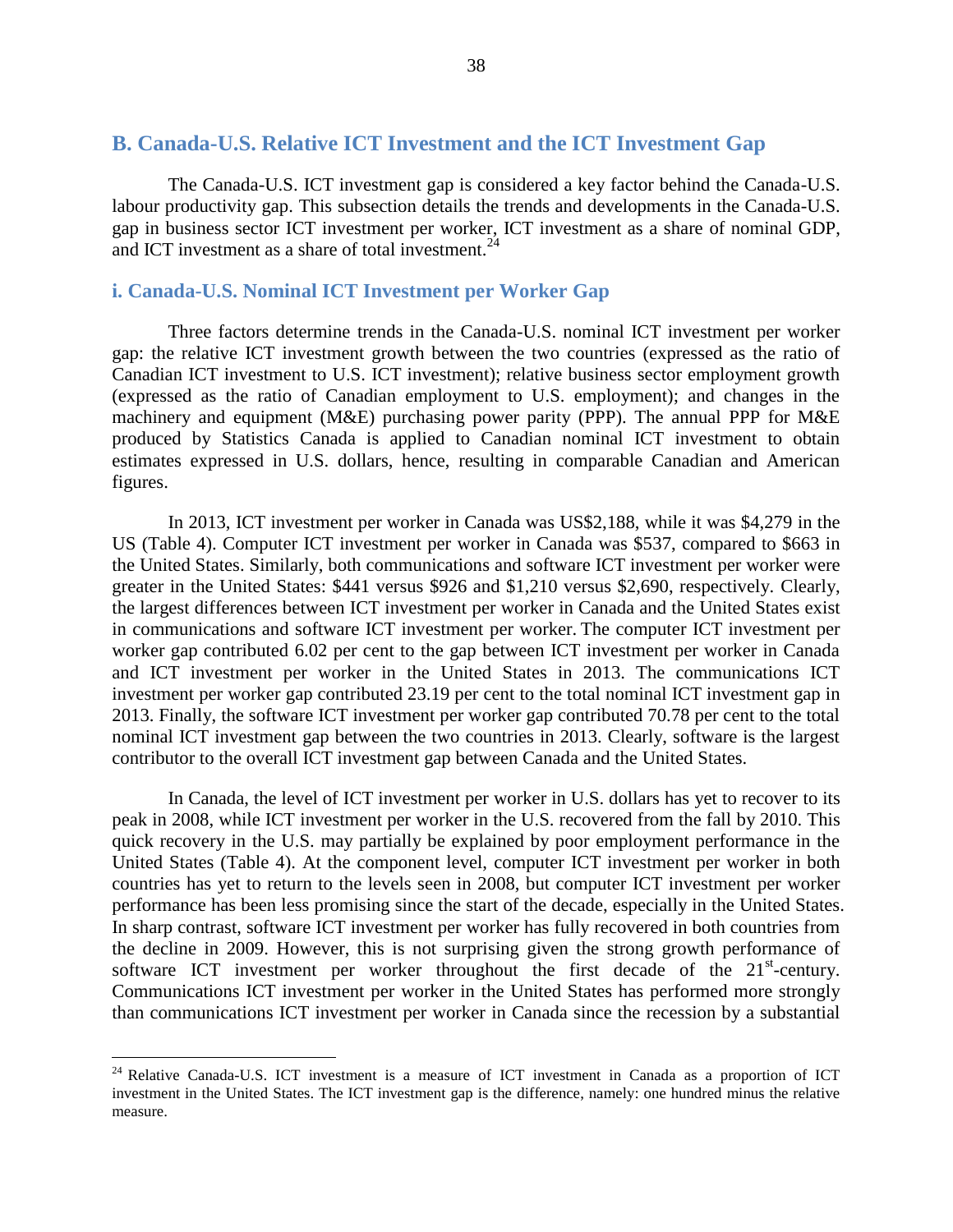## B. Canada-U.S. Relative ICT Investment and the ICT Investment Gap

The Canada-U.S. ICT investment gap is considered a key factor behind the Canada-U.S. labour productivity gap. This subsection details the trends and developments in the Canada-U.S. gap in business sector ICT investment per worker, ICT investment as a share of nominal GDP, and ICT investment as a share of total investment.[24]

### i. Canada-U.S. Nominal ICT Investment per Worker Gap

Three factors determine trends in the Canada-U.S. nominal ICT investment per worker gap: the relative ICT investment growth between the two countries (expressed as the ratio of Canadian ICT investment to U.S. ICT investment); relative business sector employment growth (expressed as the ratio of Canadian employment to U.S. employment); and changes in the machinery and equipment (M&E) purchasing power parity (PPP). The annual PPP for M&E produced by Statistics Canada is applied to Canadian nominal ICT investment to obtain estimates expressed in U.S. dollars, hence, resulting in comparable Canadian and American figures.

In 2013, ICT investment per worker in Canada was US$2,188, while it was $4,279 in the US (Table 4). Computer ICT investment per worker in Canada was $537, compared to $663 in the United States. Similarly, both communications and software ICT investment per worker were greater in the United States: $441 versus $926 and $1,210 versus $2,690, respectively. Clearly, the largest differences between ICT investment per worker in Canada and the United States exist in communications and software ICT investment per worker. The computer ICT investment per worker gap contributed 6.02 per cent to the gap between ICT investment per worker in Canada and ICT investment per worker in the United States in 2013. The communications ICT investment per worker gap contributed 23.19 per cent to the total nominal ICT investment gap in 2013. Finally, the software ICT investment per worker gap contributed 70.78 per cent to the total nominal ICT investment gap between the two countries in 2013. Clearly, software is the largest contributor to the overall ICT investment gap between Canada and the United States.

In Canada, the level of ICT investment per worker in U.S. dollars has yet to recover to its peak in 2008, while ICT investment per worker in the U.S. recovered from the fall by 2010. This quick recovery in the U.S. may partially be explained by poor employment performance in the United States (Table 4). At the component level, computer ICT investment per worker in both countries has yet to return to the levels seen in 2008, but computer ICT investment per worker performance has been less promising since the start of the decade, especially in the United States. In sharp contrast, software ICT investment per worker has fully recovered in both countries from the decline in 2009. However, this is not surprising given the strong growth performance of software ICT investment per worker throughout the first decade of the 21st-century. Communications ICT investment per worker in the United States has performed more strongly than communications ICT investment per worker in Canada since the recession by a substantial

---

[24] Relative Canada-U.S. ICT investment is a measure of ICT investment in Canada as a proportion of ICT investment in the United States. The ICT investment gap is the difference, namely: one hundred minus the relative measure.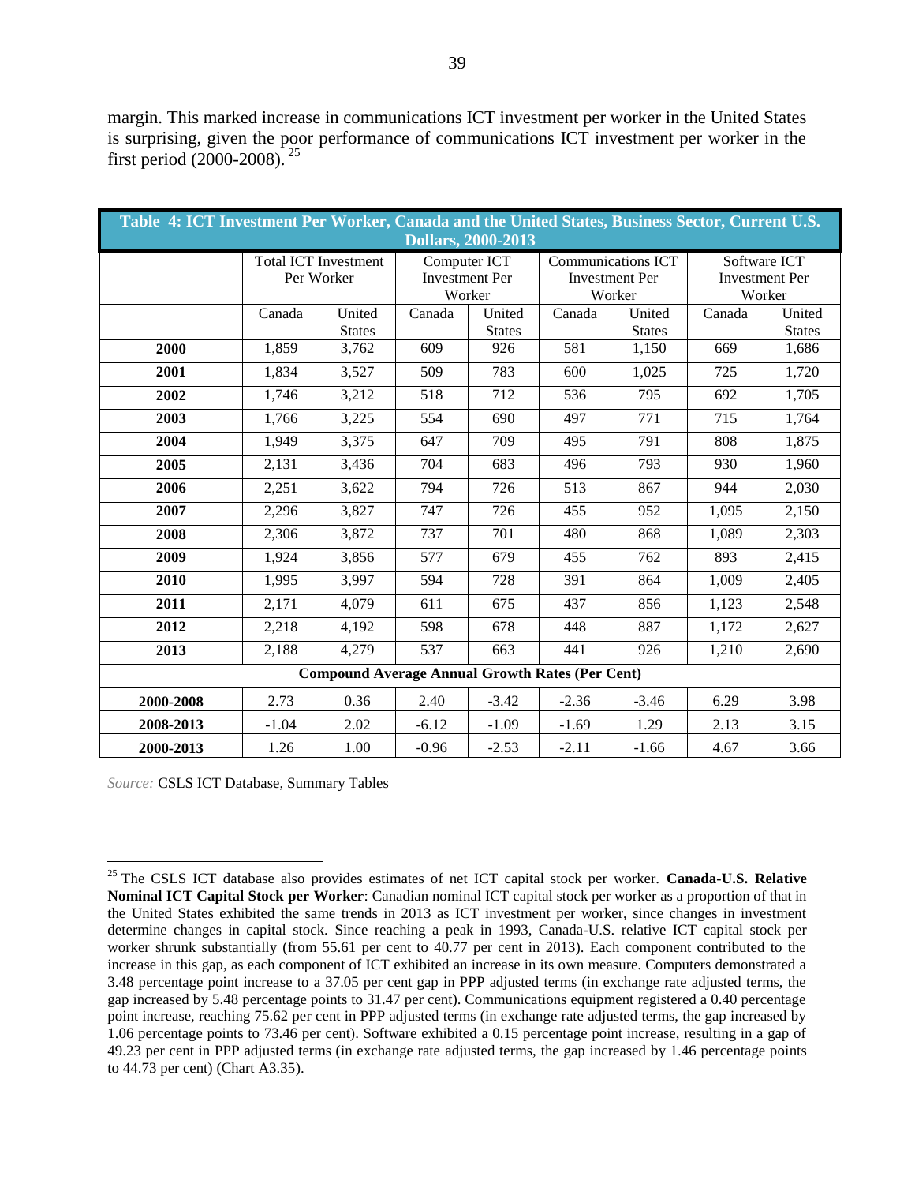margin. This marked increase in communications ICT investment per worker in the United States is surprising, given the poor performance of communications ICT investment per worker in the first period (2000-2008).[25]

**Table 4: ICT Investment Per Worker, Canada and the United States, Business Sector, Current U.S. Dollars, 2000-2013**

| | Total ICT Investment Per Worker | | Computer ICT Investment Per Worker | | Communications ICT Investment Per Worker | | Software ICT Investment Per Worker | |
|---|---|---|---|---|---|---|---|---|
| | Canada | United States | Canada | United States | Canada | United States | Canada | United States |
| **2000** | 1,859 | 3,762 | 609 | 926 | 581 | 1,150 | 669 | 1,686 |
| **2001** | 1,834 | 3,527 | 509 | 783 | 600 | 1,025 | 725 | 1,720 |
| **2002** | 1,746 | 3,212 | 518 | 712 | 536 | 795 | 692 | 1,705 |
| **2003** | 1,766 | 3,225 | 554 | 690 | 497 | 771 | 715 | 1,764 |
| **2004** | 1,949 | 3,375 | 647 | 709 | 495 | 791 | 808 | 1,875 |
| **2005** | 2,131 | 3,436 | 704 | 683 | 496 | 793 | 930 | 1,960 |
| **2006** | 2,251 | 3,622 | 794 | 726 | 513 | 867 | 944 | 2,030 |
| **2007** | 2,296 | 3,827 | 747 | 726 | 455 | 952 | 1,095 | 2,150 |
| **2008** | 2,306 | 3,872 | 737 | 701 | 480 | 868 | 1,089 | 2,303 |
| **2009** | 1,924 | 3,856 | 577 | 679 | 455 | 762 | 893 | 2,415 |
| **2010** | 1,995 | 3,997 | 594 | 728 | 391 | 864 | 1,009 | 2,405 |
| **2011** | 2,171 | 4,079 | 611 | 675 | 437 | 856 | 1,123 | 2,548 |
| **2012** | 2,218 | 4,192 | 598 | 678 | 448 | 887 | 1,172 | 2,627 |
| **2013** | 2,188 | 4,279 | 537 | 663 | 441 | 926 | 1,210 | 2,690 |
| **Compound Average Annual Growth Rates (Per Cent)** | | | | | | | | |
| **2000-2008** | 2.73 | 0.36 | 2.40 | -3.42 | -2.36 | -3.46 | 6.29 | 3.98 |
| **2008-2013** | -1.04 | 2.02 | -6.12 | -1.09 | -1.69 | 1.29 | 2.13 | 3.15 |
| **2000-2013** | 1.26 | 1.00 | -0.96 | -2.53 | -2.11 | -1.66 | 4.67 | 3.66 |

*Source:* CSLS ICT Database, Summary Tables

[25] The CSLS ICT database also provides estimates of net ICT capital stock per worker. **Canada-U.S. Relative Nominal ICT Capital Stock per Worker**: Canadian nominal ICT capital stock per worker as a proportion of that in the United States exhibited the same trends in 2013 as ICT investment per worker, since changes in investment determine changes in capital stock. Since reaching a peak in 1993, Canada-U.S. relative ICT capital stock per worker shrunk substantially (from 55.61 per cent to 40.77 per cent in 2013). Each component contributed to the increase in this gap, as each component of ICT exhibited an increase in its own measure. Computers demonstrated a 3.48 percentage point increase to a 37.05 per cent gap in PPP adjusted terms (in exchange rate adjusted terms, the gap increased by 5.48 percentage points to 31.47 per cent). Communications equipment registered a 0.40 percentage point increase, reaching 75.62 per cent in PPP adjusted terms (in exchange rate adjusted terms, the gap increased by 1.06 percentage points to 73.46 per cent). Software exhibited a 0.15 percentage point increase, resulting in a gap of 49.23 per cent in PPP adjusted terms (in exchange rate adjusted terms, the gap increased by 1.46 percentage points to 44.73 per cent) (Chart A3.35).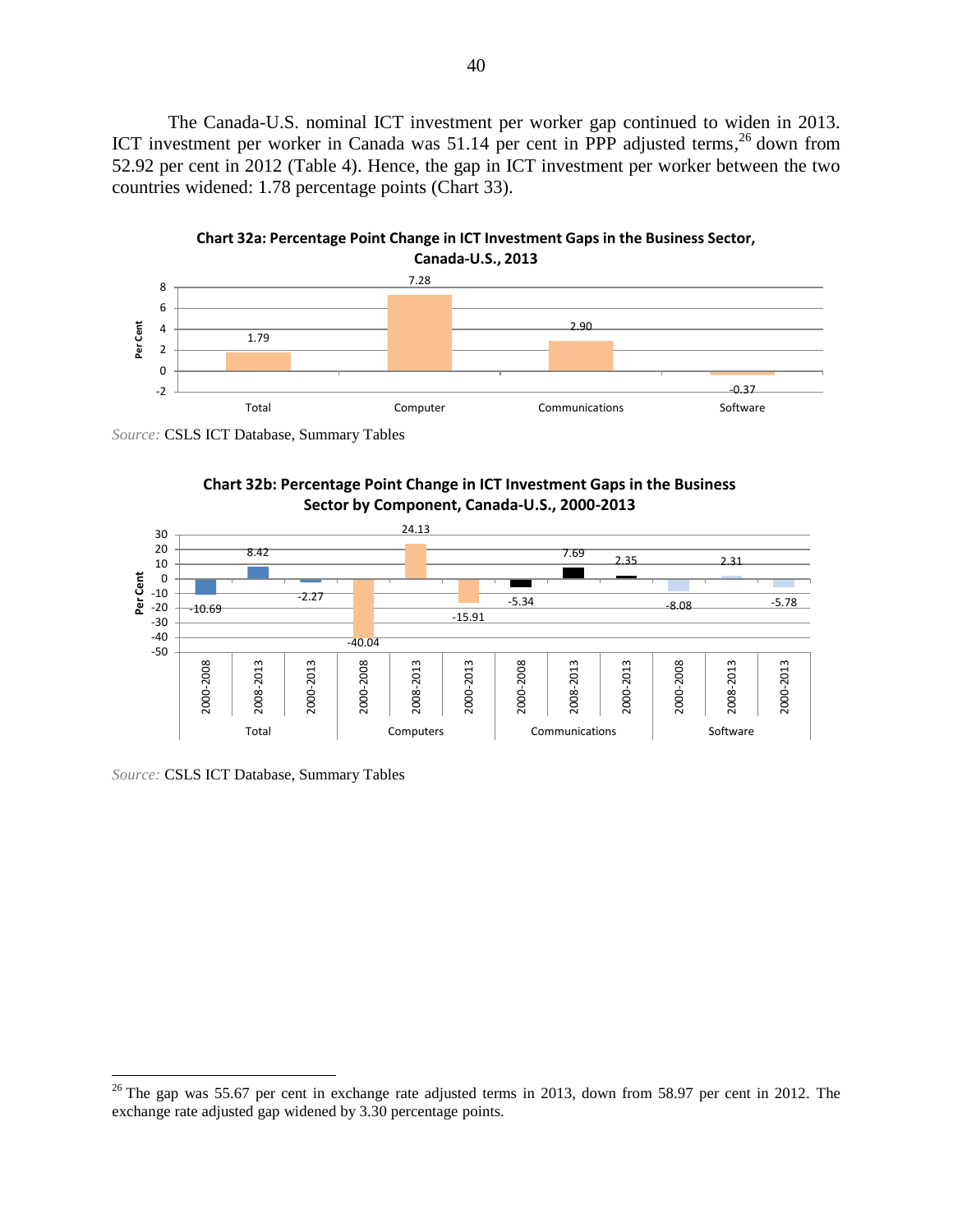The Canada-U.S. nominal ICT investment per worker gap continued to widen in 2013. ICT investment per worker in Canada was 51.14 per cent in PPP adjusted terms,[26] down from 52.92 per cent in 2012 (Table 4). Hence, the gap in ICT investment per worker between the two countries widened: 1.78 percentage points (Chart 33).

**Chart 32a: Percentage Point Change in ICT Investment Gaps in the Business Sector, Canada-U.S., 2013**

| | Total | Computer | Communications | Software |
|---|---|---|---|---|
| Per Cent | 1.79 | 7.28 | 2.90 | -0.37 |

*Source:* CSLS ICT Database, Summary Tables

**Chart 32b: Percentage Point Change in ICT Investment Gaps in the Business Sector by Component, Canada-U.S., 2000-2013**

| Component | 2000-2008 | 2008-2013 | 2000-2013 |
|---|---|---|---|
| Total | -10.69 | 8.42 | -2.27 |
| Computers | -40.04 | 24.13 | -15.91 |
| Communications | -5.34 | 7.69 | 2.35 |
| Software | -8.08 | 2.31 | -5.78 |

*Source:* CSLS ICT Database, Summary Tables

---

[26] The gap was 55.67 per cent in exchange rate adjusted terms in 2013, down from 58.97 per cent in 2012. The exchange rate adjusted gap widened by 3.30 percentage points.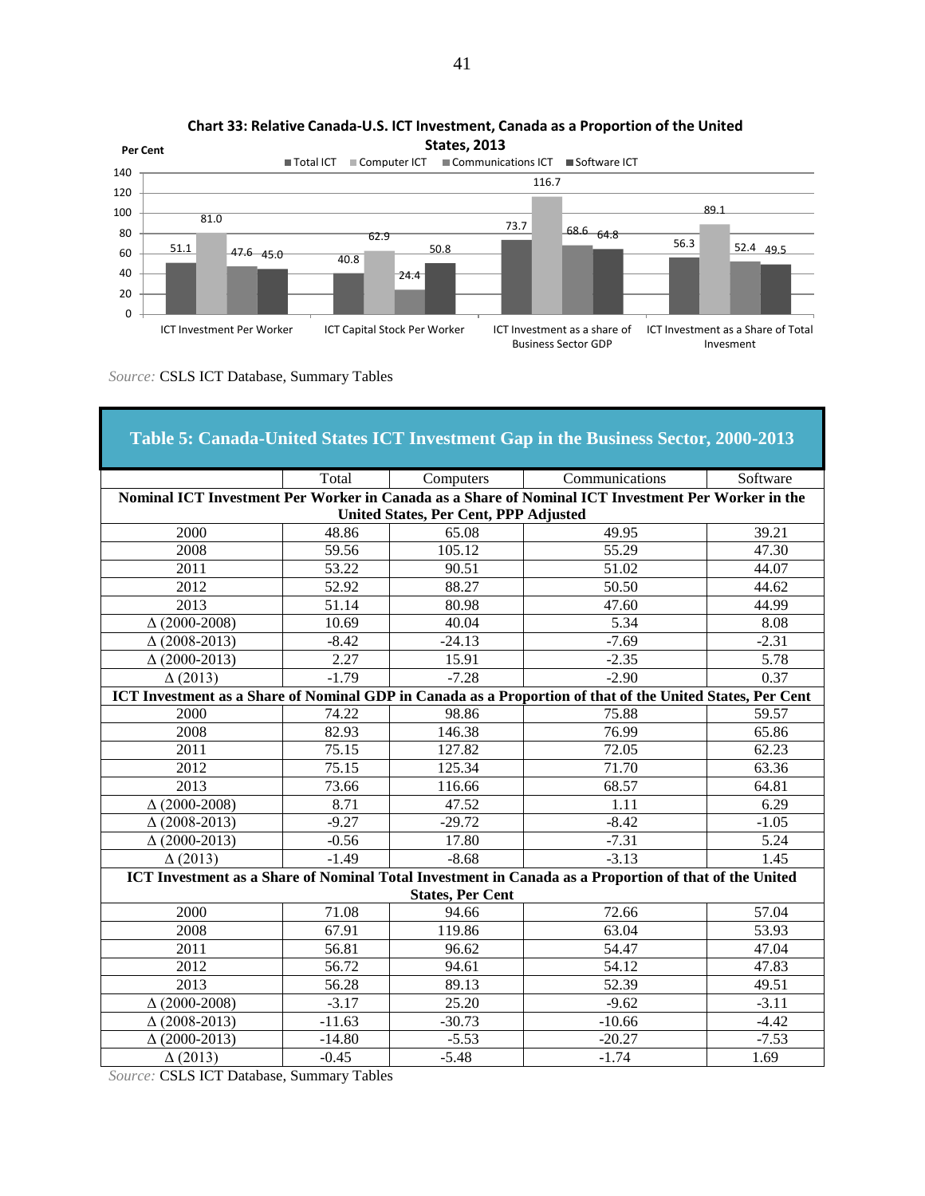**Chart 33: Relative Canada-U.S. ICT Investment, Canada as a Proportion of the United States, 2013**

| Per Cent | Total ICT | Computer ICT | Communications ICT | Software ICT |
|---|---|---|---|---|
| ICT Investment Per Worker | 51.1 | 81.0 | 47.6 | 45.0 |
| ICT Capital Stock Per Worker | 40.8 | 62.9 | 24.4 | 50.8 |
| ICT Investment as a share of Business Sector GDP | 73.7 | 116.7 | 68.6 | 64.8 |
| ICT Investment as a Share of Total Invesment | 56.3 | 89.1 | 52.4 | 49.5 |

*Source:* CSLS ICT Database, Summary Tables

**Table 5: Canada-United States ICT Investment Gap in the Business Sector, 2000-2013**

| | Total | Computers | Communications | Software |
|---|---|---|---|---|
| **Nominal ICT Investment Per Worker in Canada as a Share of Nominal ICT Investment Per Worker in the United States, Per Cent, PPP Adjusted** | | | | |
| 2000 | 48.86 | 65.08 | 49.95 | 39.21 |
| 2008 | 59.56 | 105.12 | 55.29 | 47.30 |
| 2011 | 53.22 | 90.51 | 51.02 | 44.07 |
| 2012 | 52.92 | 88.27 | 50.50 | 44.62 |
| 2013 | 51.14 | 80.98 | 47.60 | 44.99 |
| Δ (2000-2008) | 10.69 | 40.04 | 5.34 | 8.08 |
| Δ (2008-2013) | -8.42 | -24.13 | -7.69 | -2.31 |
| Δ (2000-2013) | 2.27 | 15.91 | -2.35 | 5.78 |
| Δ (2013) | -1.79 | -7.28 | -2.90 | 0.37 |
| **ICT Investment as a Share of Nominal GDP in Canada as a Proportion of that of the United States, Per Cent** | | | | |
| 2000 | 74.22 | 98.86 | 75.88 | 59.57 |
| 2008 | 82.93 | 146.38 | 76.99 | 65.86 |
| 2011 | 75.15 | 127.82 | 72.05 | 62.23 |
| 2012 | 75.15 | 125.34 | 71.70 | 63.36 |
| 2013 | 73.66 | 116.66 | 68.57 | 64.81 |
| Δ (2000-2008) | 8.71 | 47.52 | 1.11 | 6.29 |
| Δ (2008-2013) | -9.27 | -29.72 | -8.42 | -1.05 |
| Δ (2000-2013) | -0.56 | 17.80 | -7.31 | 5.24 |
| Δ (2013) | -1.49 | -8.68 | -3.13 | 1.45 |
| **ICT Investment as a Share of Nominal Total Investment in Canada as a Proportion of that of the United States, Per Cent** | | | | |
| 2000 | 71.08 | 94.66 | 72.66 | 57.04 |
| 2008 | 67.91 | 119.86 | 63.04 | 53.93 |
| 2011 | 56.81 | 96.62 | 54.47 | 47.04 |
| 2012 | 56.72 | 94.61 | 54.12 | 47.83 |
| 2013 | 56.28 | 89.13 | 52.39 | 49.51 |
| Δ (2000-2008) | -3.17 | 25.20 | -9.62 | -3.11 |
| Δ (2008-2013) | -11.63 | -30.73 | -10.66 | -4.42 |
| Δ (2000-2013) | -14.80 | -5.53 | -20.27 | -7.53 |
| Δ (2013) | -0.45 | -5.48 | -1.74 | 1.69 |

*Source:* CSLS ICT Database, Summary Tables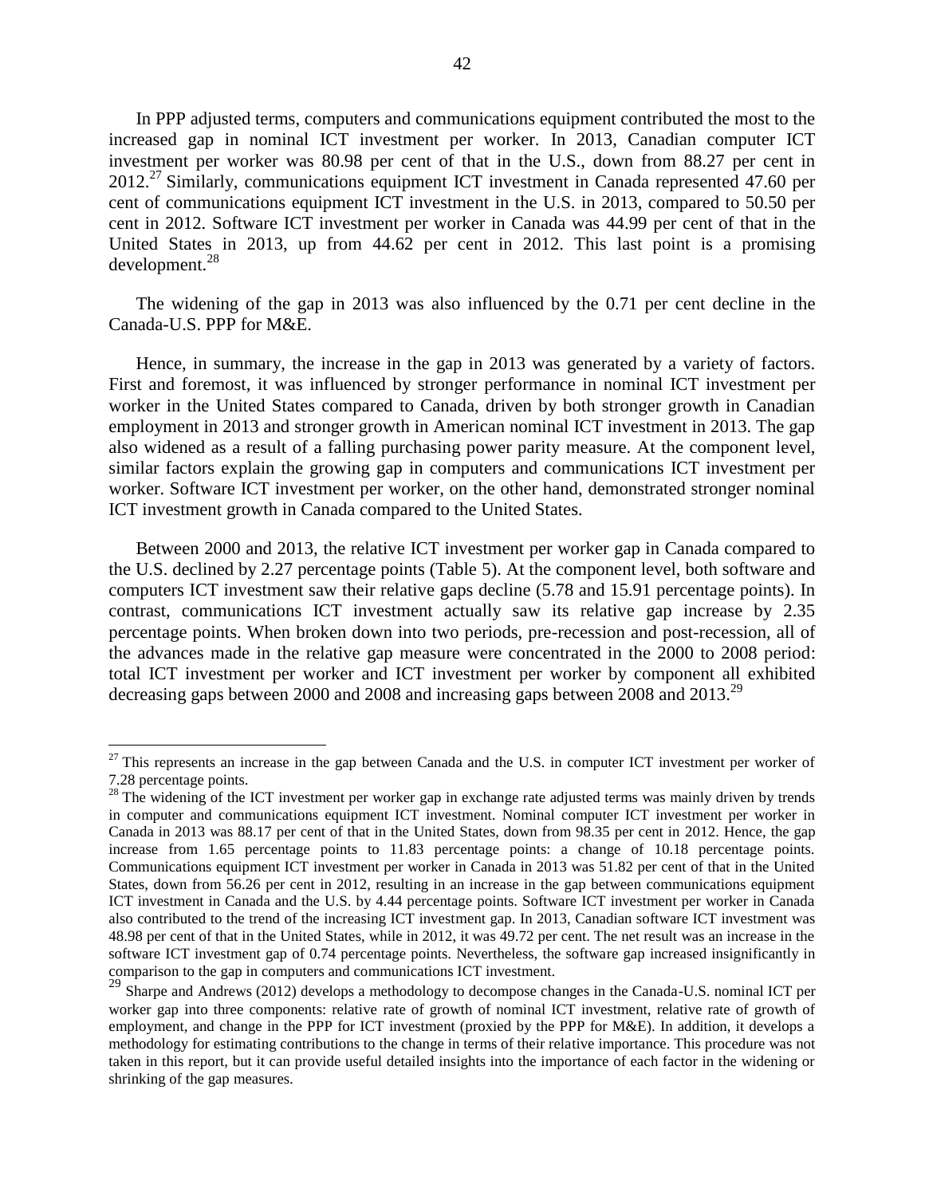In PPP adjusted terms, computers and communications equipment contributed the most to the increased gap in nominal ICT investment per worker. In 2013, Canadian computer ICT investment per worker was 80.98 per cent of that in the U.S., down from 88.27 per cent in 2012.[27] Similarly, communications equipment ICT investment in Canada represented 47.60 per cent of communications equipment ICT investment in the U.S. in 2013, compared to 50.50 per cent in 2012. Software ICT investment per worker in Canada was 44.99 per cent of that in the United States in 2013, up from 44.62 per cent in 2012. This last point is a promising development.[28]

The widening of the gap in 2013 was also influenced by the 0.71 per cent decline in the Canada-U.S. PPP for M&E.

Hence, in summary, the increase in the gap in 2013 was generated by a variety of factors. First and foremost, it was influenced by stronger performance in nominal ICT investment per worker in the United States compared to Canada, driven by both stronger growth in Canadian employment in 2013 and stronger growth in American nominal ICT investment in 2013. The gap also widened as a result of a falling purchasing power parity measure. At the component level, similar factors explain the growing gap in computers and communications ICT investment per worker. Software ICT investment per worker, on the other hand, demonstrated stronger nominal ICT investment growth in Canada compared to the United States.

Between 2000 and 2013, the relative ICT investment per worker gap in Canada compared to the U.S. declined by 2.27 percentage points (Table 5). At the component level, both software and computers ICT investment saw their relative gaps decline (5.78 and 15.91 percentage points). In contrast, communications ICT investment actually saw its relative gap increase by 2.35 percentage points. When broken down into two periods, pre-recession and post-recession, all of the advances made in the relative gap measure were concentrated in the 2000 to 2008 period: total ICT investment per worker and ICT investment per worker by component all exhibited decreasing gaps between 2000 and 2008 and increasing gaps between 2008 and 2013.[29]

---

[27] This represents an increase in the gap between Canada and the U.S. in computer ICT investment per worker of 7.28 percentage points.

[28] The widening of the ICT investment per worker gap in exchange rate adjusted terms was mainly driven by trends in computer and communications equipment ICT investment. Nominal computer ICT investment per worker in Canada in 2013 was 88.17 per cent of that in the United States, down from 98.35 per cent in 2012. Hence, the gap increase from 1.65 percentage points to 11.83 percentage points: a change of 10.18 percentage points. Communications equipment ICT investment per worker in Canada in 2013 was 51.82 per cent of that in the United States, down from 56.26 per cent in 2012, resulting in an increase in the gap between communications equipment ICT investment in Canada and the U.S. by 4.44 percentage points. Software ICT investment per worker in Canada also contributed to the trend of the increasing ICT investment gap. In 2013, Canadian software ICT investment was 48.98 per cent of that in the United States, while in 2012, it was 49.72 per cent. The net result was an increase in the software ICT investment gap of 0.74 percentage points. Nevertheless, the software gap increased insignificantly in comparison to the gap in computers and communications ICT investment.

[29] Sharpe and Andrews (2012) develops a methodology to decompose changes in the Canada-U.S. nominal ICT per worker gap into three components: relative rate of growth of nominal ICT investment, relative rate of growth of employment, and change in the PPP for ICT investment (proxied by the PPP for M&E). In addition, it develops a methodology for estimating contributions to the change in terms of their relative importance. This procedure was not taken in this report, but it can provide useful detailed insights into the importance of each factor in the widening or shrinking of the gap measures.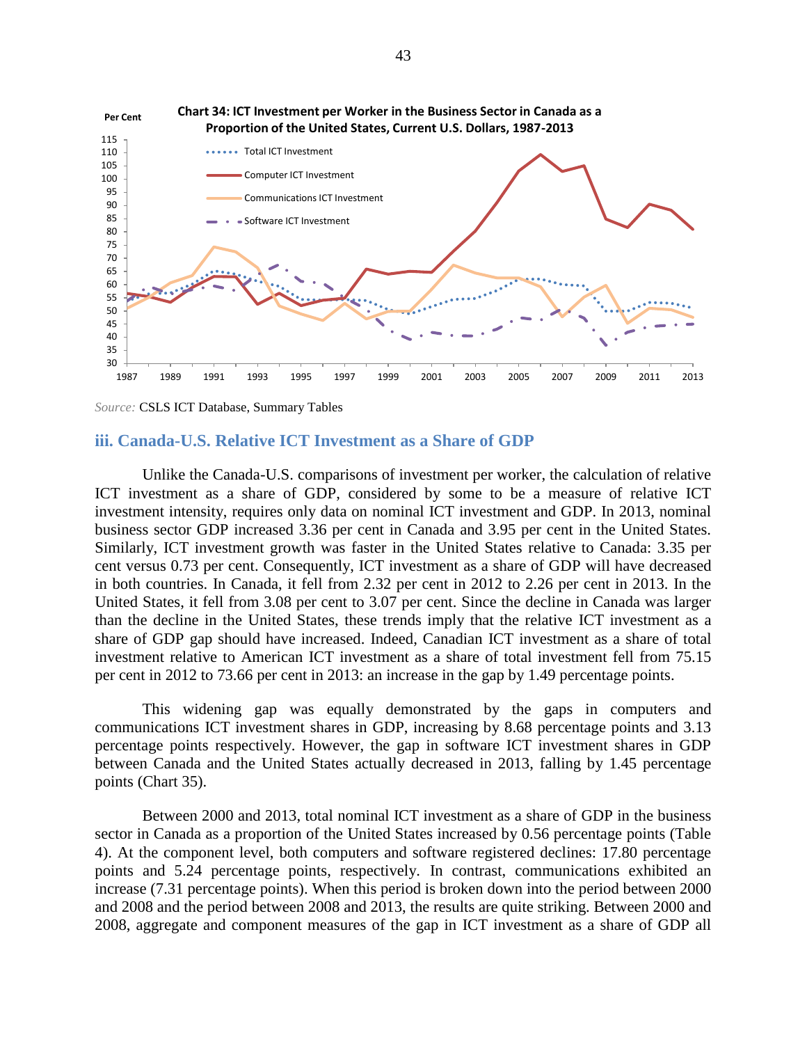**Chart 34: ICT Investment per Worker in the Business Sector in Canada as a Proportion of the United States, Current U.S. Dollars, 1987-2013**

*Source:* CSLS ICT Database, Summary Tables

### iii. Canada-U.S. Relative ICT Investment as a Share of GDP

Unlike the Canada-U.S. comparisons of investment per worker, the calculation of relative ICT investment as a share of GDP, considered by some to be a measure of relative ICT investment intensity, requires only data on nominal ICT investment and GDP. In 2013, nominal business sector GDP increased 3.36 per cent in Canada and 3.95 per cent in the United States. Similarly, ICT investment growth was faster in the United States relative to Canada: 3.35 per cent versus 0.73 per cent. Consequently, ICT investment as a share of GDP will have decreased in both countries. In Canada, it fell from 2.32 per cent in 2012 to 2.26 per cent in 2013. In the United States, it fell from 3.08 per cent to 3.07 per cent. Since the decline in Canada was larger than the decline in the United States, these trends imply that the relative ICT investment as a share of GDP gap should have increased. Indeed, Canadian ICT investment as a share of total investment relative to American ICT investment as a share of total investment fell from 75.15 per cent in 2012 to 73.66 per cent in 2013: an increase in the gap by 1.49 percentage points.

This widening gap was equally demonstrated by the gaps in computers and communications ICT investment shares in GDP, increasing by 8.68 percentage points and 3.13 percentage points respectively. However, the gap in software ICT investment shares in GDP between Canada and the United States actually decreased in 2013, falling by 1.45 percentage points (Chart 35).

Between 2000 and 2013, total nominal ICT investment as a share of GDP in the business sector in Canada as a proportion of the United States increased by 0.56 percentage points (Table 4). At the component level, both computers and software registered declines: 17.80 percentage points and 5.24 percentage points, respectively. In contrast, communications exhibited an increase (7.31 percentage points). When this period is broken down into the period between 2000 and 2008 and the period between 2008 and 2013, the results are quite striking. Between 2000 and 2008, aggregate and component measures of the gap in ICT investment as a share of GDP all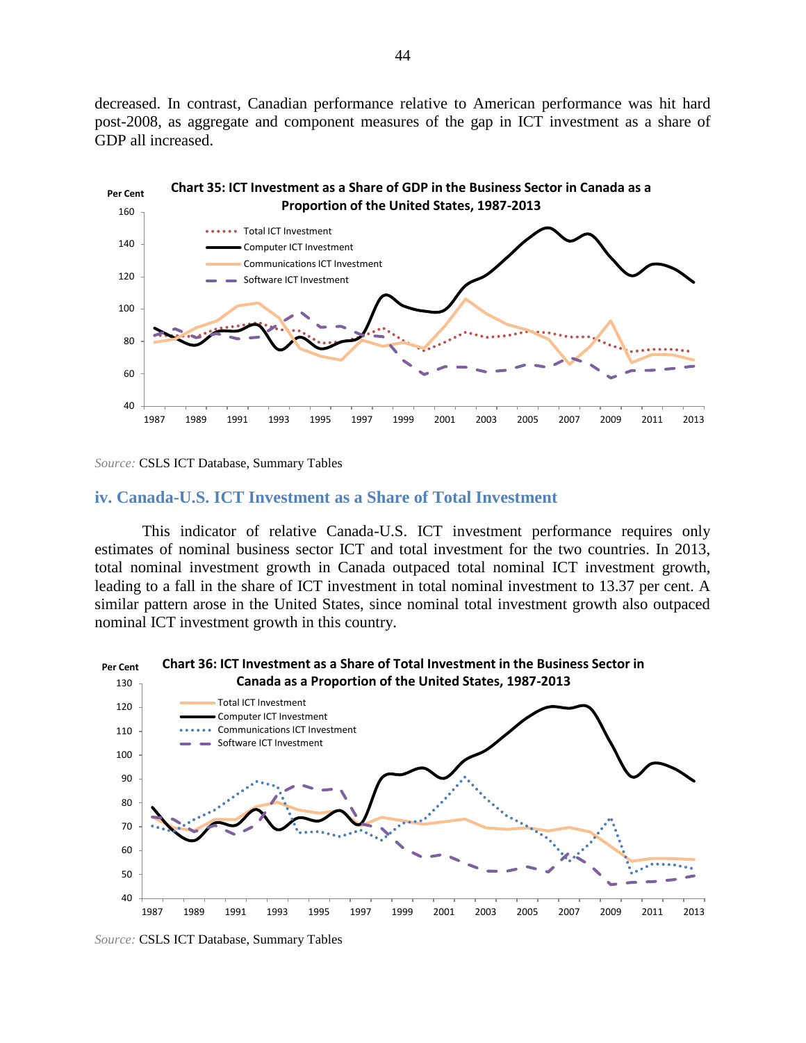decreased. In contrast, Canadian performance relative to American performance was hit hard post-2008, as aggregate and component measures of the gap in ICT investment as a share of GDP all increased.

**Chart 35: ICT Investment as a Share of GDP in the Business Sector in Canada as a Proportion of the United States, 1987-2013**

*Source:* CSLS ICT Database, Summary Tables

### iv. Canada-U.S. ICT Investment as a Share of Total Investment

This indicator of relative Canada-U.S. ICT investment performance requires only estimates of nominal business sector ICT and total investment for the two countries. In 2013, total nominal investment growth in Canada outpaced total nominal ICT investment growth, leading to a fall in the share of ICT investment in total nominal investment to 13.37 per cent. A similar pattern arose in the United States, since nominal total investment growth also outpaced nominal ICT investment growth in this country.

**Chart 36: ICT Investment as a Share of Total Investment in the Business Sector in Canada as a Proportion of the United States, 1987-2013**

*Source:* CSLS ICT Database, Summary Tables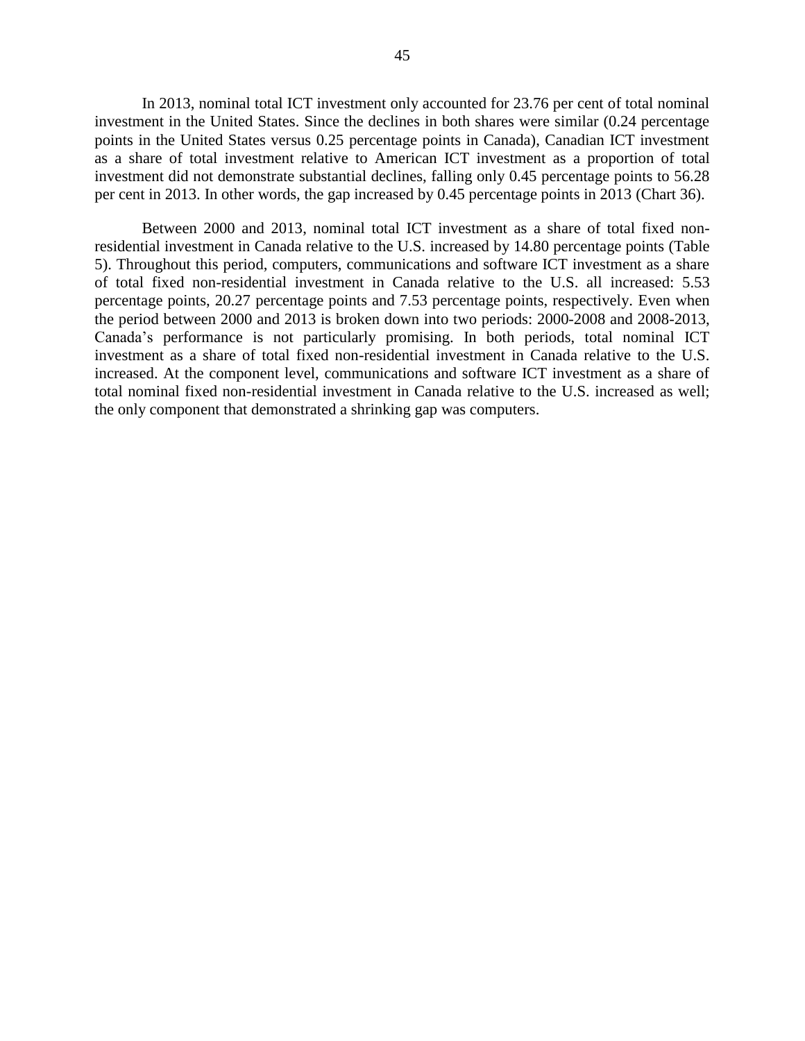In 2013, nominal total ICT investment only accounted for 23.76 per cent of total nominal investment in the United States. Since the declines in both shares were similar (0.24 percentage points in the United States versus 0.25 percentage points in Canada), Canadian ICT investment as a share of total investment relative to American ICT investment as a proportion of total investment did not demonstrate substantial declines, falling only 0.45 percentage points to 56.28 per cent in 2013. In other words, the gap increased by 0.45 percentage points in 2013 (Chart 36).

Between 2000 and 2013, nominal total ICT investment as a share of total fixed non-residential investment in Canada relative to the U.S. increased by 14.80 percentage points (Table 5). Throughout this period, computers, communications and software ICT investment as a share of total fixed non-residential investment in Canada relative to the U.S. all increased: 5.53 percentage points, 20.27 percentage points and 7.53 percentage points, respectively. Even when the period between 2000 and 2013 is broken down into two periods: 2000-2008 and 2008-2013, Canada's performance is not particularly promising. In both periods, total nominal ICT investment as a share of total fixed non-residential investment in Canada relative to the U.S. increased. At the component level, communications and software ICT investment as a share of total nominal fixed non-residential investment in Canada relative to the U.S. increased as well; the only component that demonstrated a shrinking gap was computers.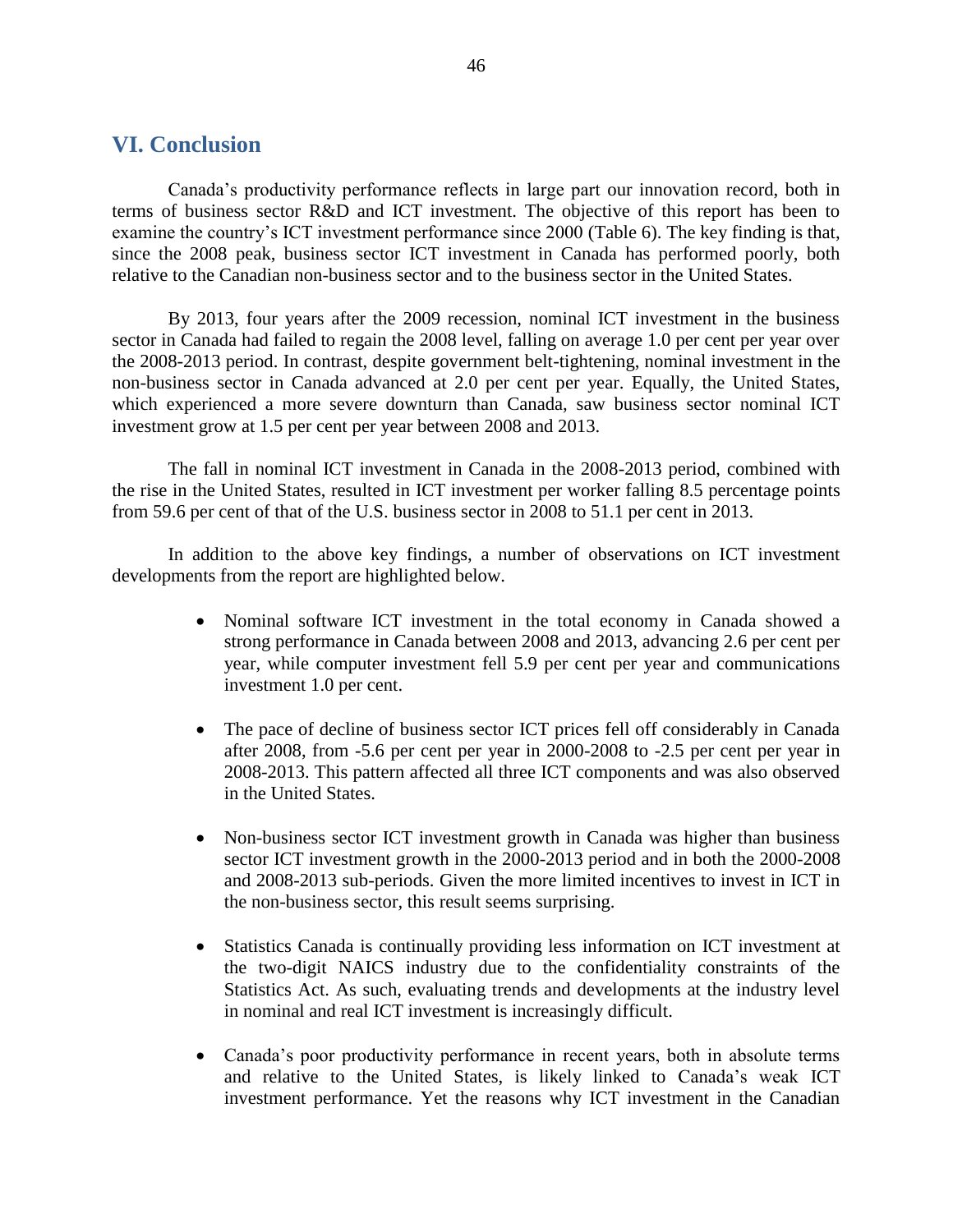## VI. Conclusion

Canada's productivity performance reflects in large part our innovation record, both in terms of business sector R&D and ICT investment. The objective of this report has been to examine the country's ICT investment performance since 2000 (Table 6). The key finding is that, since the 2008 peak, business sector ICT investment in Canada has performed poorly, both relative to the Canadian non-business sector and to the business sector in the United States.

By 2013, four years after the 2009 recession, nominal ICT investment in the business sector in Canada had failed to regain the 2008 level, falling on average 1.0 per cent per year over the 2008-2013 period. In contrast, despite government belt-tightening, nominal investment in the non-business sector in Canada advanced at 2.0 per cent per year. Equally, the United States, which experienced a more severe downturn than Canada, saw business sector nominal ICT investment grow at 1.5 per cent per year between 2008 and 2013.

The fall in nominal ICT investment in Canada in the 2008-2013 period, combined with the rise in the United States, resulted in ICT investment per worker falling 8.5 percentage points from 59.6 per cent of that of the U.S. business sector in 2008 to 51.1 per cent in 2013.

In addition to the above key findings, a number of observations on ICT investment developments from the report are highlighted below.

- Nominal software ICT investment in the total economy in Canada showed a strong performance in Canada between 2008 and 2013, advancing 2.6 per cent per year, while computer investment fell 5.9 per cent per year and communications investment 1.0 per cent.

- The pace of decline of business sector ICT prices fell off considerably in Canada after 2008, from -5.6 per cent per year in 2000-2008 to -2.5 per cent per year in 2008-2013. This pattern affected all three ICT components and was also observed in the United States.

- Non-business sector ICT investment growth in Canada was higher than business sector ICT investment growth in the 2000-2013 period and in both the 2000-2008 and 2008-2013 sub-periods. Given the more limited incentives to invest in ICT in the non-business sector, this result seems surprising.

- Statistics Canada is continually providing less information on ICT investment at the two-digit NAICS industry due to the confidentiality constraints of the Statistics Act. As such, evaluating trends and developments at the industry level in nominal and real ICT investment is increasingly difficult.

- Canada's poor productivity performance in recent years, both in absolute terms and relative to the United States, is likely linked to Canada's weak ICT investment performance. Yet the reasons why ICT investment in the Canadian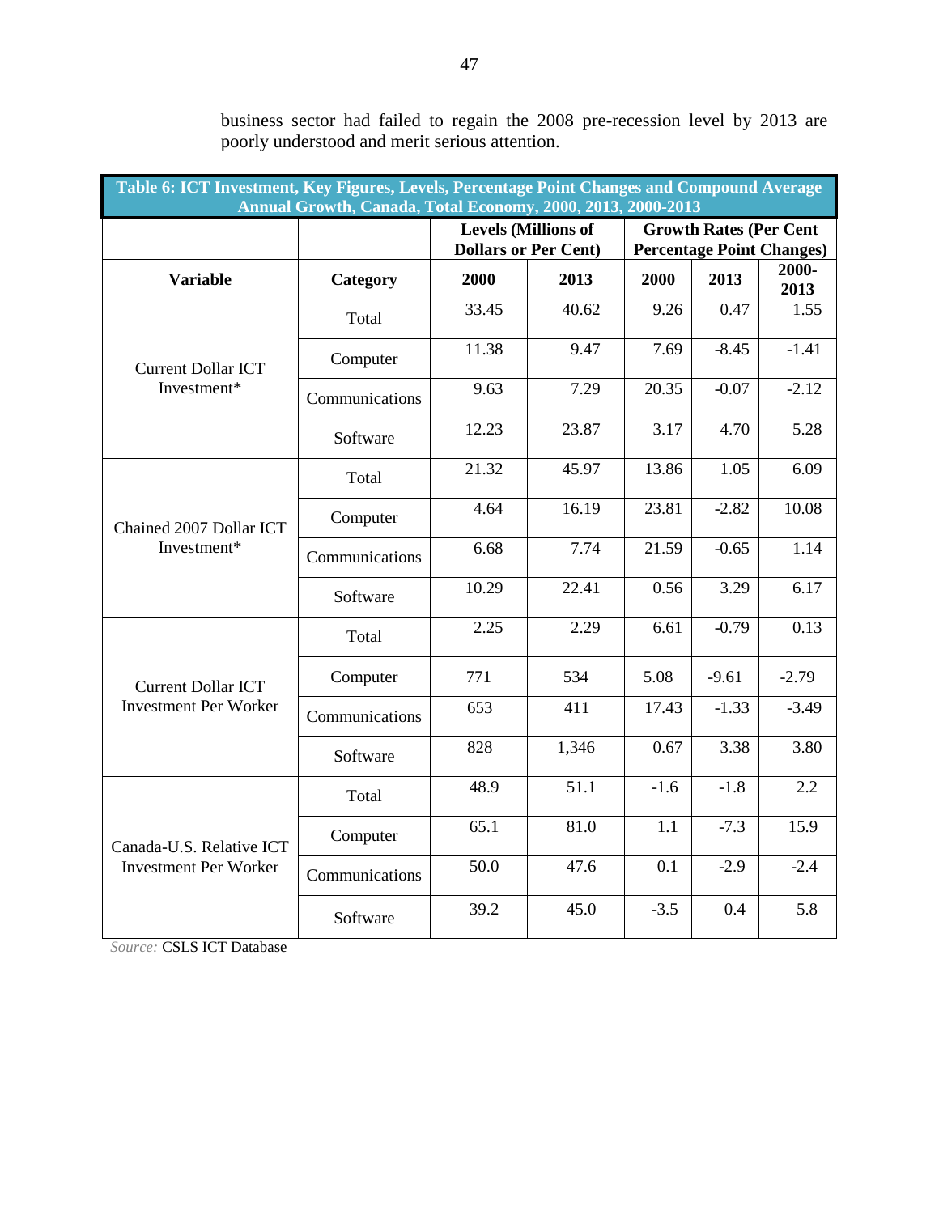business sector had failed to regain the 2008 pre-recession level by 2013 are poorly understood and merit serious attention.

| Table 6: ICT Investment, Key Figures, Levels, Percentage Point Changes and Compound Average Annual Growth, Canada, Total Economy, 2000, 2013, 2000-2013 | | | | | | |
|---|---|---|---|---|---|---|
| | | Levels (Millions of Dollars or Per Cent) | | Growth Rates (Per Cent Percentage Point Changes) | | |
| **Variable** | **Category** | **2000** | **2013** | **2000** | **2013** | **2000-2013** |
| Current Dollar ICT Investment* | Total | 33.45 | 40.62 | 9.26 | 0.47 | 1.55 |
| | Computer | 11.38 | 9.47 | 7.69 | -8.45 | -1.41 |
| | Communications | 9.63 | 7.29 | 20.35 | -0.07 | -2.12 |
| | Software | 12.23 | 23.87 | 3.17 | 4.70 | 5.28 |
| Chained 2007 Dollar ICT Investment* | Total | 21.32 | 45.97 | 13.86 | 1.05 | 6.09 |
| | Computer | 4.64 | 16.19 | 23.81 | -2.82 | 10.08 |
| | Communications | 6.68 | 7.74 | 21.59 | -0.65 | 1.14 |
| | Software | 10.29 | 22.41 | 0.56 | 3.29 | 6.17 |
| Current Dollar ICT Investment Per Worker | Total | 2.25 | 2.29 | 6.61 | -0.79 | 0.13 |
| | Computer | 771 | 534 | 5.08 | -9.61 | -2.79 |
| | Communications | 653 | 411 | 17.43 | -1.33 | -3.49 |
| | Software | 828 | 1,346 | 0.67 | 3.38 | 3.80 |
| Canada-U.S. Relative ICT Investment Per Worker | Total | 48.9 | 51.1 | -1.6 | -1.8 | 2.2 |
| | Computer | 65.1 | 81.0 | 1.1 | -7.3 | 15.9 |
| | Communications | 50.0 | 47.6 | 0.1 | -2.9 | -2.4 |
| | Software | 39.2 | 45.0 | -3.5 | 0.4 | 5.8 |

*Source:* CSLS ICT Database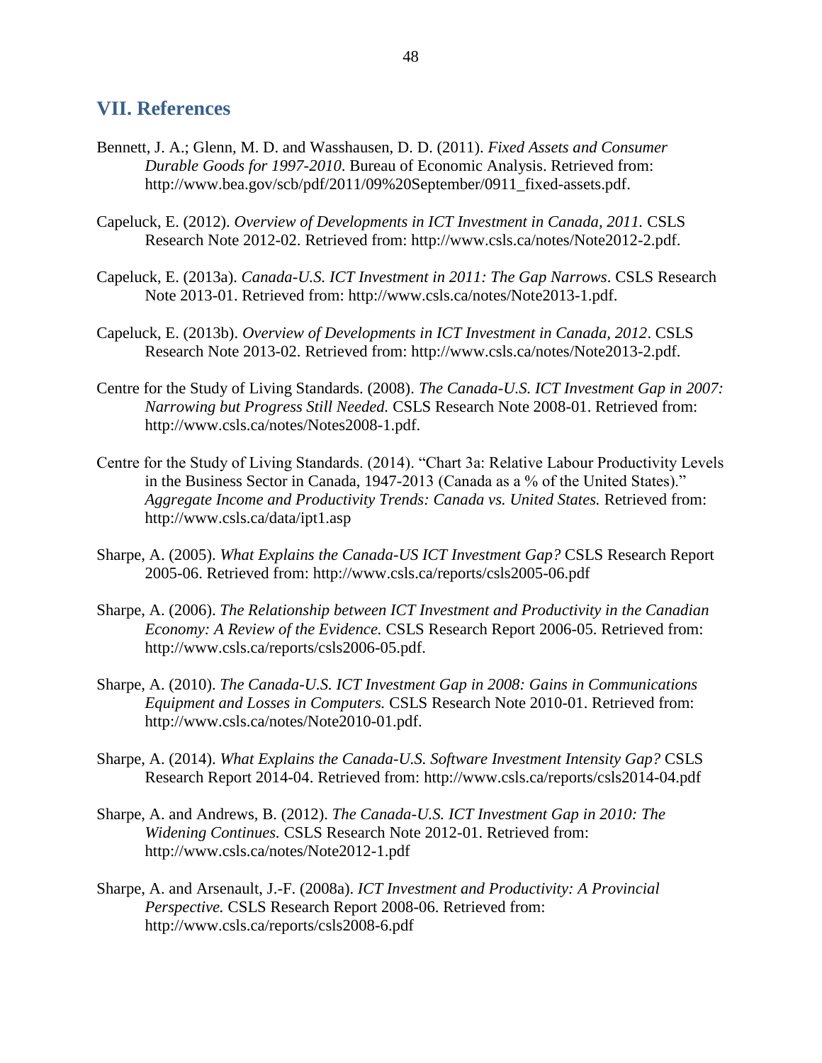## VII. References

Bennett, J. A.; Glenn, M. D. and Wasshausen, D. D. (2011). *Fixed Assets and Consumer Durable Goods for 1997-2010*. Bureau of Economic Analysis. Retrieved from: http://www.bea.gov/scb/pdf/2011/09%20September/0911_fixed-assets.pdf.

Capeluck, E. (2012). *Overview of Developments in ICT Investment in Canada, 2011.* CSLS Research Note 2012-02. Retrieved from: http://www.csls.ca/notes/Note2012-2.pdf.

Capeluck, E. (2013a). *Canada-U.S. ICT Investment in 2011: The Gap Narrows*. CSLS Research Note 2013-01. Retrieved from: http://www.csls.ca/notes/Note2013-1.pdf.

Capeluck, E. (2013b). *Overview of Developments in ICT Investment in Canada, 2012*. CSLS Research Note 2013-02. Retrieved from: http://www.csls.ca/notes/Note2013-2.pdf.

Centre for the Study of Living Standards. (2008). *The Canada-U.S. ICT Investment Gap in 2007: Narrowing but Progress Still Needed.* CSLS Research Note 2008-01. Retrieved from: http://www.csls.ca/notes/Notes2008-1.pdf.

Centre for the Study of Living Standards. (2014). "Chart 3a: Relative Labour Productivity Levels in the Business Sector in Canada, 1947-2013 (Canada as a % of the United States)." *Aggregate Income and Productivity Trends: Canada vs. United States.* Retrieved from: http://www.csls.ca/data/ipt1.asp

Sharpe, A. (2005). *What Explains the Canada-US ICT Investment Gap?* CSLS Research Report 2005-06. Retrieved from: http://www.csls.ca/reports/csls2005-06.pdf

Sharpe, A. (2006). *The Relationship between ICT Investment and Productivity in the Canadian Economy: A Review of the Evidence.* CSLS Research Report 2006-05. Retrieved from: http://www.csls.ca/reports/csls2006-05.pdf.

Sharpe, A. (2010). *The Canada-U.S. ICT Investment Gap in 2008: Gains in Communications Equipment and Losses in Computers.* CSLS Research Note 2010-01. Retrieved from: http://www.csls.ca/notes/Note2010-01.pdf.

Sharpe, A. (2014). *What Explains the Canada-U.S. Software Investment Intensity Gap?* CSLS Research Report 2014-04. Retrieved from: http://www.csls.ca/reports/csls2014-04.pdf

Sharpe, A. and Andrews, B. (2012). *The Canada-U.S. ICT Investment Gap in 2010: The Widening Continues.* CSLS Research Note 2012-01. Retrieved from: http://www.csls.ca/notes/Note2012-1.pdf

Sharpe, A. and Arsenault, J.-F. (2008a). *ICT Investment and Productivity: A Provincial Perspective.* CSLS Research Report 2008-06. Retrieved from: http://www.csls.ca/reports/csls2008-6.pdf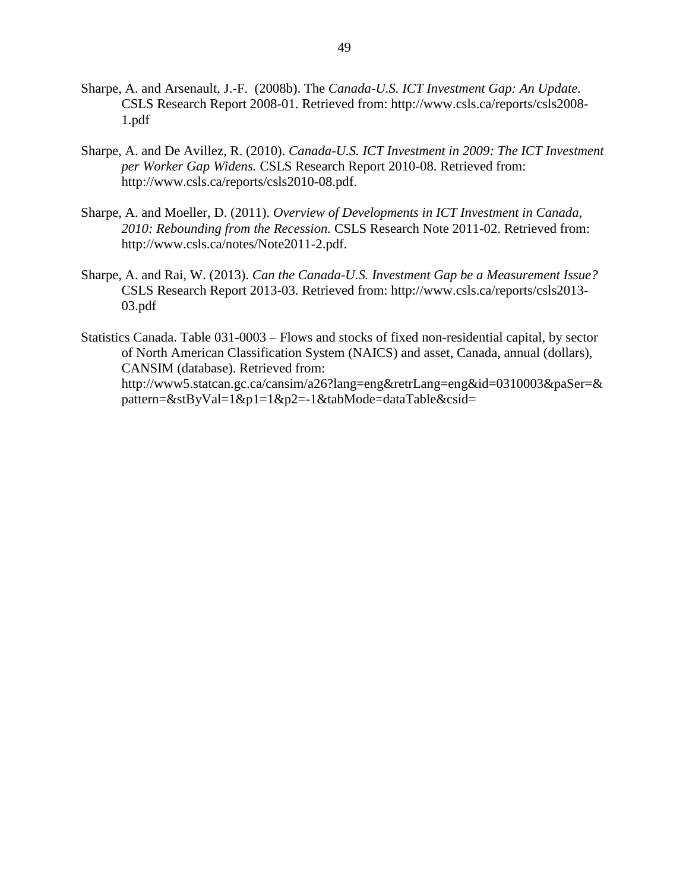Sharpe, A. and Arsenault, J.-F. (2008b). The *Canada-U.S. ICT Investment Gap: An Update.* CSLS Research Report 2008-01. Retrieved from: http://www.csls.ca/reports/csls2008-1.pdf

Sharpe, A. and De Avillez, R. (2010). *Canada-U.S. ICT Investment in 2009: The ICT Investment per Worker Gap Widens.* CSLS Research Report 2010-08. Retrieved from: http://www.csls.ca/reports/csls2010-08.pdf.

Sharpe, A. and Moeller, D. (2011). *Overview of Developments in ICT Investment in Canada, 2010: Rebounding from the Recession.* CSLS Research Note 2011-02. Retrieved from: http://www.csls.ca/notes/Note2011-2.pdf.

Sharpe, A. and Rai, W. (2013). *Can the Canada-U.S. Investment Gap be a Measurement Issue?* CSLS Research Report 2013-03. Retrieved from: http://www.csls.ca/reports/csls2013-03.pdf

Statistics Canada. Table 031-0003 – Flows and stocks of fixed non-residential capital, by sector of North American Classification System (NAICS) and asset, Canada, annual (dollars), CANSIM (database). Retrieved from: http://www5.statcan.gc.ca/cansim/a26?lang=eng&retrLang=eng&id=0310003&paSer=&pattern=&stByVal=1&p1=1&p2=-1&tabMode=dataTable&csid=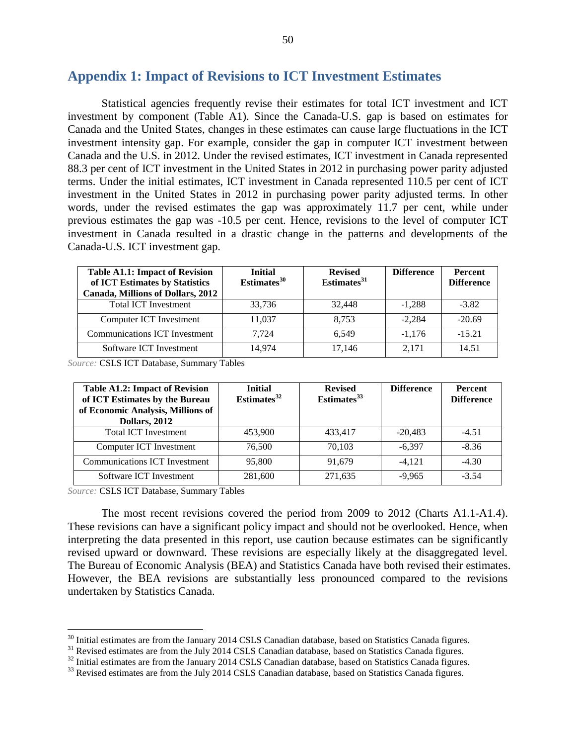## Appendix 1: Impact of Revisions to ICT Investment Estimates

Statistical agencies frequently revise their estimates for total ICT investment and ICT investment by component (Table A1). Since the Canada-U.S. gap is based on estimates for Canada and the United States, changes in these estimates can cause large fluctuations in the ICT investment intensity gap. For example, consider the gap in computer ICT investment between Canada and the U.S. in 2012. Under the revised estimates, ICT investment in Canada represented 88.3 per cent of ICT investment in the United States in 2012 in purchasing power parity adjusted terms. Under the initial estimates, ICT investment in Canada represented 110.5 per cent of ICT investment in the United States in 2012 in purchasing power parity adjusted terms. In other words, under the revised estimates the gap was approximately 11.7 per cent, while under previous estimates the gap was -10.5 per cent. Hence, revisions to the level of computer ICT investment in Canada resulted in a drastic change in the patterns and developments of the Canada-U.S. ICT investment gap.

| **Table A1.1: Impact of Revision of ICT Estimates by Statistics Canada, Millions of Dollars, 2012** | **Initial Estimates[30]** | **Revised Estimates[31]** | **Difference** | **Percent Difference** |
|---|---|---|---|---|
| Total ICT Investment | 33,736 | 32,448 | -1,288 | -3.82 |
| Computer ICT Investment | 11,037 | 8,753 | -2,284 | -20.69 |
| Communications ICT Investment | 7,724 | 6,549 | -1,176 | -15.21 |
| Software ICT Investment | 14,974 | 17,146 | 2,171 | 14.51 |

*Source:* CSLS ICT Database, Summary Tables

| **Table A1.2: Impact of Revision of ICT Estimates by the Bureau of Economic Analysis, Millions of Dollars, 2012** | **Initial Estimates[32]** | **Revised Estimates[33]** | **Difference** | **Percent Difference** |
|---|---|---|---|---|
| Total ICT Investment | 453,900 | 433,417 | -20,483 | -4.51 |
| Computer ICT Investment | 76,500 | 70,103 | -6,397 | -8.36 |
| Communications ICT Investment | 95,800 | 91,679 | -4,121 | -4.30 |
| Software ICT Investment | 281,600 | 271,635 | -9,965 | -3.54 |

*Source:* CSLS ICT Database, Summary Tables

The most recent revisions covered the period from 2009 to 2012 (Charts A1.1-A1.4). These revisions can have a significant policy impact and should not be overlooked. Hence, when interpreting the data presented in this report, use caution because estimates can be significantly revised upward or downward. These revisions are especially likely at the disaggregated level. The Bureau of Economic Analysis (BEA) and Statistics Canada have both revised their estimates. However, the BEA revisions are substantially less pronounced compared to the revisions undertaken by Statistics Canada.

[30] Initial estimates are from the January 2014 CSLS Canadian database, based on Statistics Canada figures.
[31] Revised estimates are from the July 2014 CSLS Canadian database, based on Statistics Canada figures.
[32] Initial estimates are from the January 2014 CSLS Canadian database, based on Statistics Canada figures.
[33] Revised estimates are from the July 2014 CSLS Canadian database, based on Statistics Canada figures.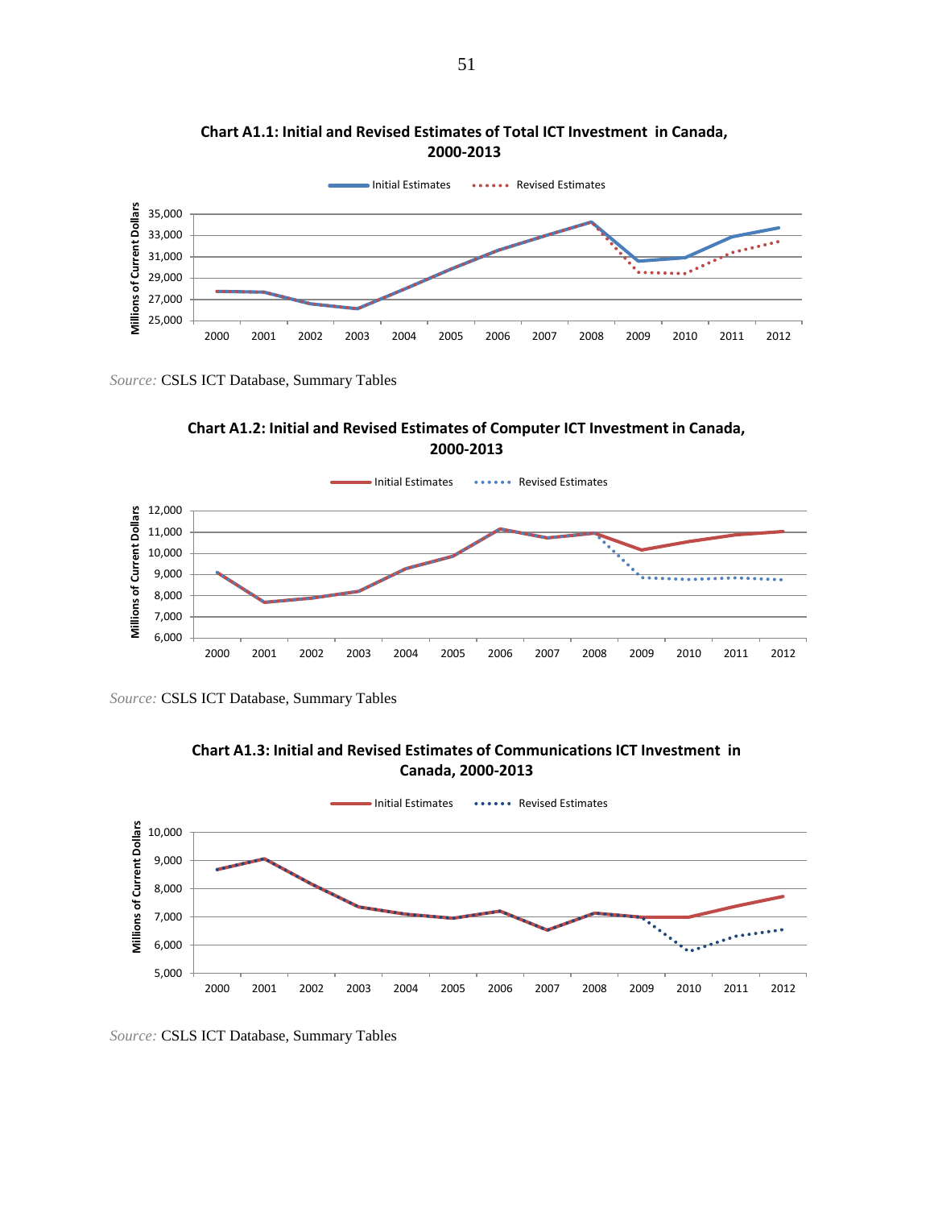**Chart A1.1: Initial and Revised Estimates of Total ICT Investment in Canada, 2000-2013**

*Source:* CSLS ICT Database, Summary Tables

**Chart A1.2: Initial and Revised Estimates of Computer ICT Investment in Canada, 2000-2013**

*Source:* CSLS ICT Database, Summary Tables

**Chart A1.3: Initial and Revised Estimates of Communications ICT Investment in Canada, 2000-2013**

*Source:* CSLS ICT Database, Summary Tables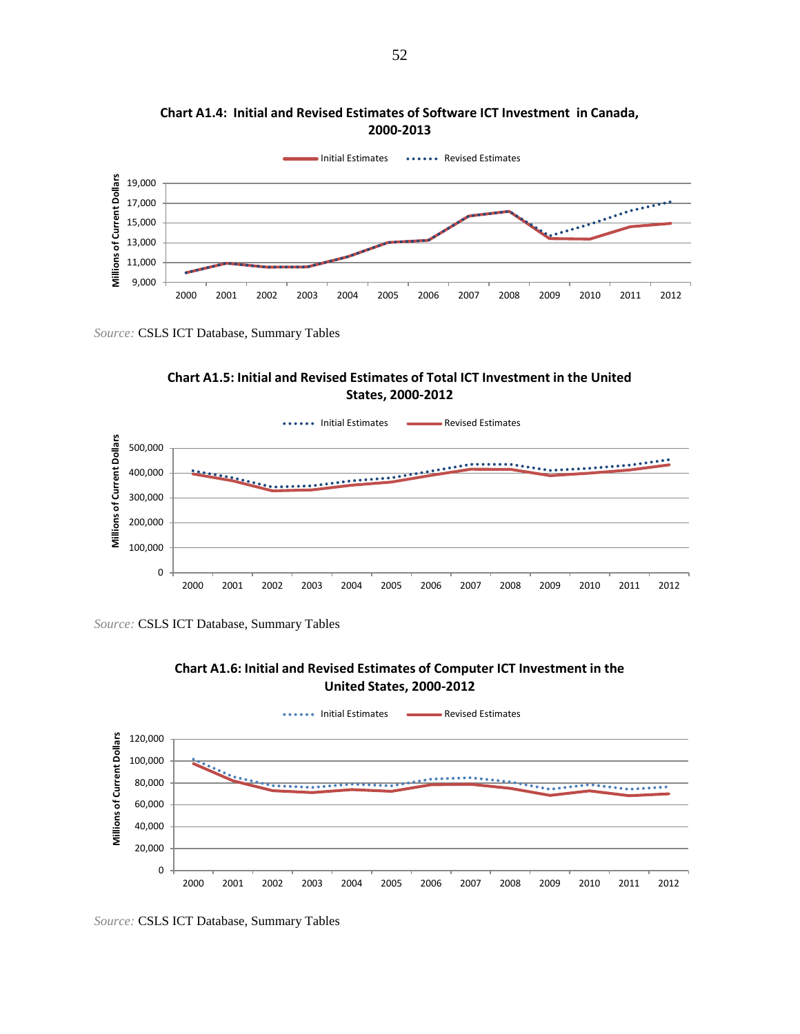**Chart A1.4: Initial and Revised Estimates of Software ICT Investment in Canada, 2000-2013**

*Source:* CSLS ICT Database, Summary Tables

**Chart A1.5: Initial and Revised Estimates of Total ICT Investment in the United States, 2000-2012**

*Source:* CSLS ICT Database, Summary Tables

**Chart A1.6: Initial and Revised Estimates of Computer ICT Investment in the United States, 2000-2012**

*Source:* CSLS ICT Database, Summary Tables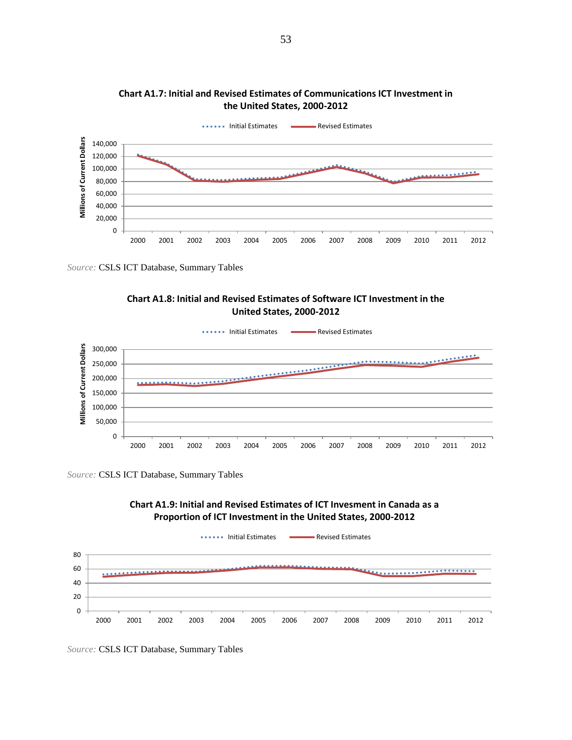**Chart A1.7: Initial and Revised Estimates of Communications ICT Investment in the United States, 2000-2012**

*Source:* CSLS ICT Database, Summary Tables

**Chart A1.8: Initial and Revised Estimates of Software ICT Investment in the United States, 2000-2012**

*Source:* CSLS ICT Database, Summary Tables

**Chart A1.9: Initial and Revised Estimates of ICT Invesment in Canada as a Proportion of ICT Investment in the United States, 2000-2012**

*Source:* CSLS ICT Database, Summary Tables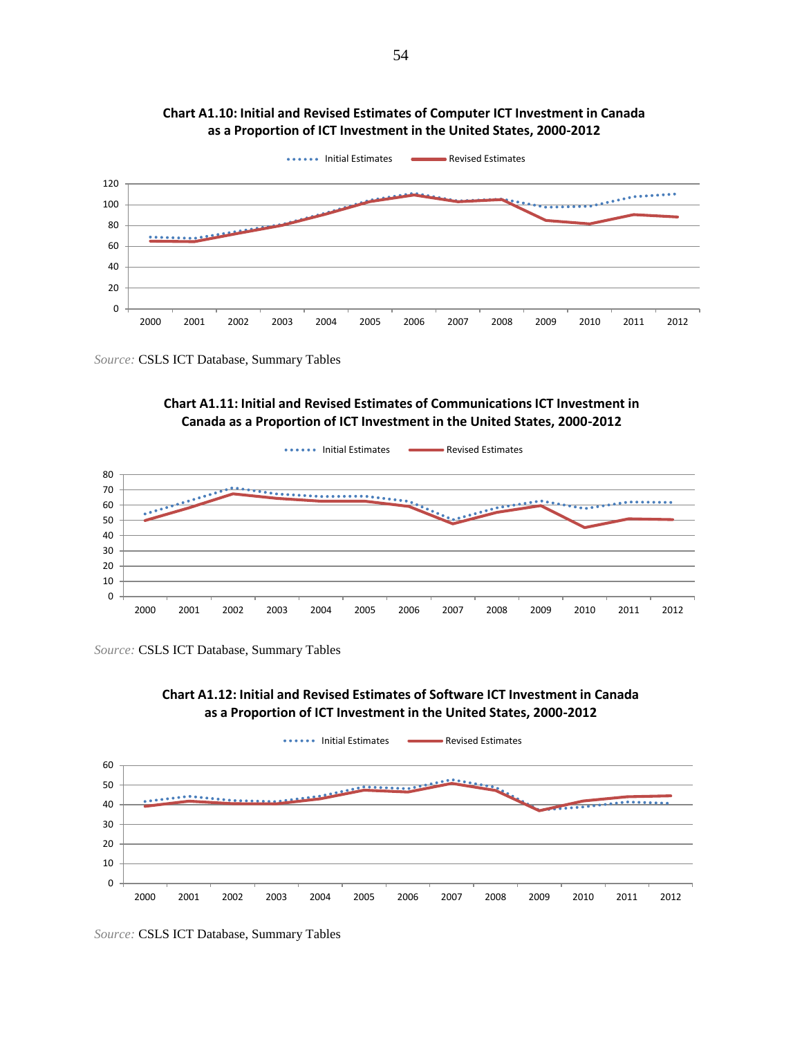**Chart A1.10: Initial and Revised Estimates of Computer ICT Investment in Canada as a Proportion of ICT Investment in the United States, 2000-2012**

*Source:* CSLS ICT Database, Summary Tables

**Chart A1.11: Initial and Revised Estimates of Communications ICT Investment in Canada as a Proportion of ICT Investment in the United States, 2000-2012**

*Source:* CSLS ICT Database, Summary Tables

**Chart A1.12: Initial and Revised Estimates of Software ICT Investment in Canada as a Proportion of ICT Investment in the United States, 2000-2012**

*Source:* CSLS ICT Database, Summary Tables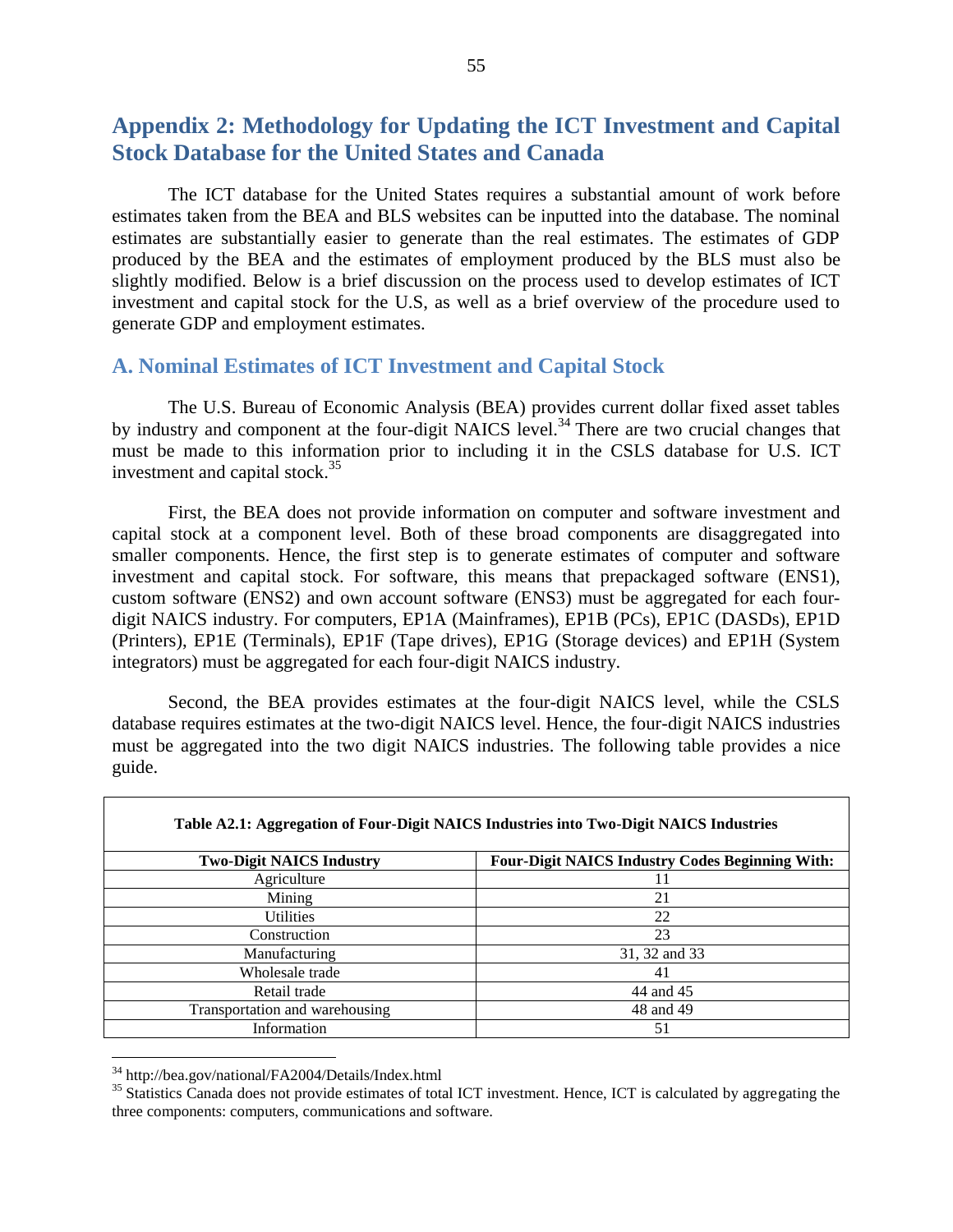## Appendix 2: Methodology for Updating the ICT Investment and Capital Stock Database for the United States and Canada

The ICT database for the United States requires a substantial amount of work before estimates taken from the BEA and BLS websites can be inputted into the database. The nominal estimates are substantially easier to generate than the real estimates. The estimates of GDP produced by the BEA and the estimates of employment produced by the BLS must also be slightly modified. Below is a brief discussion on the process used to develop estimates of ICT investment and capital stock for the U.S, as well as a brief overview of the procedure used to generate GDP and employment estimates.

### A. Nominal Estimates of ICT Investment and Capital Stock

The U.S. Bureau of Economic Analysis (BEA) provides current dollar fixed asset tables by industry and component at the four-digit NAICS level.[34] There are two crucial changes that must be made to this information prior to including it in the CSLS database for U.S. ICT investment and capital stock.[35]

First, the BEA does not provide information on computer and software investment and capital stock at a component level. Both of these broad components are disaggregated into smaller components. Hence, the first step is to generate estimates of computer and software investment and capital stock. For software, this means that prepackaged software (ENS1), custom software (ENS2) and own account software (ENS3) must be aggregated for each four-digit NAICS industry. For computers, EP1A (Mainframes), EP1B (PCs), EP1C (DASDs), EP1D (Printers), EP1E (Terminals), EP1F (Tape drives), EP1G (Storage devices) and EP1H (System integrators) must be aggregated for each four-digit NAICS industry.

Second, the BEA provides estimates at the four-digit NAICS level, while the CSLS database requires estimates at the two-digit NAICS level. Hence, the four-digit NAICS industries must be aggregated into the two digit NAICS industries. The following table provides a nice guide.

**Table A2.1: Aggregation of Four-Digit NAICS Industries into Two-Digit NAICS Industries**

| Two-Digit NAICS Industry | Four-Digit NAICS Industry Codes Beginning With: |
|---|---|
| Agriculture | 11 |
| Mining | 21 |
| Utilities | 22 |
| Construction | 23 |
| Manufacturing | 31, 32 and 33 |
| Wholesale trade | 41 |
| Retail trade | 44 and 45 |
| Transportation and warehousing | 48 and 49 |
| Information | 51 |

[34] http://bea.gov/national/FA2004/Details/Index.html

[35] Statistics Canada does not provide estimates of total ICT investment. Hence, ICT is calculated by aggregating the three components: computers, communications and software.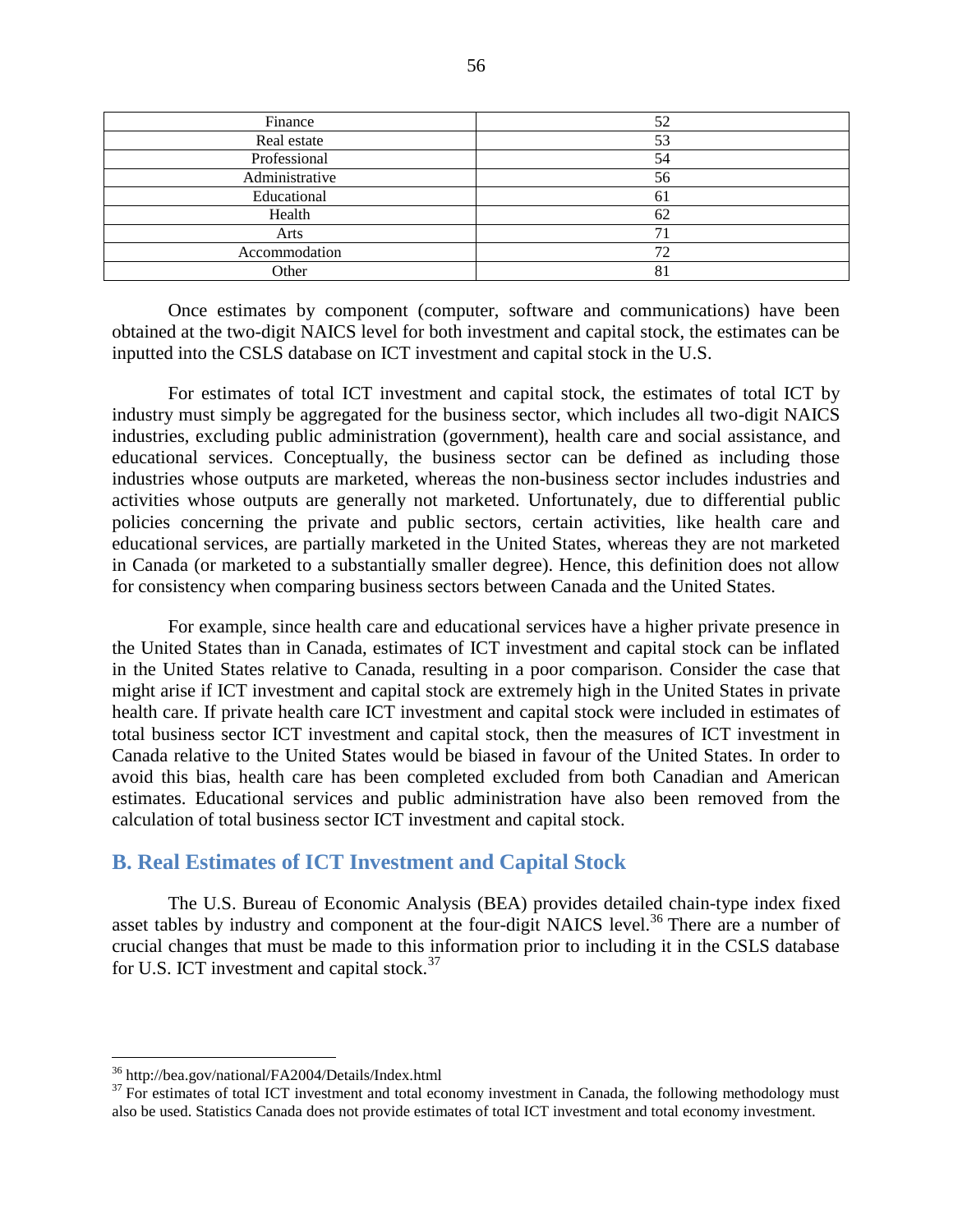| Finance | 52 |
|---|---|
| Real estate | 53 |
| Professional | 54 |
| Administrative | 56 |
| Educational | 61 |
| Health | 62 |
| Arts | 71 |
| Accommodation | 72 |
| Other | 81 |

Once estimates by component (computer, software and communications) have been obtained at the two-digit NAICS level for both investment and capital stock, the estimates can be inputted into the CSLS database on ICT investment and capital stock in the U.S.

For estimates of total ICT investment and capital stock, the estimates of total ICT by industry must simply be aggregated for the business sector, which includes all two-digit NAICS industries, excluding public administration (government), health care and social assistance, and educational services. Conceptually, the business sector can be defined as including those industries whose outputs are marketed, whereas the non-business sector includes industries and activities whose outputs are generally not marketed. Unfortunately, due to differential public policies concerning the private and public sectors, certain activities, like health care and educational services, are partially marketed in the United States, whereas they are not marketed in Canada (or marketed to a substantially smaller degree). Hence, this definition does not allow for consistency when comparing business sectors between Canada and the United States.

For example, since health care and educational services have a higher private presence in the United States than in Canada, estimates of ICT investment and capital stock can be inflated in the United States relative to Canada, resulting in a poor comparison. Consider the case that might arise if ICT investment and capital stock are extremely high in the United States in private health care. If private health care ICT investment and capital stock were included in estimates of total business sector ICT investment and capital stock, then the measures of ICT investment in Canada relative to the United States would be biased in favour of the United States. In order to avoid this bias, health care has been completed excluded from both Canadian and American estimates. Educational services and public administration have also been removed from the calculation of total business sector ICT investment and capital stock.

## B. Real Estimates of ICT Investment and Capital Stock

The U.S. Bureau of Economic Analysis (BEA) provides detailed chain-type index fixed asset tables by industry and component at the four-digit NAICS level.[36] There are a number of crucial changes that must be made to this information prior to including it in the CSLS database for U.S. ICT investment and capital stock.[37]

[36] http://bea.gov/national/FA2004/Details/Index.html

[37] For estimates of total ICT investment and total economy investment in Canada, the following methodology must also be used. Statistics Canada does not provide estimates of total ICT investment and total economy investment.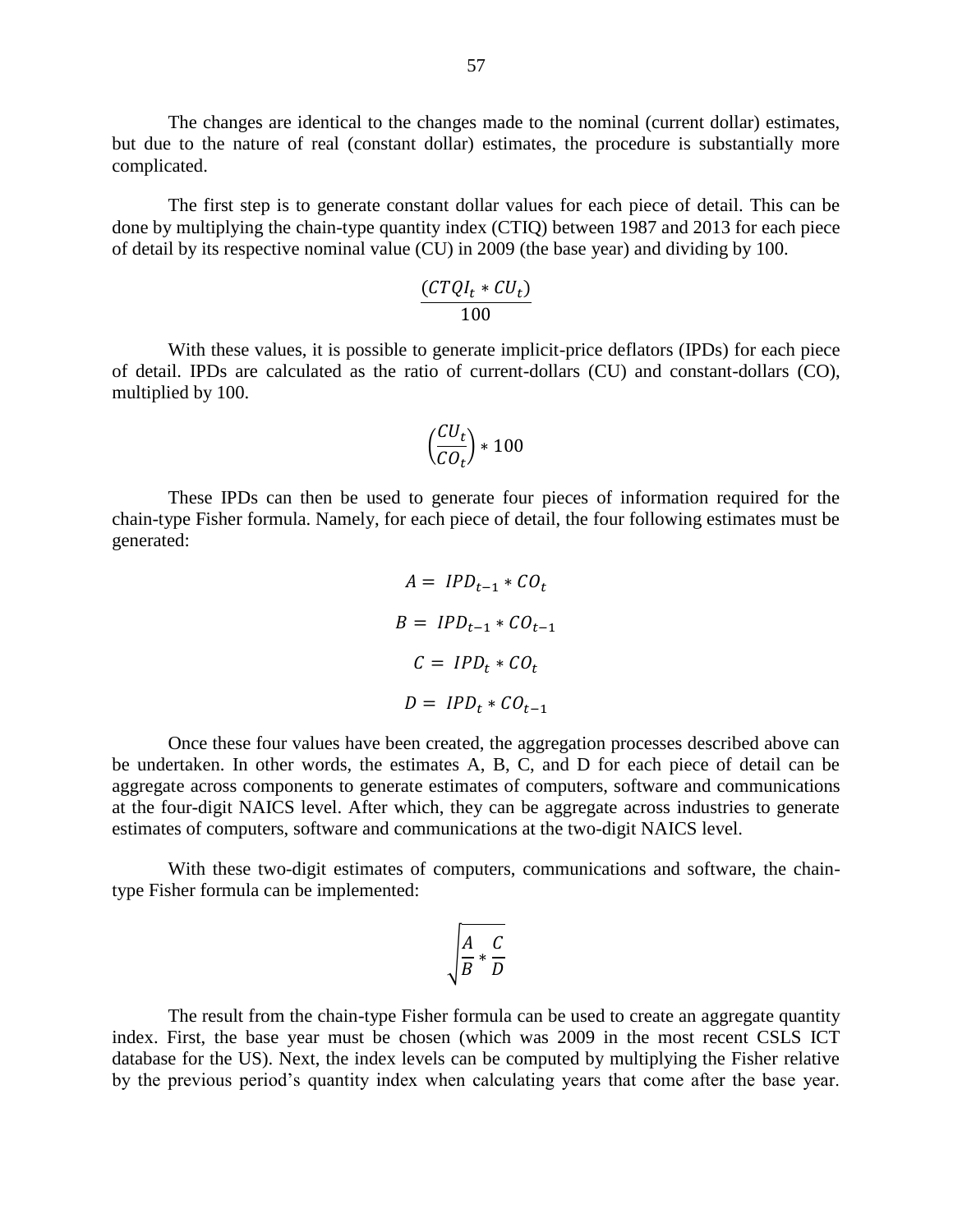The changes are identical to the changes made to the nominal (current dollar) estimates, but due to the nature of real (constant dollar) estimates, the procedure is substantially more complicated.

The first step is to generate constant dollar values for each piece of detail. This can be done by multiplying the chain-type quantity index (CTIQ) between 1987 and 2013 for each piece of detail by its respective nominal value (CU) in 2009 (the base year) and dividing by 100.

$$\frac{(CTQI_t * CU_t)}{100}$$

With these values, it is possible to generate implicit-price deflators (IPDs) for each piece of detail. IPDs are calculated as the ratio of current-dollars (CU) and constant-dollars (CO), multiplied by 100.

$$\left(\frac{CU_t}{CO_t}\right) * 100$$

These IPDs can then be used to generate four pieces of information required for the chain-type Fisher formula. Namely, for each piece of detail, the four following estimates must be generated:

$$A = IPD_{t-1} * CO_t$$

$$B = IPD_{t-1} * CO_{t-1}$$

$$C = IPD_t * CO_t$$

$$D = IPD_t * CO_{t-1}$$

Once these four values have been created, the aggregation processes described above can be undertaken. In other words, the estimates A, B, C, and D for each piece of detail can be aggregate across components to generate estimates of computers, software and communications at the four-digit NAICS level. After which, they can be aggregate across industries to generate estimates of computers, software and communications at the two-digit NAICS level.

With these two-digit estimates of computers, communications and software, the chain-type Fisher formula can be implemented:

$$\sqrt{\frac{A}{B} * \frac{C}{D}}$$

The result from the chain-type Fisher formula can be used to create an aggregate quantity index. First, the base year must be chosen (which was 2009 in the most recent CSLS ICT database for the US). Next, the index levels can be computed by multiplying the Fisher relative by the previous period's quantity index when calculating years that come after the base year.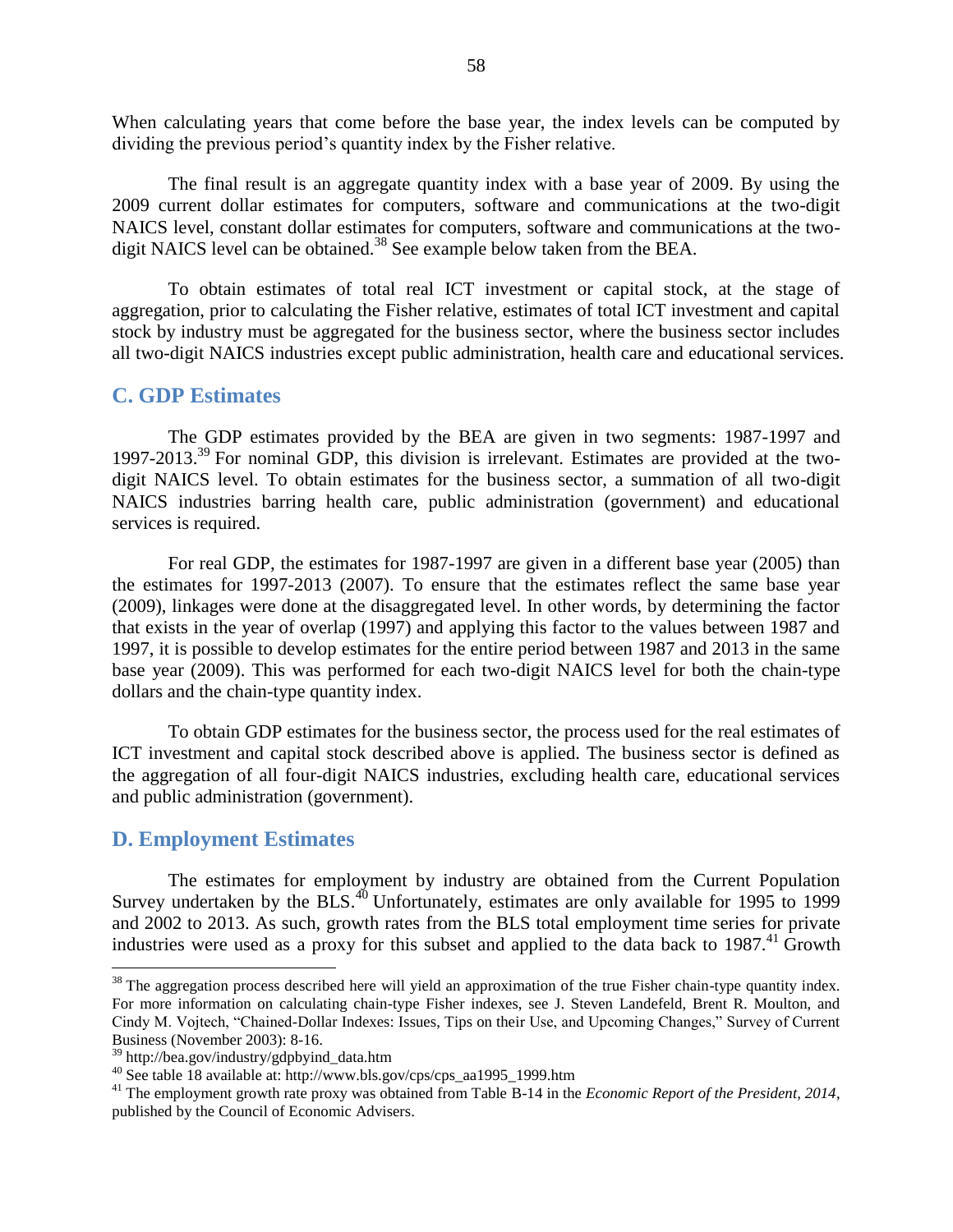When calculating years that come before the base year, the index levels can be computed by dividing the previous period's quantity index by the Fisher relative.

The final result is an aggregate quantity index with a base year of 2009. By using the 2009 current dollar estimates for computers, software and communications at the two-digit NAICS level, constant dollar estimates for computers, software and communications at the two-digit NAICS level can be obtained.[38] See example below taken from the BEA.

To obtain estimates of total real ICT investment or capital stock, at the stage of aggregation, prior to calculating the Fisher relative, estimates of total ICT investment and capital stock by industry must be aggregated for the business sector, where the business sector includes all two-digit NAICS industries except public administration, health care and educational services.

## C. GDP Estimates

The GDP estimates provided by the BEA are given in two segments: 1987-1997 and 1997-2013.[39] For nominal GDP, this division is irrelevant. Estimates are provided at the two-digit NAICS level. To obtain estimates for the business sector, a summation of all two-digit NAICS industries barring health care, public administration (government) and educational services is required.

For real GDP, the estimates for 1987-1997 are given in a different base year (2005) than the estimates for 1997-2013 (2007). To ensure that the estimates reflect the same base year (2009), linkages were done at the disaggregated level. In other words, by determining the factor that exists in the year of overlap (1997) and applying this factor to the values between 1987 and 1997, it is possible to develop estimates for the entire period between 1987 and 2013 in the same base year (2009). This was performed for each two-digit NAICS level for both the chain-type dollars and the chain-type quantity index.

To obtain GDP estimates for the business sector, the process used for the real estimates of ICT investment and capital stock described above is applied. The business sector is defined as the aggregation of all four-digit NAICS industries, excluding health care, educational services and public administration (government).

## D. Employment Estimates

The estimates for employment by industry are obtained from the Current Population Survey undertaken by the BLS.[40] Unfortunately, estimates are only available for 1995 to 1999 and 2002 to 2013. As such, growth rates from the BLS total employment time series for private industries were used as a proxy for this subset and applied to the data back to 1987.[41] Growth

---

[38] The aggregation process described here will yield an approximation of the true Fisher chain-type quantity index. For more information on calculating chain-type Fisher indexes, see J. Steven Landefeld, Brent R. Moulton, and Cindy M. Vojtech, "Chained-Dollar Indexes: Issues, Tips on their Use, and Upcoming Changes," Survey of Current Business (November 2003): 8-16.

[39] http://bea.gov/industry/gdpbyind_data.htm

[40] See table 18 available at: http://www.bls.gov/cps/cps_aa1995_1999.htm

[41] The employment growth rate proxy was obtained from Table B-14 in the *Economic Report of the President, 2014*, published by the Council of Economic Advisers.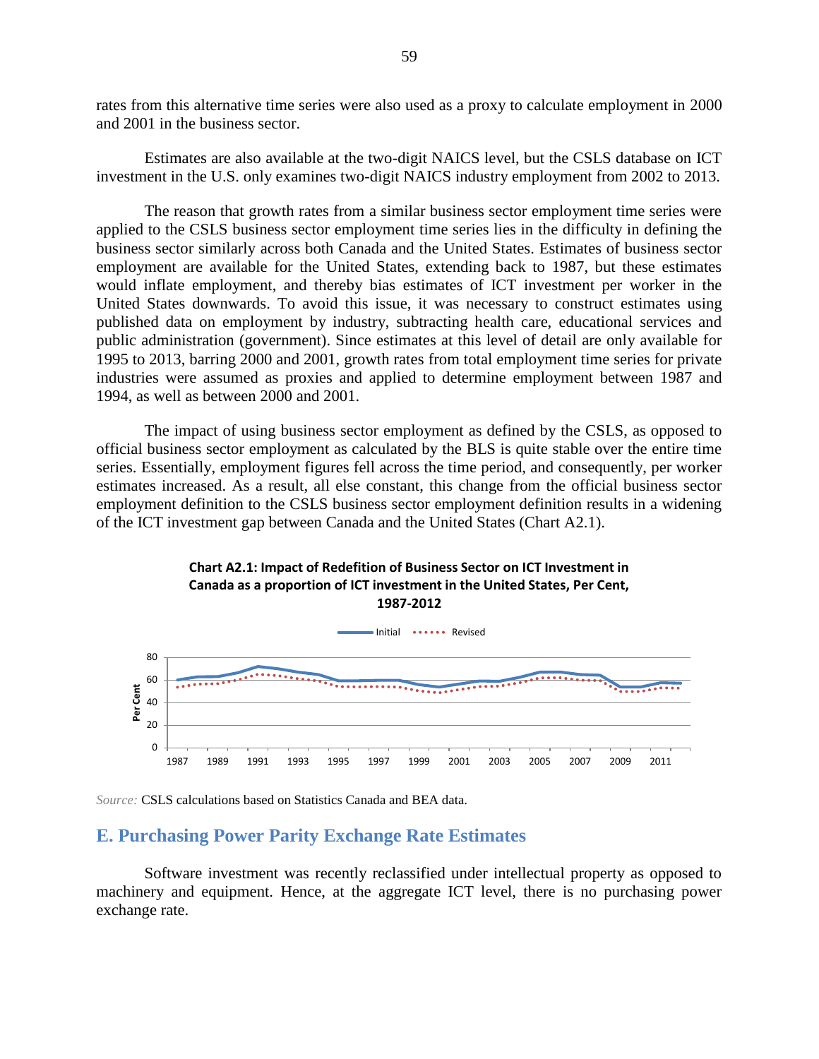rates from this alternative time series were also used as a proxy to calculate employment in 2000 and 2001 in the business sector.

Estimates are also available at the two-digit NAICS level, but the CSLS database on ICT investment in the U.S. only examines two-digit NAICS industry employment from 2002 to 2013.

The reason that growth rates from a similar business sector employment time series were applied to the CSLS business sector employment time series lies in the difficulty in defining the business sector similarly across both Canada and the United States. Estimates of business sector employment are available for the United States, extending back to 1987, but these estimates would inflate employment, and thereby bias estimates of ICT investment per worker in the United States downwards. To avoid this issue, it was necessary to construct estimates using published data on employment by industry, subtracting health care, educational services and public administration (government). Since estimates at this level of detail are only available for 1995 to 2013, barring 2000 and 2001, growth rates from total employment time series for private industries were assumed as proxies and applied to determine employment between 1987 and 1994, as well as between 2000 and 2001.

The impact of using business sector employment as defined by the CSLS, as opposed to official business sector employment as calculated by the BLS is quite stable over the entire time series. Essentially, employment figures fell across the time period, and consequently, per worker estimates increased. As a result, all else constant, this change from the official business sector employment definition to the CSLS business sector employment definition results in a widening of the ICT investment gap between Canada and the United States (Chart A2.1).

**Chart A2.1: Impact of Redefition of Business Sector on ICT Investment in Canada as a proportion of ICT investment in the United States, Per Cent, 1987-2012**

*Source:* CSLS calculations based on Statistics Canada and BEA data.

## E. Purchasing Power Parity Exchange Rate Estimates

Software investment was recently reclassified under intellectual property as opposed to machinery and equipment. Hence, at the aggregate ICT level, there is no purchasing power exchange rate.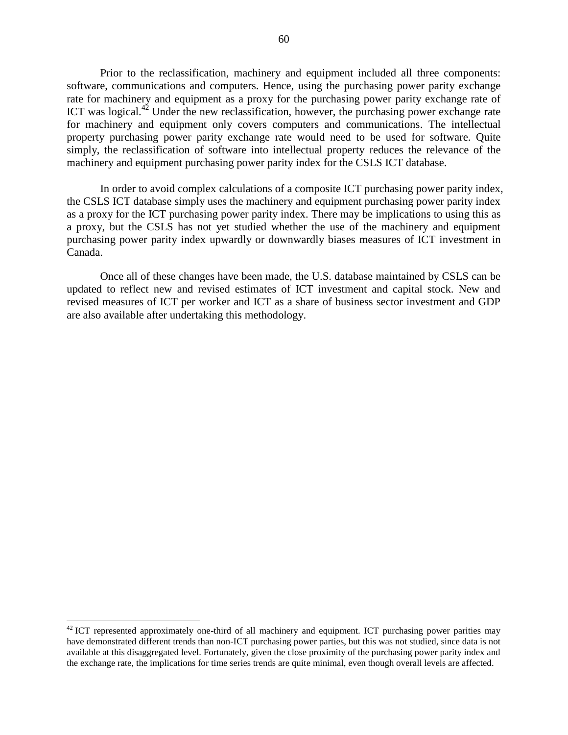Prior to the reclassification, machinery and equipment included all three components: software, communications and computers. Hence, using the purchasing power parity exchange rate for machinery and equipment as a proxy for the purchasing power parity exchange rate of ICT was logical.[42] Under the new reclassification, however, the purchasing power exchange rate for machinery and equipment only covers computers and communications. The intellectual property purchasing power parity exchange rate would need to be used for software. Quite simply, the reclassification of software into intellectual property reduces the relevance of the machinery and equipment purchasing power parity index for the CSLS ICT database.

In order to avoid complex calculations of a composite ICT purchasing power parity index, the CSLS ICT database simply uses the machinery and equipment purchasing power parity index as a proxy for the ICT purchasing power parity index. There may be implications to using this as a proxy, but the CSLS has not yet studied whether the use of the machinery and equipment purchasing power parity index upwardly or downwardly biases measures of ICT investment in Canada.

Once all of these changes have been made, the U.S. database maintained by CSLS can be updated to reflect new and revised estimates of ICT investment and capital stock. New and revised measures of ICT per worker and ICT as a share of business sector investment and GDP are also available after undertaking this methodology.

---

[42] ICT represented approximately one-third of all machinery and equipment. ICT purchasing power parities may have demonstrated different trends than non-ICT purchasing power parties, but this was not studied, since data is not available at this disaggregated level. Fortunately, given the close proximity of the purchasing power parity index and the exchange rate, the implications for time series trends are quite minimal, even though overall levels are affected.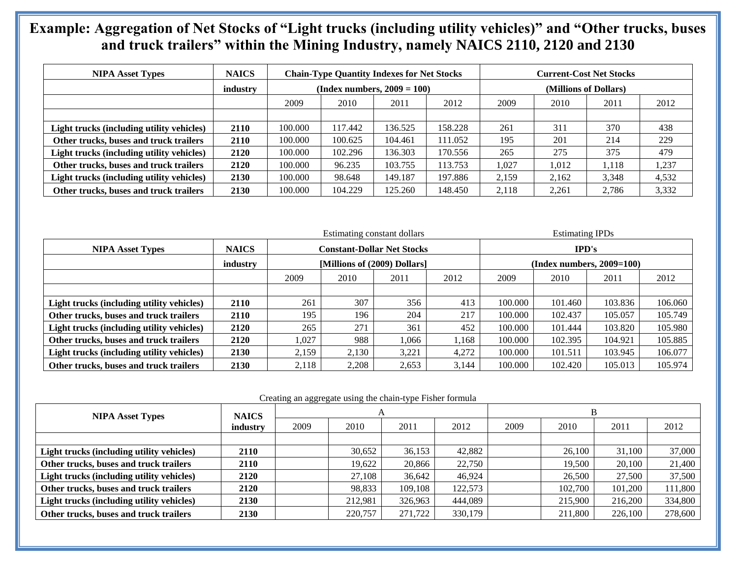# Example: Aggregation of Net Stocks of "Light trucks (including utility vehicles)" and "Other trucks, buses and truck trailers" within the Mining Industry, namely NAICS 2110, 2120 and 2130

| NIPA Asset Types | NAICS industry | Chain-Type Quantity Indexes for Net Stocks (Index numbers, 2009 = 100) | | | | Current-Cost Net Stocks (Millions of Dollars) | | | |
|---|---|---|---|---|---|---|---|---|---|
| | | 2009 | 2010 | 2011 | 2012 | 2009 | 2010 | 2011 | 2012 |
| **Light trucks (including utility vehicles)** | **2110** | 100.000 | 117.442 | 136.525 | 158.228 | 261 | 311 | 370 | 438 |
| **Other trucks, buses and truck trailers** | **2110** | 100.000 | 100.625 | 104.461 | 111.052 | 195 | 201 | 214 | 229 |
| **Light trucks (including utility vehicles)** | **2120** | 100.000 | 102.296 | 136.303 | 170.556 | 265 | 275 | 375 | 479 |
| **Other trucks, buses and truck trailers** | **2120** | 100.000 | 96.235 | 103.755 | 113.753 | 1,027 | 1,012 | 1,118 | 1,237 |
| **Light trucks (including utility vehicles)** | **2130** | 100.000 | 98.648 | 149.187 | 197.886 | 2,159 | 2,162 | 3,348 | 4,532 |
| **Other trucks, buses and truck trailers** | **2130** | 100.000 | 104.229 | 125.260 | 148.450 | 2,118 | 2,261 | 2,786 | 3,332 |

| NIPA Asset Types | NAICS industry | Estimating constant dollars: Constant-Dollar Net Stocks [Millions of (2009) Dollars] | | | | Estimating IPDs: IPD's (Index numbers, 2009=100) | | | |
|---|---|---|---|---|---|---|---|---|---|
| | | 2009 | 2010 | 2011 | 2012 | 2009 | 2010 | 2011 | 2012 |
| **Light trucks (including utility vehicles)** | **2110** | 261 | 307 | 356 | 413 | 100.000 | 101.460 | 103.836 | 106.060 |
| **Other trucks, buses and truck trailers** | **2110** | 195 | 196 | 204 | 217 | 100.000 | 102.437 | 105.057 | 105.749 |
| **Light trucks (including utility vehicles)** | **2120** | 265 | 271 | 361 | 452 | 100.000 | 101.444 | 103.820 | 105.980 |
| **Other trucks, buses and truck trailers** | **2120** | 1,027 | 988 | 1,066 | 1,168 | 100.000 | 102.395 | 104.921 | 105.885 |
| **Light trucks (including utility vehicles)** | **2130** | 2,159 | 2,130 | 3,221 | 4,272 | 100.000 | 101.511 | 103.945 | 106.077 |
| **Other trucks, buses and truck trailers** | **2130** | 2,118 | 2,208 | 2,653 | 3,144 | 100.000 | 102.420 | 105.013 | 105.974 |

Creating an aggregate using the chain-type Fisher formula

| NIPA Asset Types | NAICS industry | A | | | | B | | | |
|---|---|---|---|---|---|---|---|---|---|
| | | 2009 | 2010 | 2011 | 2012 | 2009 | 2010 | 2011 | 2012 |
| **Light trucks (including utility vehicles)** | **2110** | | 30,652 | 36,153 | 42,882 | | 26,100 | 31,100 | 37,000 |
| **Other trucks, buses and truck trailers** | **2110** | | 19,622 | 20,866 | 22,750 | | 19,500 | 20,100 | 21,400 |
| **Light trucks (including utility vehicles)** | **2120** | | 27,108 | 36,642 | 46,924 | | 26,500 | 27,500 | 37,500 |
| **Other trucks, buses and truck trailers** | **2120** | | 98,833 | 109,108 | 122,573 | | 102,700 | 101,200 | 111,800 |
| **Light trucks (including utility vehicles)** | **2130** | | 212,981 | 326,963 | 444,089 | | 215,900 | 216,200 | 334,800 |
| **Other trucks, buses and truck trailers** | **2130** | | 220,757 | 271,722 | 330,179 | | 211,800 | 226,100 | 278,600 |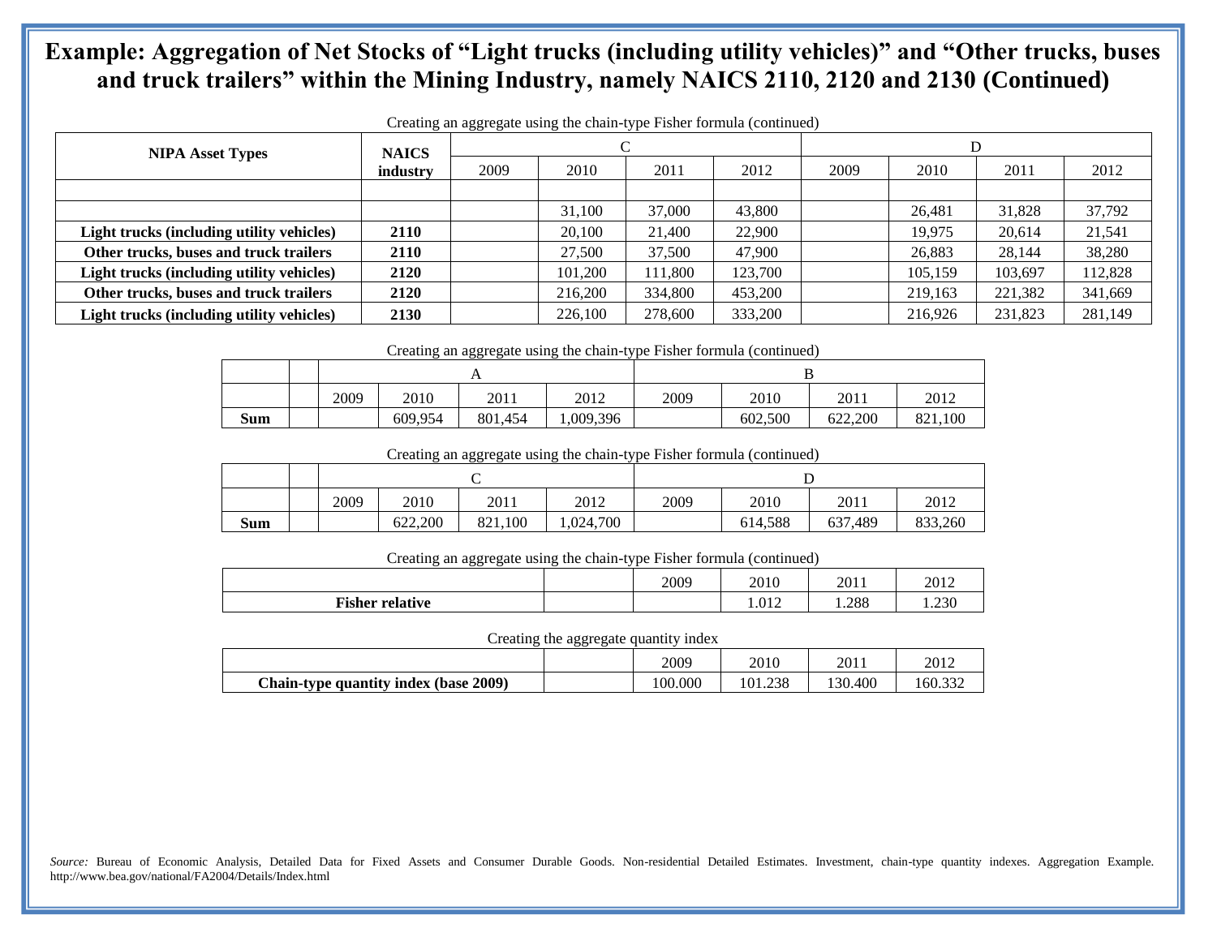# Example: Aggregation of Net Stocks of "Light trucks (including utility vehicles)" and "Other trucks, buses and truck trailers" within the Mining Industry, namely NAICS 2110, 2120 and 2130 (Continued)

Creating an aggregate using the chain-type Fisher formula (continued)

| NIPA Asset Types | NAICS industry | C | | | | D | | | |
|---|---|---|---|---|---|---|---|---|---|
| | | 2009 | 2010 | 2011 | 2012 | 2009 | 2010 | 2011 | 2012 |
| | | | | | | | | | |
| | | | 31,100 | 37,000 | 43,800 | | 26,481 | 31,828 | 37,792 |
| **Light trucks (including utility vehicles)** | **2110** | | 20,100 | 21,400 | 22,900 | | 19,975 | 20,614 | 21,541 |
| **Other trucks, buses and truck trailers** | **2110** | | 27,500 | 37,500 | 47,900 | | 26,883 | 28,144 | 38,280 |
| **Light trucks (including utility vehicles)** | **2120** | | 101,200 | 111,800 | 123,700 | | 105,159 | 103,697 | 112,828 |
| **Other trucks, buses and truck trailers** | **2120** | | 216,200 | 334,800 | 453,200 | | 219,163 | 221,382 | 341,669 |
| **Light trucks (including utility vehicles)** | **2130** | | 226,100 | 278,600 | 333,200 | | 216,926 | 231,823 | 281,149 |

Creating an aggregate using the chain-type Fisher formula (continued)

| | | A | | | | B | | | |
|---|---|---|---|---|---|---|---|---|---|
| | | 2009 | 2010 | 2011 | 2012 | 2009 | 2010 | 2011 | 2012 |
| **Sum** | | | 609,954 | 801,454 | 1,009,396 | | 602,500 | 622,200 | 821,100 |

Creating an aggregate using the chain-type Fisher formula (continued)

| | | C | | | | D | | | |
|---|---|---|---|---|---|---|---|---|---|
| | | 2009 | 2010 | 2011 | 2012 | 2009 | 2010 | 2011 | 2012 |
| **Sum** | | | 622,200 | 821,100 | 1,024,700 | | 614,588 | 637,489 | 833,260 |

Creating an aggregate using the chain-type Fisher formula (continued)

| | | 2009 | 2010 | 2011 | 2012 |
|---|---|---|---|---|---|
| **Fisher relative** | | | 1.012 | 1.288 | 1.230 |

Creating the aggregate quantity index

| | | 2009 | 2010 | 2011 | 2012 |
|---|---|---|---|---|---|
| **Chain-type quantity index (base 2009)** | | 100.000 | 101.238 | 130.400 | 160.332 |

*Source:* Bureau of Economic Analysis, Detailed Data for Fixed Assets and Consumer Durable Goods. Non-residential Detailed Estimates. Investment, chain-type quantity indexes. Aggregation Example. http://www.bea.gov/national/FA2004/Details/Index.html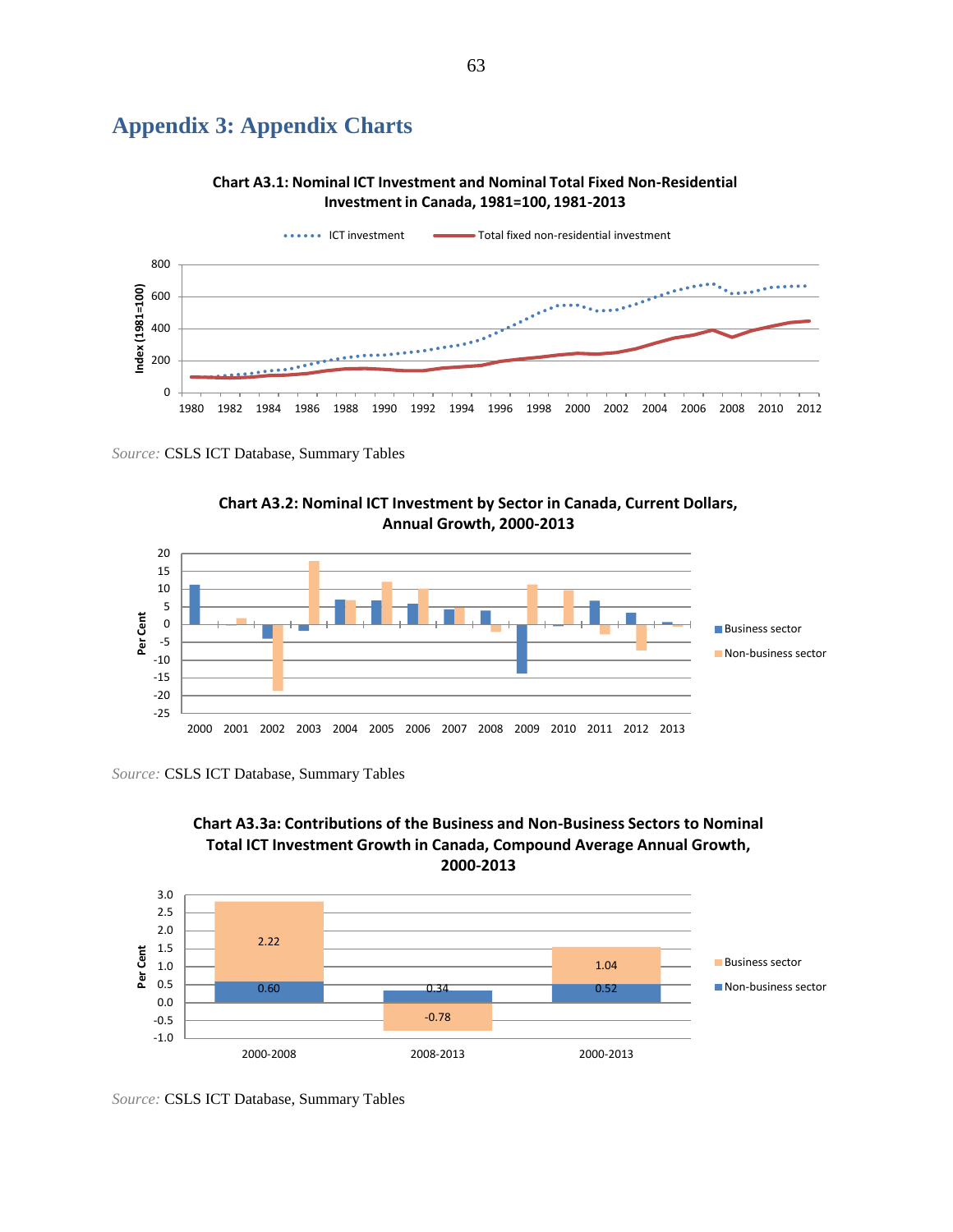# Appendix 3: Appendix Charts

**Chart A3.1: Nominal ICT Investment and Nominal Total Fixed Non-Residential Investment in Canada, 1981=100, 1981-2013**

*Source:* CSLS ICT Database, Summary Tables

**Chart A3.2: Nominal ICT Investment by Sector in Canada, Current Dollars, Annual Growth, 2000-2013**

*Source:* CSLS ICT Database, Summary Tables

**Chart A3.3a: Contributions of the Business and Non-Business Sectors to Nominal Total ICT Investment Growth in Canada, Compound Average Annual Growth, 2000-2013**

*Source:* CSLS ICT Database, Summary Tables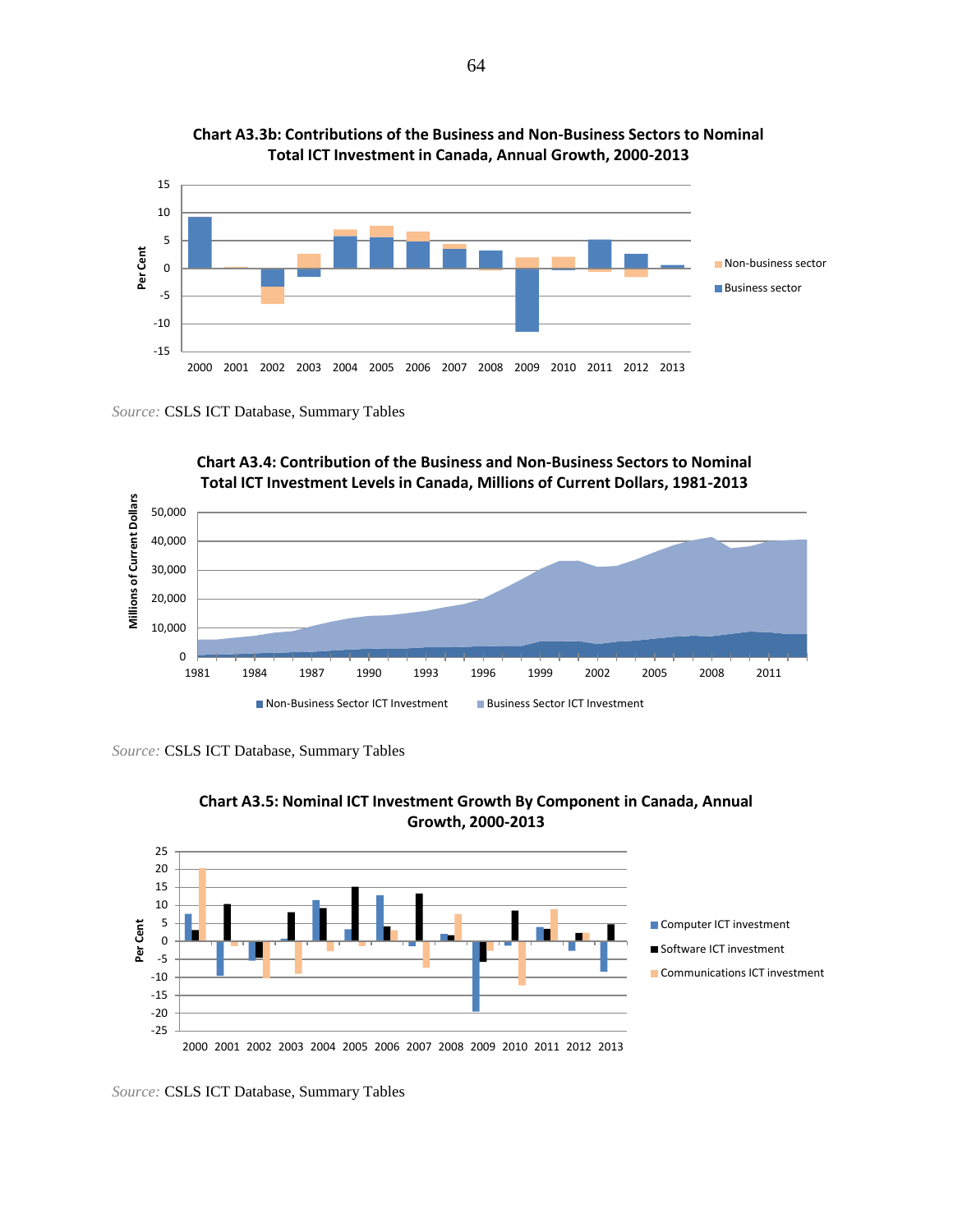**Chart A3.3b: Contributions of the Business and Non-Business Sectors to Nominal Total ICT Investment in Canada, Annual Growth, 2000-2013**

*Source:* CSLS ICT Database, Summary Tables

**Chart A3.4: Contribution of the Business and Non-Business Sectors to Nominal Total ICT Investment Levels in Canada, Millions of Current Dollars, 1981-2013**

*Source:* CSLS ICT Database, Summary Tables

**Chart A3.5: Nominal ICT Investment Growth By Component in Canada, Annual Growth, 2000-2013**

*Source:* CSLS ICT Database, Summary Tables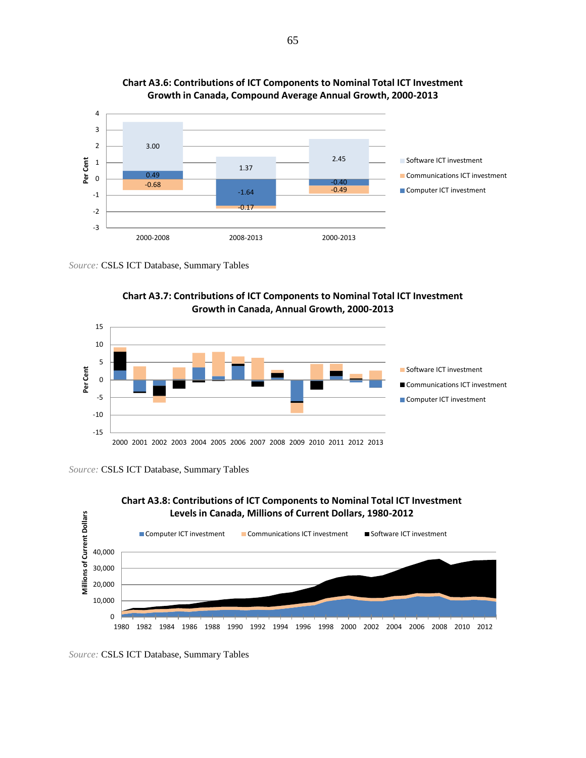**Chart A3.6: Contributions of ICT Components to Nominal Total ICT Investment Growth in Canada, Compound Average Annual Growth, 2000-2013**

| | 2000-2008 | 2008-2013 | 2000-2013 |
|---|---|---|---|
| Software ICT investment | 3.00 | 1.37 | 2.45 |
| Communications ICT investment | -0.68 | -0.17 | -0.49 |
| Computer ICT investment | 0.49 | -1.64 | -0.40 |

*Source:* CSLS ICT Database, Summary Tables

**Chart A3.7: Contributions of ICT Components to Nominal Total ICT Investment Growth in Canada, Annual Growth, 2000-2013**

*Source:* CSLS ICT Database, Summary Tables

**Chart A3.8: Contributions of ICT Components to Nominal Total ICT Investment Levels in Canada, Millions of Current Dollars, 1980-2012**

*Source:* CSLS ICT Database, Summary Tables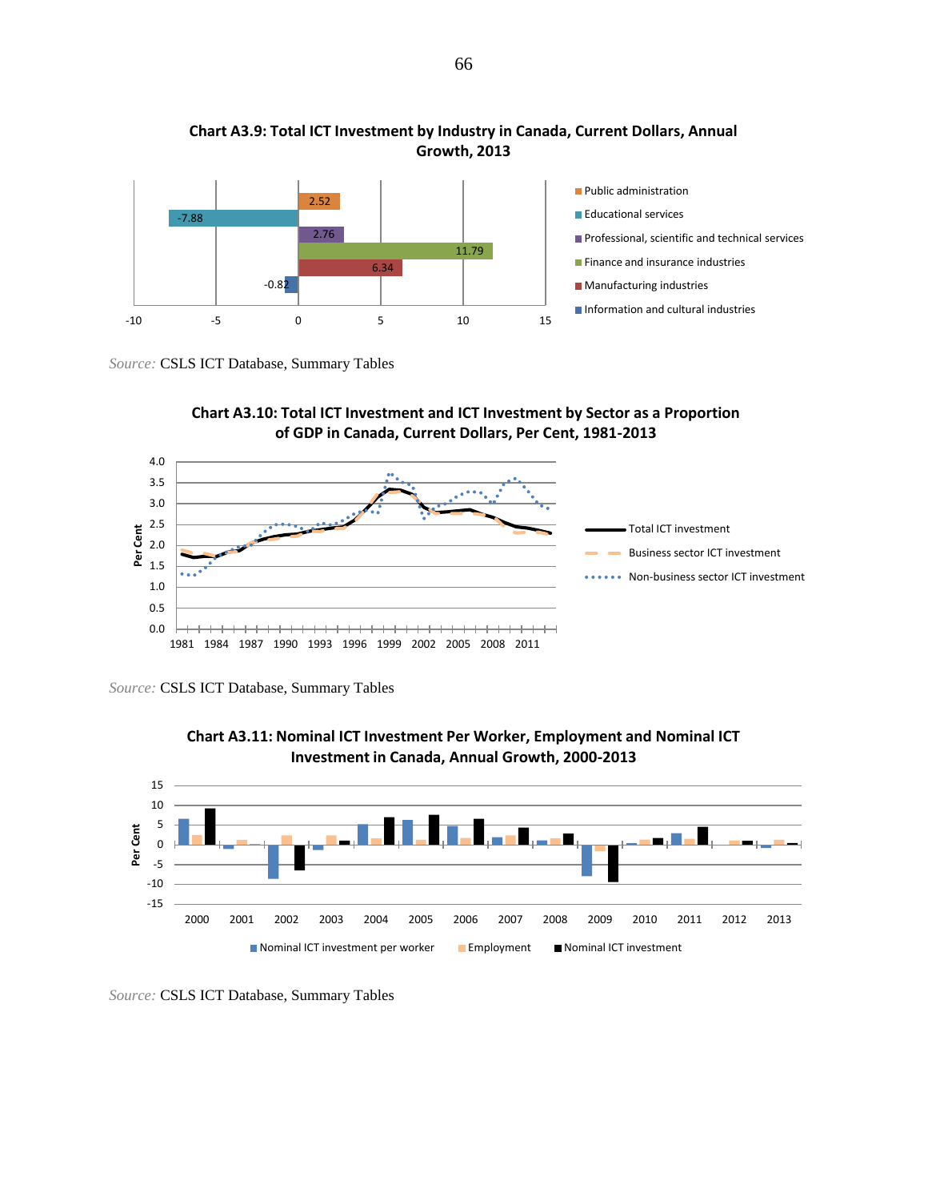**Chart A3.9: Total ICT Investment by Industry in Canada, Current Dollars, Annual Growth, 2013**

| Industry | Annual Growth, 2013 |
| --- | --- |
| Public administration | 2.52 |
| Educational services | -7.88 |
| Professional, scientific and technical services | 2.76 |
| Finance and insurance industries | 11.79 |
| Manufacturing industries | 6.34 |
| Information and cultural industries | -0.82 |

*Source:* CSLS ICT Database, Summary Tables

**Chart A3.10: Total ICT Investment and ICT Investment by Sector as a Proportion of GDP in Canada, Current Dollars, Per Cent, 1981-2013**

Per Cent

Total ICT investment; Business sector ICT investment; Non-business sector ICT investment

*Source:* CSLS ICT Database, Summary Tables

**Chart A3.11: Nominal ICT Investment Per Worker, Employment and Nominal ICT Investment in Canada, Annual Growth, 2000-2013**

Per Cent

Nominal ICT investment per worker; Employment; Nominal ICT investment

*Source:* CSLS ICT Database, Summary Tables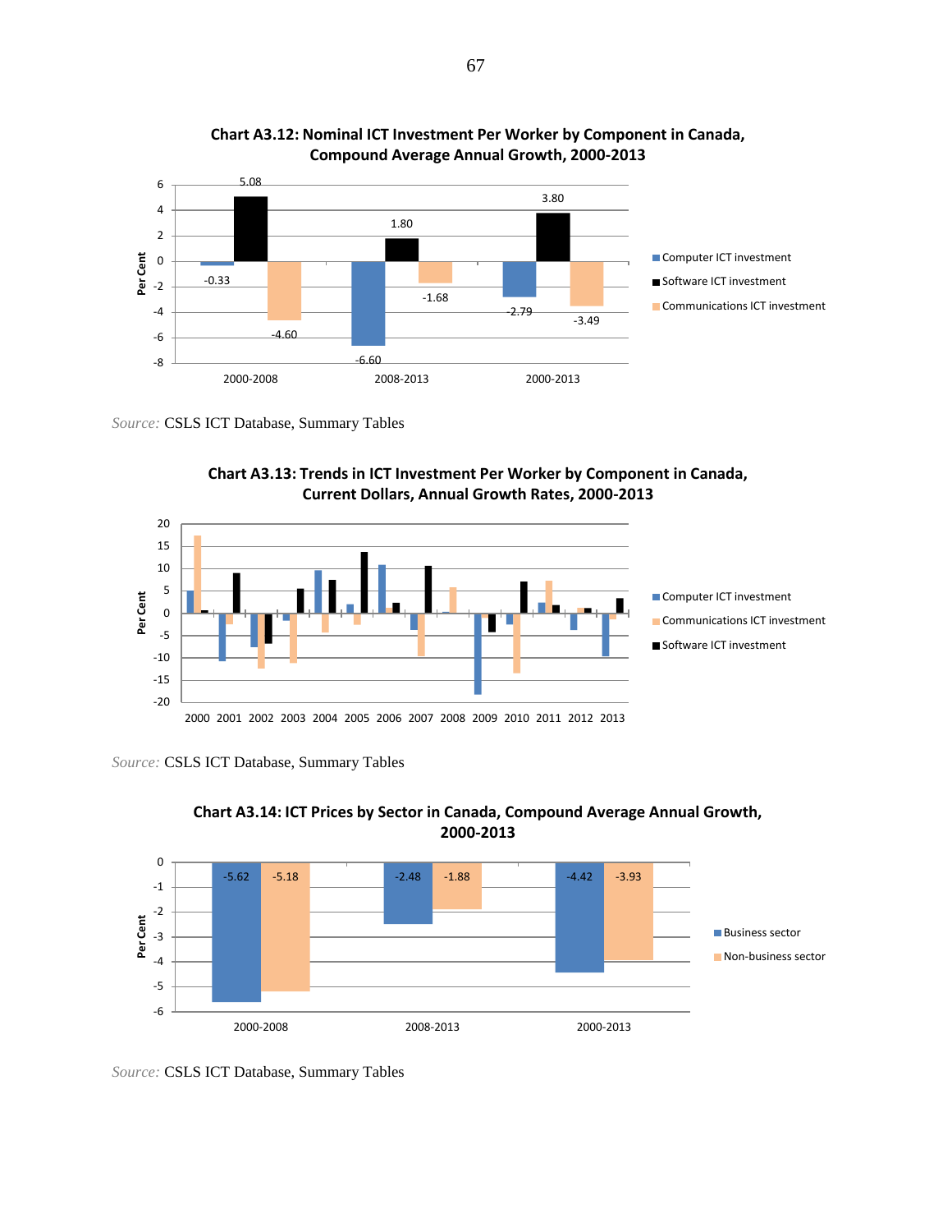**Chart A3.12: Nominal ICT Investment Per Worker by Component in Canada, Compound Average Annual Growth, 2000-2013**

| | Computer ICT investment | Software ICT investment | Communications ICT investment |
|---|---|---|---|
| 2000-2008 | -0.33 | 5.08 | -4.60 |
| 2008-2013 | -6.60 | 1.80 | -1.68 |
| 2000-2013 | -2.79 | 3.80 | -3.49 |

*Source:* CSLS ICT Database, Summary Tables

**Chart A3.13: Trends in ICT Investment Per Worker by Component in Canada, Current Dollars, Annual Growth Rates, 2000-2013**

*Source:* CSLS ICT Database, Summary Tables

**Chart A3.14: ICT Prices by Sector in Canada, Compound Average Annual Growth, 2000-2013**

| | Business sector | Non-business sector |
|---|---|---|
| 2000-2008 | -5.62 | -5.18 |
| 2008-2013 | -2.48 | -1.88 |
| 2000-2013 | -4.42 | -3.93 |

*Source:* CSLS ICT Database, Summary Tables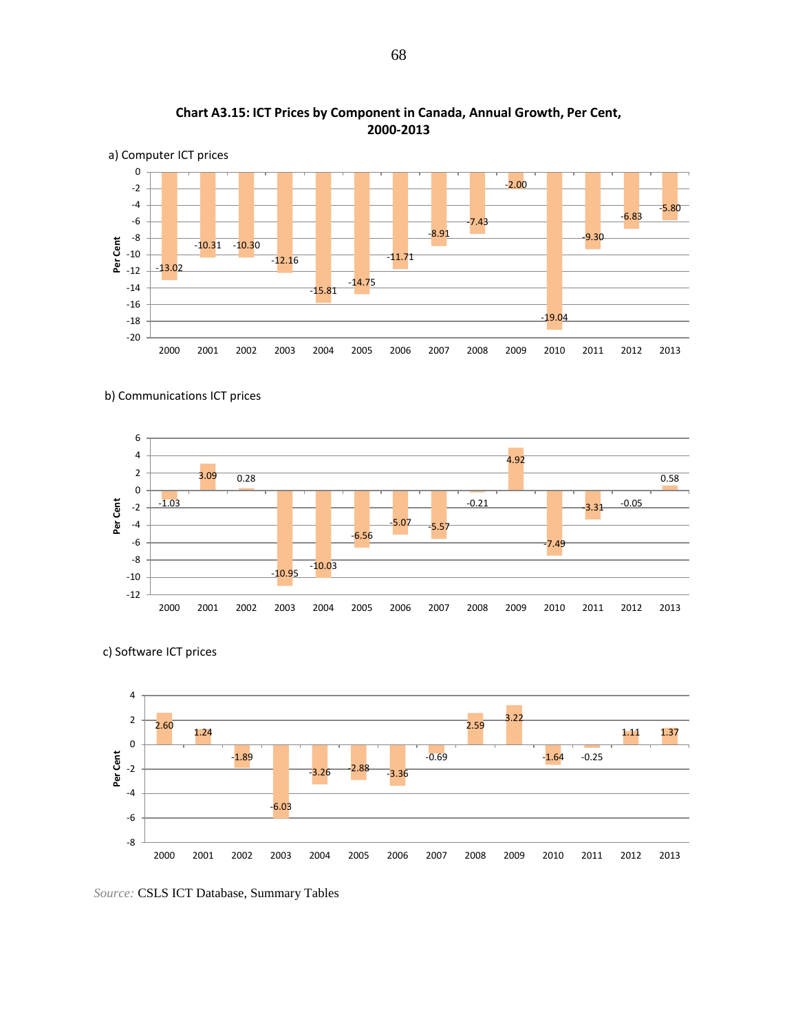**Chart A3.15: ICT Prices by Component in Canada, Annual Growth, Per Cent, 2000-2013**

a) Computer ICT prices

| Year | Per Cent |
|---|---|
| 2000 | -13.02 |
| 2001 | -10.31 |
| 2002 | -10.30 |
| 2003 | -12.16 |
| 2004 | -15.81 |
| 2005 | -14.75 |
| 2006 | -11.71 |
| 2007 | -8.91 |
| 2008 | -7.43 |
| 2009 | -2.00 |
| 2010 | -19.04 |
| 2011 | -9.30 |
| 2012 | -6.83 |
| 2013 | -5.80 |

b) Communications ICT prices

| Year | Per Cent |
|---|---|
| 2000 | -1.03 |
| 2001 | 3.09 |
| 2002 | 0.28 |
| 2003 | -10.95 |
| 2004 | -10.03 |
| 2005 | -6.56 |
| 2006 | -5.07 |
| 2007 | -5.57 |
| 2008 | -0.21 |
| 2009 | 4.92 |
| 2010 | -7.49 |
| 2011 | -3.31 |
| 2012 | -0.05 |
| 2013 | 0.58 |

c) Software ICT prices

| Year | Per Cent |
|---|---|
| 2000 | 2.60 |
| 2001 | 1.24 |
| 2002 | -1.89 |
| 2003 | -6.03 |
| 2004 | -3.26 |
| 2005 | -2.88 |
| 2006 | -3.36 |
| 2007 | -0.69 |
| 2008 | 2.59 |
| 2009 | 3.22 |
| 2010 | -1.64 |
| 2011 | -0.25 |
| 2012 | 1.11 |
| 2013 | 1.37 |

*Source:* CSLS ICT Database, Summary Tables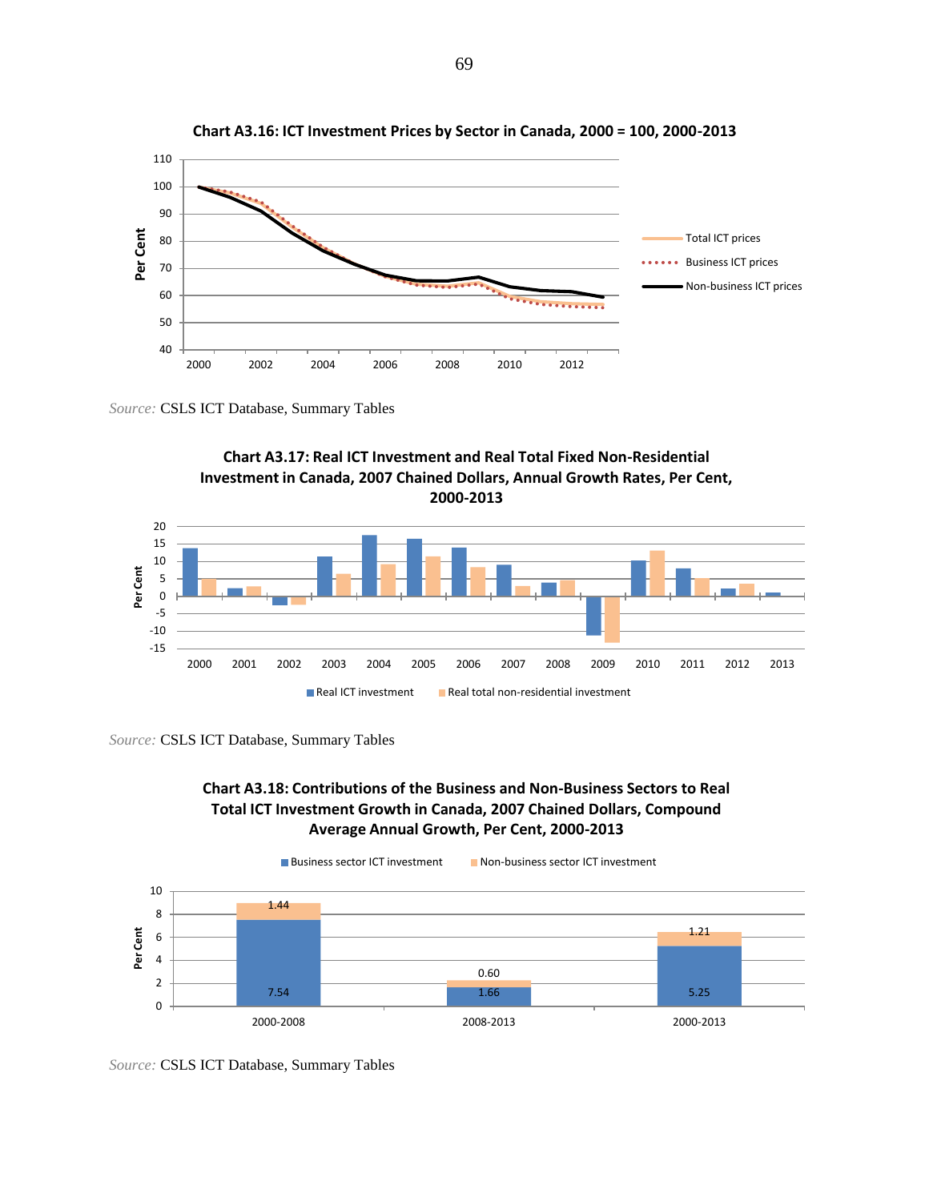**Chart A3.16: ICT Investment Prices by Sector in Canada, 2000 = 100, 2000-2013**

*Source:* CSLS ICT Database, Summary Tables

**Chart A3.17: Real ICT Investment and Real Total Fixed Non-Residential Investment in Canada, 2007 Chained Dollars, Annual Growth Rates, Per Cent, 2000-2013**

*Source:* CSLS ICT Database, Summary Tables

**Chart A3.18: Contributions of the Business and Non-Business Sectors to Real Total ICT Investment Growth in Canada, 2007 Chained Dollars, Compound Average Annual Growth, Per Cent, 2000-2013**

| | Business sector ICT investment | Non-business sector ICT investment |
|---|---|---|
| 2000-2008 | 7.54 | 1.44 |
| 2008-2013 | 1.66 | 0.60 |
| 2000-2013 | 5.25 | 1.21 |

*Source:* CSLS ICT Database, Summary Tables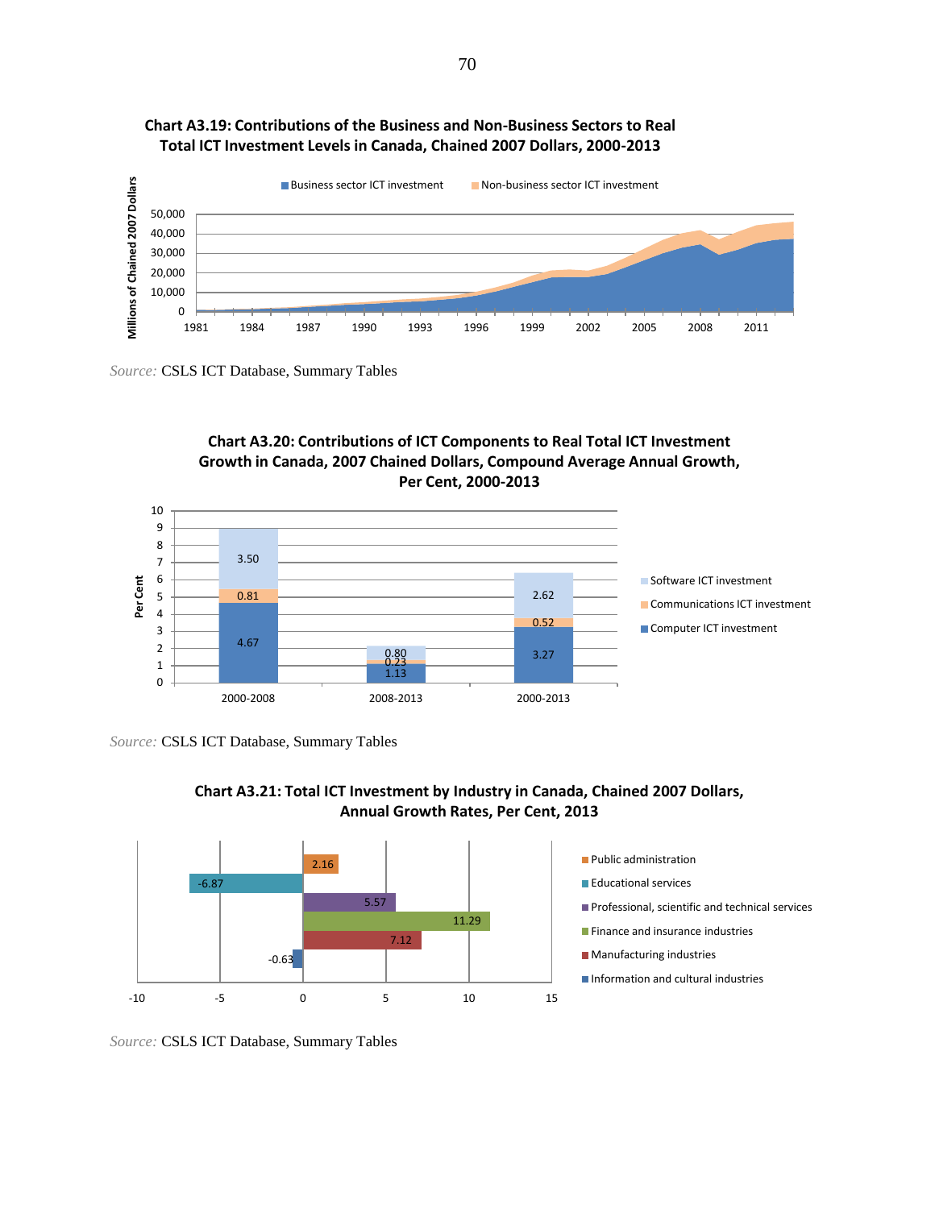**Chart A3.19: Contributions of the Business and Non-Business Sectors to Real Total ICT Investment Levels in Canada, Chained 2007 Dollars, 2000-2013**

*Source:* CSLS ICT Database, Summary Tables

**Chart A3.20: Contributions of ICT Components to Real Total ICT Investment Growth in Canada, 2007 Chained Dollars, Compound Average Annual Growth, Per Cent, 2000-2013**

| | 2000-2008 | 2008-2013 | 2000-2013 |
|---|---|---|---|
| Computer ICT investment | 4.67 | 1.13 | 3.27 |
| Communications ICT investment | 0.81 | 0.23 | 0.52 |
| Software ICT investment | 3.50 | 0.80 | 2.62 |

*Source:* CSLS ICT Database, Summary Tables

**Chart A3.21: Total ICT Investment by Industry in Canada, Chained 2007 Dollars, Annual Growth Rates, Per Cent, 2013**

| Industry | Per Cent |
|---|---|
| Public administration | 2.16 |
| Educational services | -6.87 |
| Professional, scientific and technical services | 5.57 |
| Finance and insurance industries | 11.29 |
| Manufacturing industries | 7.12 |
| Information and cultural industries | -0.63 |

*Source:* CSLS ICT Database, Summary Tables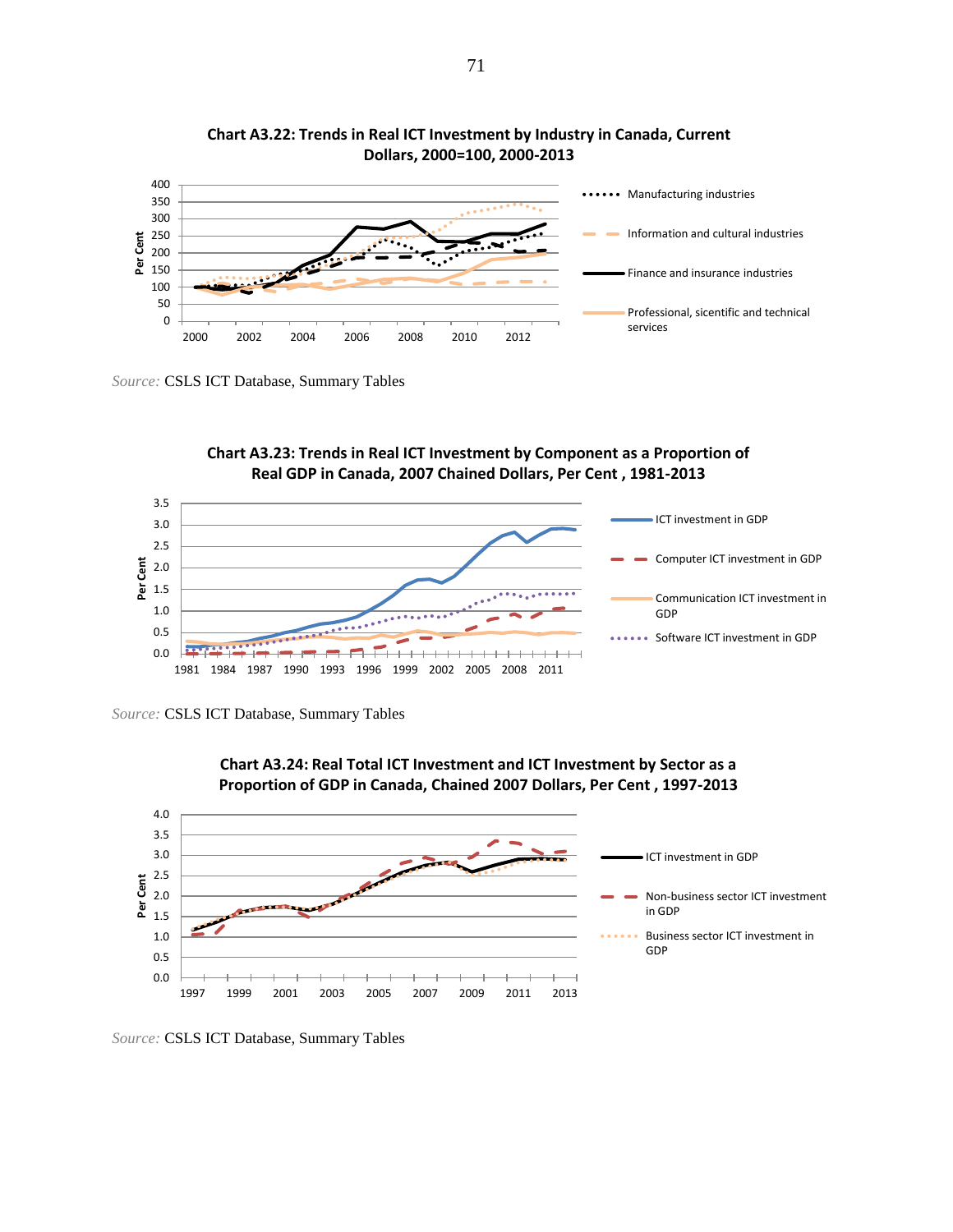**Chart A3.22: Trends in Real ICT Investment by Industry in Canada, Current Dollars, 2000=100, 2000-2013**

Source: CSLS ICT Database, Summary Tables

**Chart A3.23: Trends in Real ICT Investment by Component as a Proportion of Real GDP in Canada, 2007 Chained Dollars, Per Cent , 1981-2013**

Source: CSLS ICT Database, Summary Tables

**Chart A3.24: Real Total ICT Investment and ICT Investment by Sector as a Proportion of GDP in Canada, Chained 2007 Dollars, Per Cent , 1997-2013**

Source: CSLS ICT Database, Summary Tables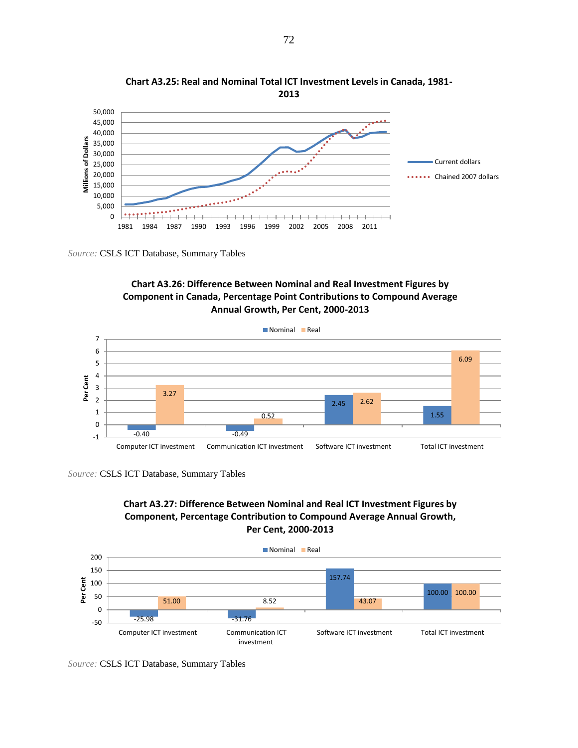**Chart A3.25: Real and Nominal Total ICT Investment Levels in Canada, 1981-2013**

*Source:* CSLS ICT Database, Summary Tables

**Chart A3.26: Difference Between Nominal and Real Investment Figures by Component in Canada, Percentage Point Contributions to Compound Average Annual Growth, Per Cent, 2000-2013**

| | Nominal | Real |
|---|---|---|
| Computer ICT investment | -0.40 | 3.27 |
| Communication ICT investment | -0.49 | 0.52 |
| Software ICT investment | 2.45 | 2.62 |
| Total ICT investment | 1.55 | 6.09 |

*Source:* CSLS ICT Database, Summary Tables

**Chart A3.27: Difference Between Nominal and Real ICT Investment Figures by Component, Percentage Contribution to Compound Average Annual Growth, Per Cent, 2000-2013**

| | Nominal | Real |
|---|---|---|
| Computer ICT investment | -25.98 | 51.00 |
| Communication ICT investment | -31.76 | 8.52 |
| Software ICT investment | 157.74 | 43.07 |
| Total ICT investment | 100.00 | 100.00 |

*Source:* CSLS ICT Database, Summary Tables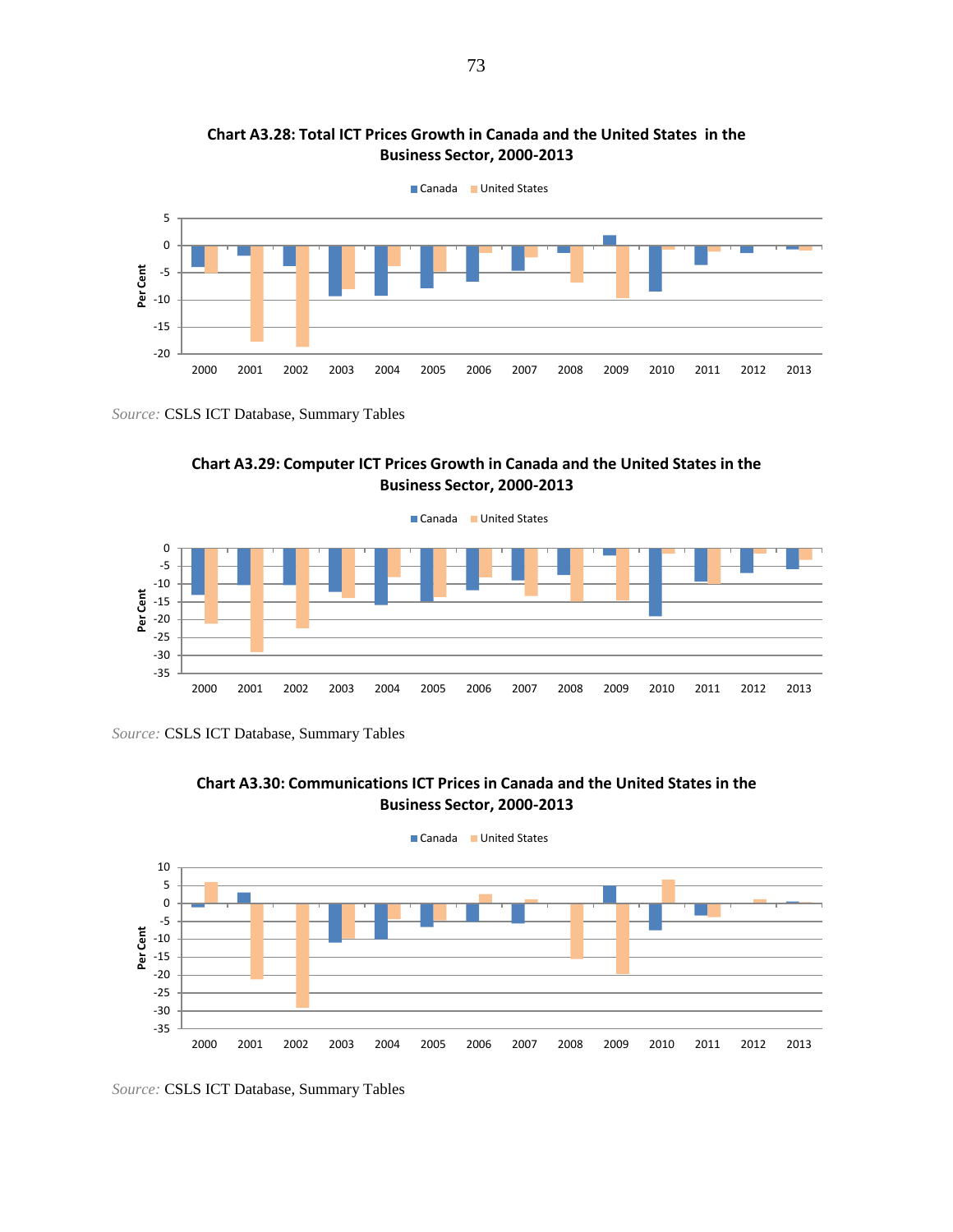**Chart A3.28: Total ICT Prices Growth in Canada and the United States in the Business Sector, 2000-2013**

*Source:* CSLS ICT Database, Summary Tables

**Chart A3.29: Computer ICT Prices Growth in Canada and the United States in the Business Sector, 2000-2013**

*Source:* CSLS ICT Database, Summary Tables

**Chart A3.30: Communications ICT Prices in Canada and the United States in the Business Sector, 2000-2013**

*Source:* CSLS ICT Database, Summary Tables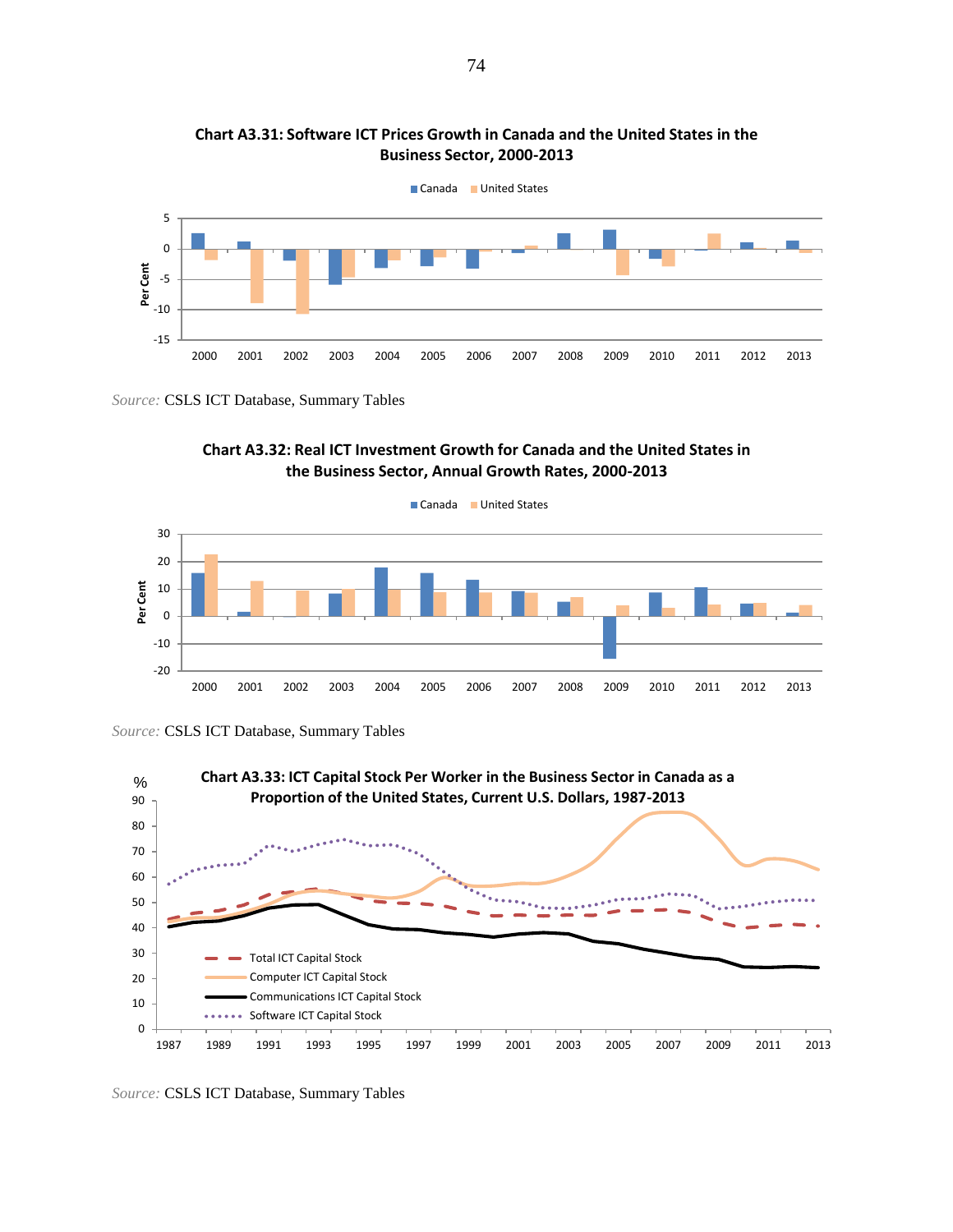**Chart A3.31: Software ICT Prices Growth in Canada and the United States in the Business Sector, 2000-2013**

Canada
United States

5
0
-5
-10
-15

Per Cent

2000 2001 2002 2003 2004 2005 2006 2007 2008 2009 2010 2011 2012 2013

*Source:* CSLS ICT Database, Summary Tables

**Chart A3.32: Real ICT Investment Growth for Canada and the United States in the Business Sector, Annual Growth Rates, 2000-2013**

Canada
United States

30
20
10
0
-10
-20

Per Cent

2000 2001 2002 2003 2004 2005 2006 2007 2008 2009 2010 2011 2012 2013

*Source:* CSLS ICT Database, Summary Tables

**Chart A3.33: ICT Capital Stock Per Worker in the Business Sector in Canada as a Proportion of the United States, Current U.S. Dollars, 1987-2013**

%

90
80
70
60
50
40
30
20
10
0

Total ICT Capital Stock
Computer ICT Capital Stock
Communications ICT Capital Stock
Software ICT Capital Stock

1987 1989 1991 1993 1995 1997 1999 2001 2003 2005 2007 2009 2011 2013

*Source:* CSLS ICT Database, Summary Tables